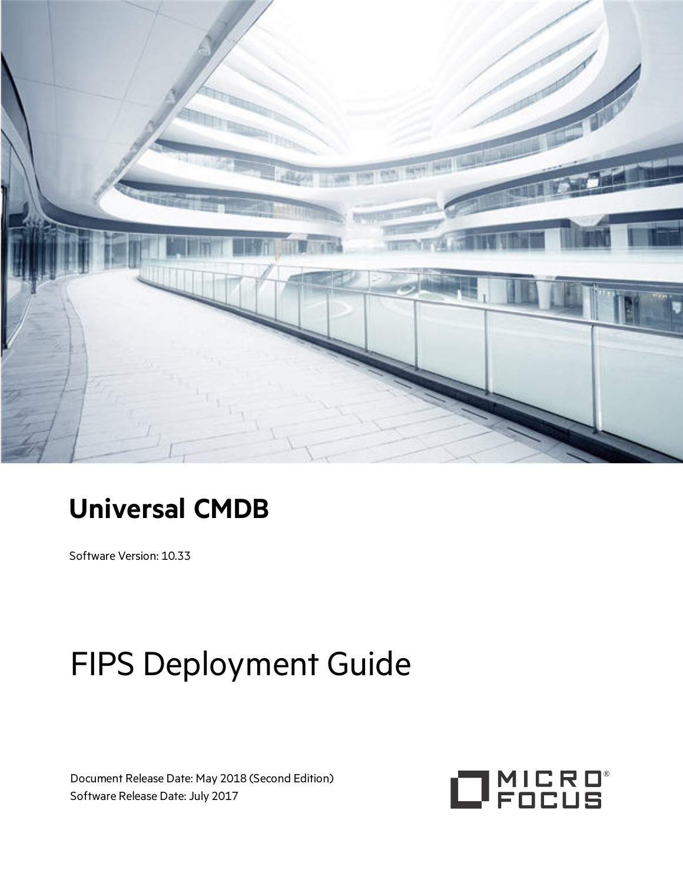# Universal CMDB

Software Version: 10.33

# FIPS Deployment Guide

Document Release Date: May 2018 (Second Edition)
Software Release Date: July 2017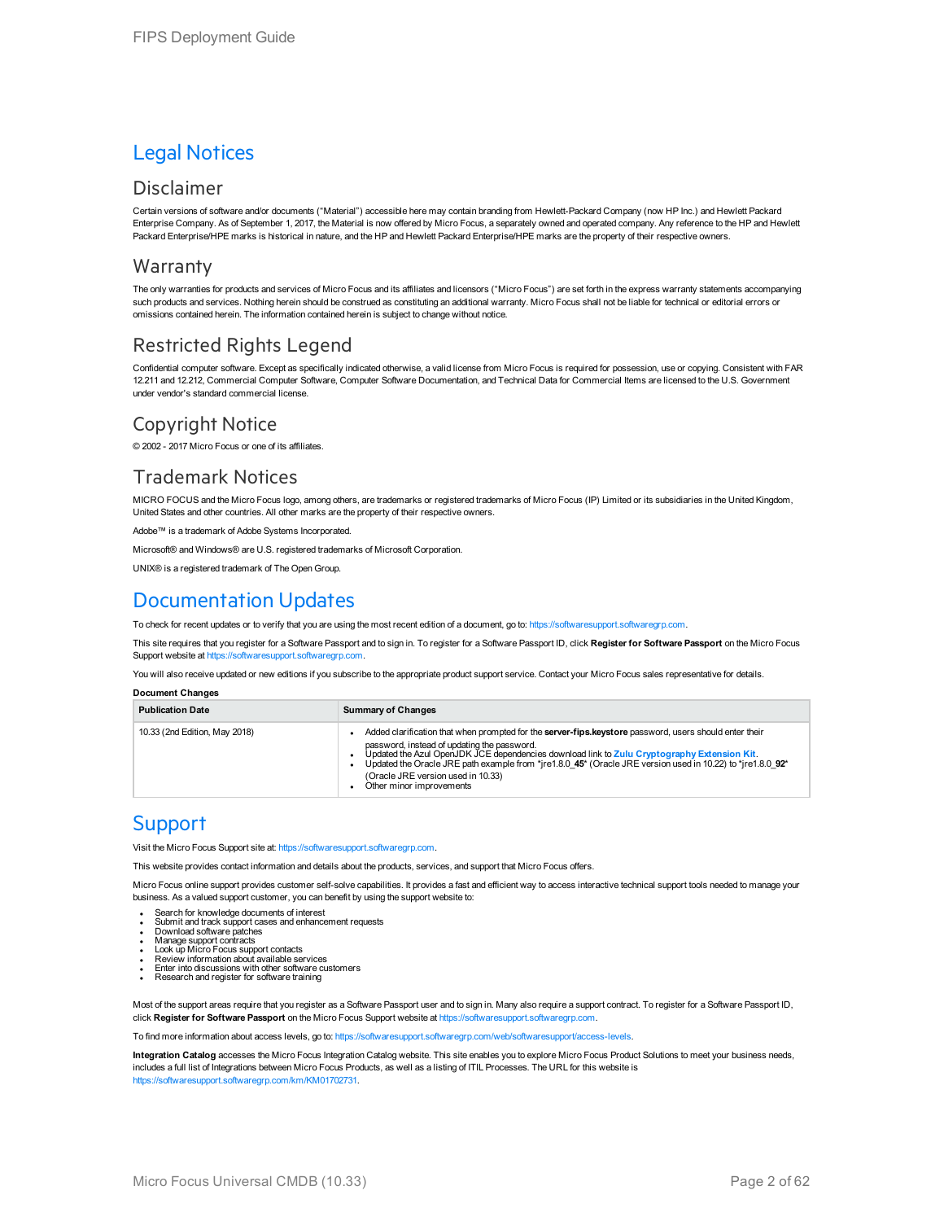# Legal Notices

## Disclaimer

Certain versions of software and/or documents ("Material") accessible here may contain branding from Hewlett-Packard Company (now HP Inc.) and Hewlett Packard Enterprise Company. As of September 1, 2017, the Material is now offered by Micro Focus, a separately owned and operated company. Any reference to the HP and Hewlett Packard Enterprise/HPE marks is historical in nature, and the HP and Hewlett Packard Enterprise/HPE marks are the property of their respective owners.

## Warranty

The only warranties for products and services of Micro Focus and its affiliates and licensors ("Micro Focus") are set forth in the express warranty statements accompanying such products and services. Nothing herein should be construed as constituting an additional warranty. Micro Focus shall not be liable for technical or editorial errors or omissions contained herein. The information contained herein is subject to change without notice.

## Restricted Rights Legend

Confidential computer software. Except as specifically indicated otherwise, a valid license from Micro Focus is required for possession, use or copying. Consistent with FAR 12.211 and 12.212, Commercial Computer Software, Computer Software Documentation, and Technical Data for Commercial Items are licensed to the U.S. Government under vendor's standard commercial license.

## Copyright Notice

© 2002 - 2017 Micro Focus or one of its affiliates.

## Trademark Notices

MICRO FOCUS and the Micro Focus logo, among others, are trademarks or registered trademarks of Micro Focus (IP) Limited or its subsidiaries in the United Kingdom, United States and other countries. All other marks are the property of their respective owners.

Adobe™ is a trademark of Adobe Systems Incorporated.

Microsoft® and Windows® are U.S. registered trademarks of Microsoft Corporation.

UNIX® is a registered trademark of The Open Group.

# Documentation Updates

To check for recent updates or to verify that you are using the most recent edition of a document, go to: https://softwaresupport.softwaregrp.com.

This site requires that you register for a Software Passport and to sign in. To register for a Software Passport ID, click **Register for Software Passport** on the Micro Focus Support website at https://softwaresupport.softwaregrp.com.

You will also receive updated or new editions if you subscribe to the appropriate product support service. Contact your Micro Focus sales representative for details.

**Document Changes**

| Publication Date | Summary of Changes |
|---|---|
| 10.33 (2nd Edition, May 2018) | • Added clarification that when prompted for the **server-fips.keystore** password, users should enter their password, instead of updating the password.<br>• Updated the Azul OpenJDK JCE dependencies download link to **Zulu Cryptography Extension Kit**.<br>• Updated the Oracle JRE path example from *jre1.8.0_**45*** (Oracle JRE version used in 10.22) to *jre1.8.0_**92*** (Oracle JRE version used in 10.33)<br>• Other minor improvements |

# Support

Visit the Micro Focus Support site at: https://softwaresupport.softwaregrp.com.

This website provides contact information and details about the products, services, and support that Micro Focus offers.

Micro Focus online support provides customer self-solve capabilities. It provides a fast and efficient way to access interactive technical support tools needed to manage your business. As a valued support customer, you can benefit by using the support website to:

- Search for knowledge documents of interest
- Submit and track support cases and enhancement requests
- Download software patches
- Manage support contracts
- Look up Micro Focus support contacts
- Review information about available services
- Enter into discussions with other software customers
- Research and register for software training

Most of the support areas require that you register as a Software Passport user and to sign in. Many also require a support contract. To register for a Software Passport ID, click **Register for Software Passport** on the Micro Focus Support website at https://softwaresupport.softwaregrp.com.

To find more information about access levels, go to: https://softwaresupport.softwaregrp.com/web/softwaresupport/access-levels.

**Integration Catalog** accesses the Micro Focus Integration Catalog website. This site enables you to explore Micro Focus Product Solutions to meet your business needs, includes a full list of Integrations between Micro Focus Products, as well as a listing of ITIL Processes. The URL for this website is https://softwaresupport.softwaregrp.com/km/KM01702731.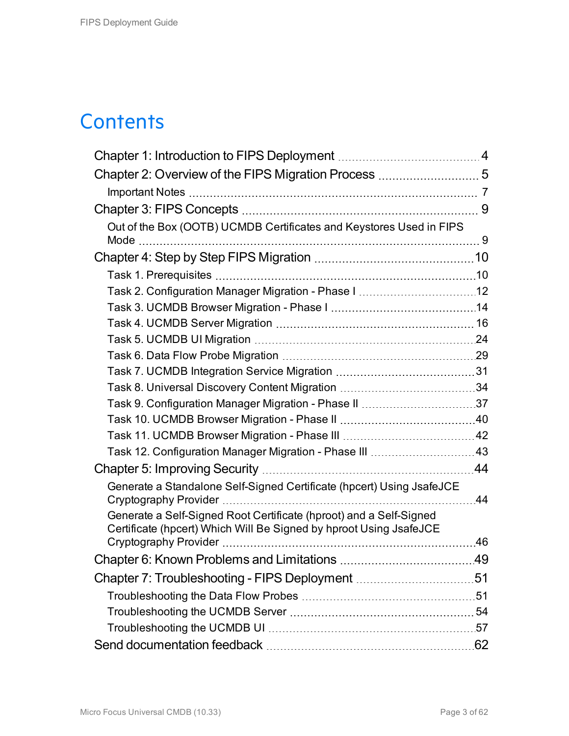# Contents

Chapter 1: Introduction to FIPS Deployment ... 4

Chapter 2: Overview of the FIPS Migration Process ... 5

- Important Notes ... 7

Chapter 3: FIPS Concepts ... 9

- Out of the Box (OOTB) UCMDB Certificates and Keystores Used in FIPS Mode ... 9

Chapter 4: Step by Step FIPS Migration ... 10

- Task 1. Prerequisites ... 10
- Task 2. Configuration Manager Migration - Phase I ... 12
- Task 3. UCMDB Browser Migration - Phase I ... 14
- Task 4. UCMDB Server Migration ... 16
- Task 5. UCMDB UI Migration ... 24
- Task 6. Data Flow Probe Migration ... 29
- Task 7. UCMDB Integration Service Migration ... 31
- Task 8. Universal Discovery Content Migration ... 34
- Task 9. Configuration Manager Migration - Phase II ... 37
- Task 10. UCMDB Browser Migration - Phase II ... 40
- Task 11. UCMDB Browser Migration - Phase III ... 42
- Task 12. Configuration Manager Migration - Phase III ... 43

Chapter 5: Improving Security ... 44

- Generate a Standalone Self-Signed Certificate (hpcert) Using JsafeJCE Cryptography Provider ... 44
- Generate a Self-Signed Root Certificate (hproot) and a Self-Signed Certificate (hpcert) Which Will Be Signed by hproot Using JsafeJCE Cryptography Provider ... 46

Chapter 6: Known Problems and Limitations ... 49

Chapter 7: Troubleshooting - FIPS Deployment ... 51

- Troubleshooting the Data Flow Probes ... 51
- Troubleshooting the UCMDB Server ... 54
- Troubleshooting the UCMDB UI ... 57

Send documentation feedback ... 62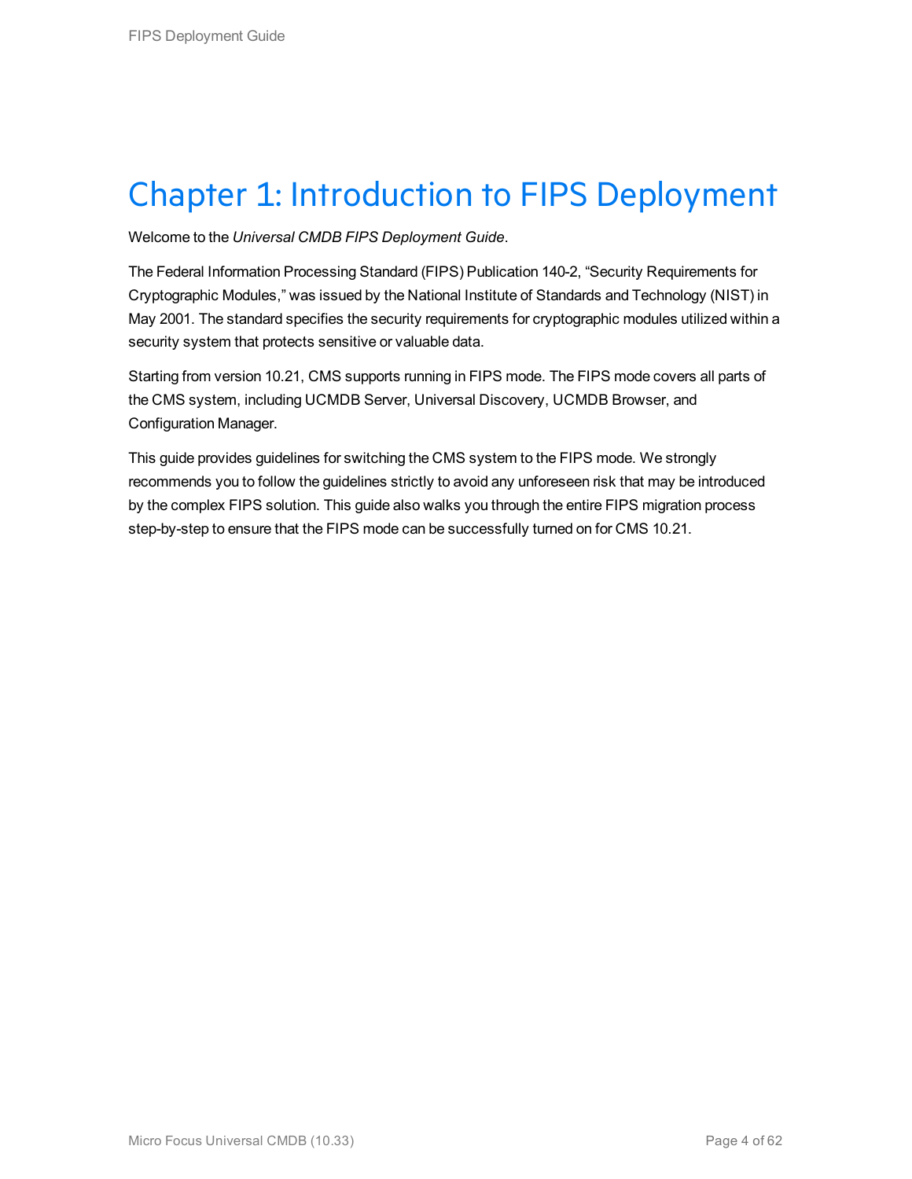# Chapter 1: Introduction to FIPS Deployment

Welcome to the *Universal CMDB FIPS Deployment Guide*.

The Federal Information Processing Standard (FIPS) Publication 140-2, “Security Requirements for Cryptographic Modules,” was issued by the National Institute of Standards and Technology (NIST) in May 2001. The standard specifies the security requirements for cryptographic modules utilized within a security system that protects sensitive or valuable data.

Starting from version 10.21, CMS supports running in FIPS mode. The FIPS mode covers all parts of the CMS system, including UCMDB Server, Universal Discovery, UCMDB Browser, and Configuration Manager.

This guide provides guidelines for switching the CMS system to the FIPS mode. We strongly recommends you to follow the guidelines strictly to avoid any unforeseen risk that may be introduced by the complex FIPS solution. This guide also walks you through the entire FIPS migration process step-by-step to ensure that the FIPS mode can be successfully turned on for CMS 10.21.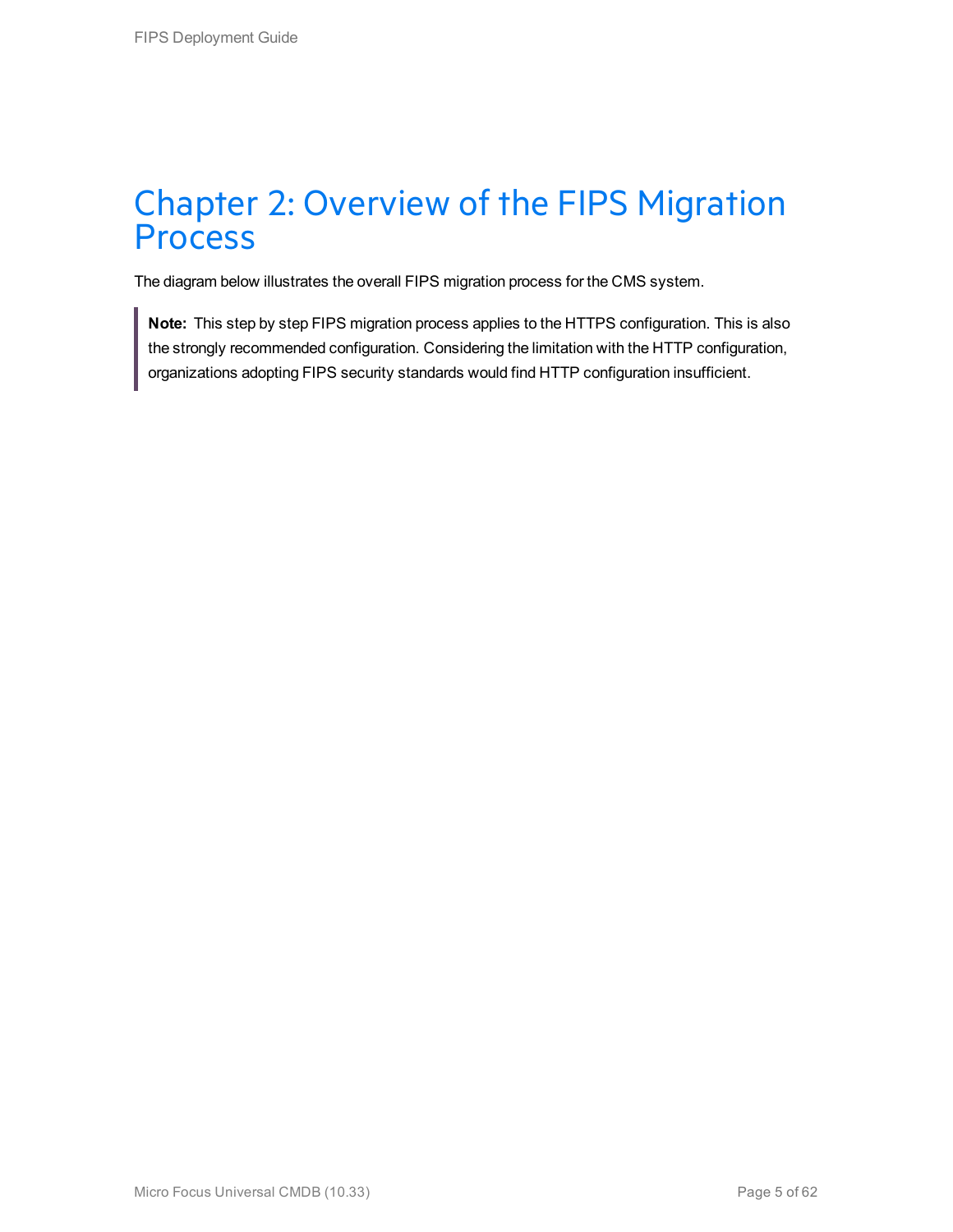# Chapter 2: Overview of the FIPS Migration Process

The diagram below illustrates the overall FIPS migration process for the CMS system.

> **Note:** This step by step FIPS migration process applies to the HTTPS configuration. This is also the strongly recommended configuration. Considering the limitation with the HTTP configuration, organizations adopting FIPS security standards would find HTTP configuration insufficient.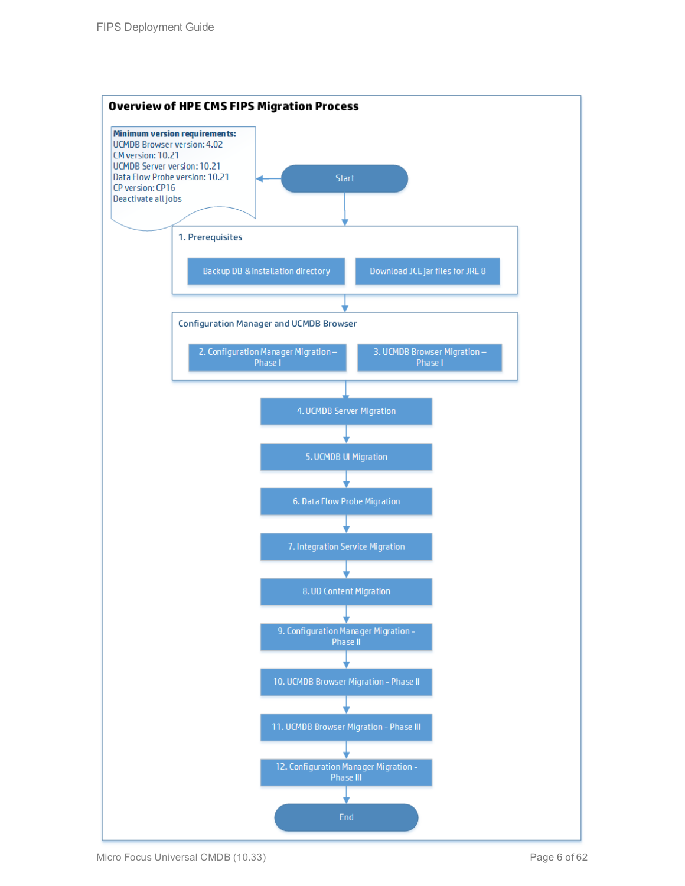## Overview of HPE CMS FIPS Migration Process

**Minimum version requirements:**
UCMDB Browser version: 4.02
CM version: 10.21
UCMDB Server version: 10.21
Data Flow Probe version: 10.21
CP version: CP16
Deactivate all jobs

Start

1. Prerequisites
   - Backup DB & installation directory
   - Download JCE jar files for JRE 8

Configuration Manager and UCMDB Browser
   - 2. Configuration Manager Migration – Phase I
   - 3. UCMDB Browser Migration – Phase I

4. UCMDB Server Migration

5. UCMDB UI Migration

6. Data Flow Probe Migration

7. Integration Service Migration

8. UD Content Migration

9. Configuration Manager Migration - Phase II

10. UCMDB Browser Migration - Phase II

11. UCMDB Browser Migration - Phase III

12. Configuration Manager Migration - Phase III

End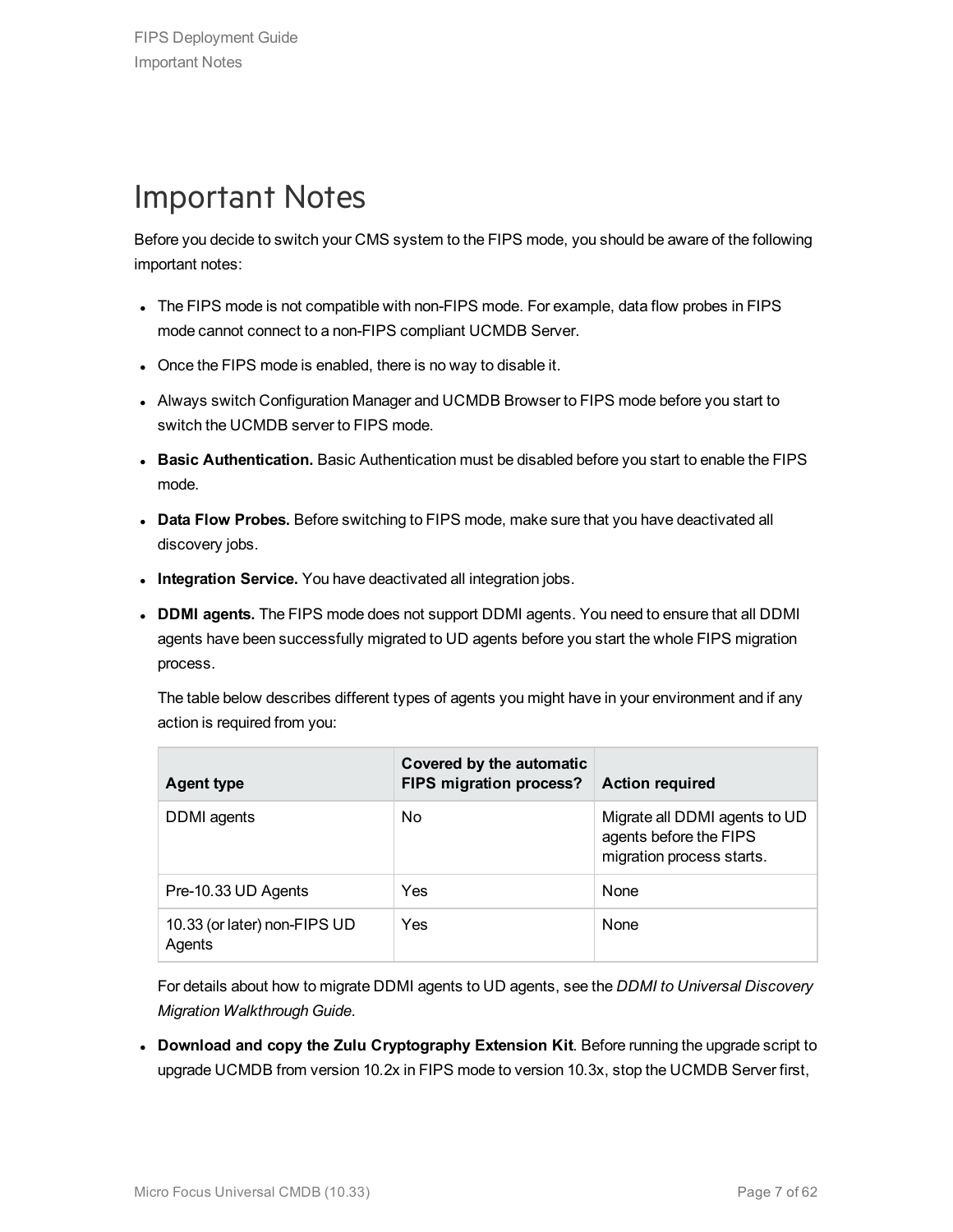# Important Notes

Before you decide to switch your CMS system to the FIPS mode, you should be aware of the following important notes:

- The FIPS mode is not compatible with non-FIPS mode. For example, data flow probes in FIPS mode cannot connect to a non-FIPS compliant UCMDB Server.
- Once the FIPS mode is enabled, there is no way to disable it.
- Always switch Configuration Manager and UCMDB Browser to FIPS mode before you start to switch the UCMDB server to FIPS mode.
- **Basic Authentication.** Basic Authentication must be disabled before you start to enable the FIPS mode.
- **Data Flow Probes.** Before switching to FIPS mode, make sure that you have deactivated all discovery jobs.
- **Integration Service.** You have deactivated all integration jobs.
- **DDMI agents.** The FIPS mode does not support DDMI agents. You need to ensure that all DDMI agents have been successfully migrated to UD agents before you start the whole FIPS migration process.

  The table below describes different types of agents you might have in your environment and if any action is required from you:

  | Agent type | Covered by the automatic FIPS migration process? | Action required |
  | --- | --- | --- |
  | DDMI agents | No | Migrate all DDMI agents to UD agents before the FIPS migration process starts. |
  | Pre-10.33 UD Agents | Yes | None |
  | 10.33 (or later) non-FIPS UD Agents | Yes | None |

  For details about how to migrate DDMI agents to UD agents, see the *DDMI to Universal Discovery Migration Walkthrough Guide*.

- **Download and copy the Zulu Cryptography Extension Kit**. Before running the upgrade script to upgrade UCMDB from version 10.2x in FIPS mode to version 10.3x, stop the UCMDB Server first,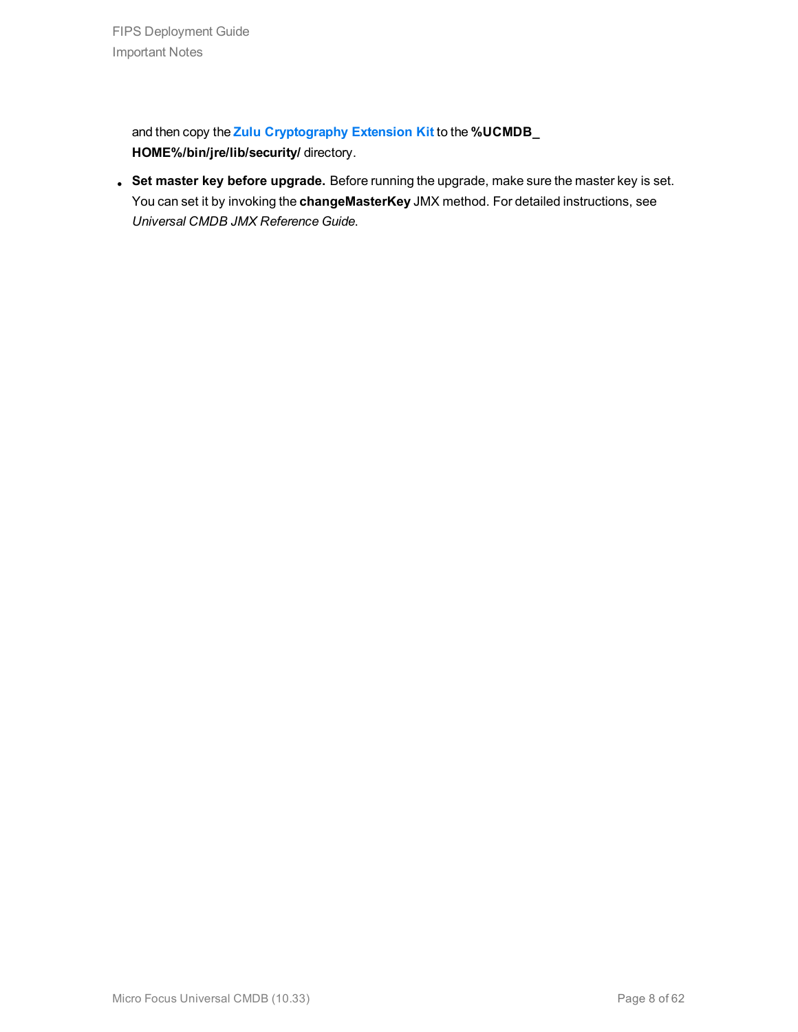and then copy the **Zulu Cryptography Extension Kit** to the **%UCMDB_HOME%/bin/jre/lib/security/** directory.

- **Set master key before upgrade.** Before running the upgrade, make sure the master key is set. You can set it by invoking the **changeMasterKey** JMX method. For detailed instructions, see *Universal CMDB JMX Reference Guide*.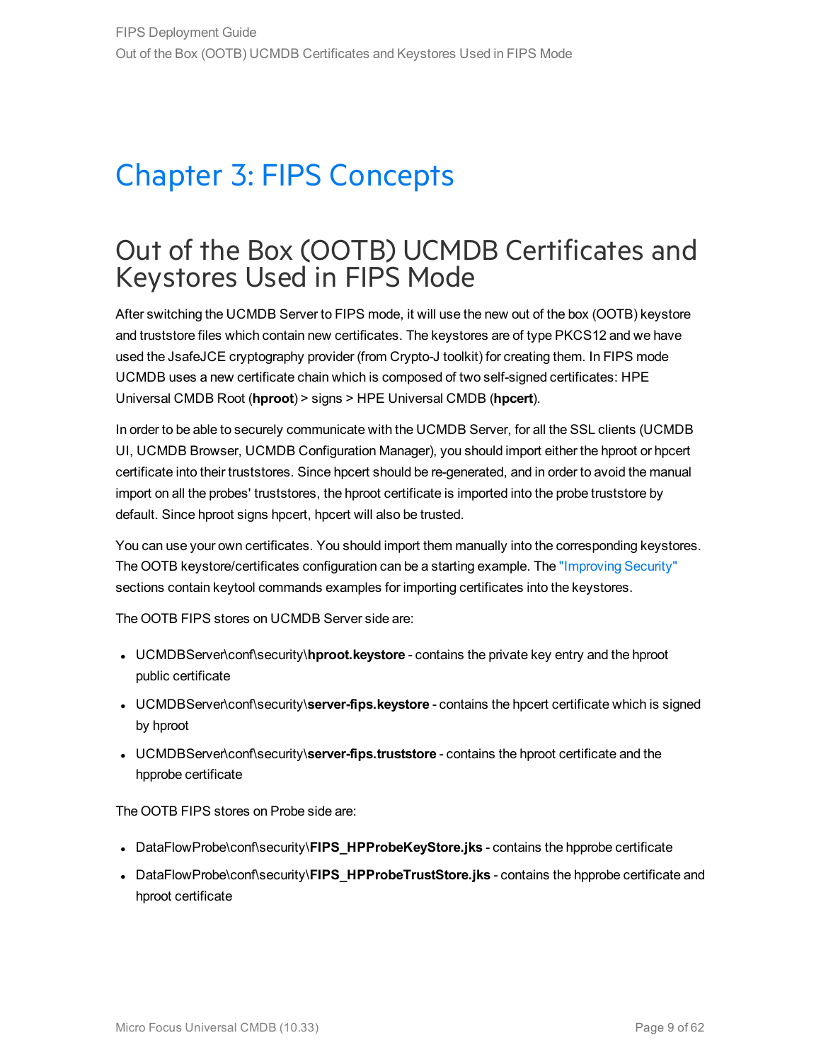# Chapter 3: FIPS Concepts

## Out of the Box (OOTB) UCMDB Certificates and Keystores Used in FIPS Mode

After switching the UCMDB Server to FIPS mode, it will use the new out of the box (OOTB) keystore and truststore files which contain new certificates. The keystores are of type PKCS12 and we have used the JsafeJCE cryptography provider (from Crypto-J toolkit) for creating them. In FIPS mode UCMDB uses a new certificate chain which is composed of two self-signed certificates: HPE Universal CMDB Root (**hproot**) > signs > HPE Universal CMDB (**hpcert**).

In order to be able to securely communicate with the UCMDB Server, for all the SSL clients (UCMDB UI, UCMDB Browser, UCMDB Configuration Manager), you should import either the hproot or hpcert certificate into their truststores. Since hpcert should be re-generated, and in order to avoid the manual import on all the probes' truststores, the hproot certificate is imported into the probe truststore by default. Since hproot signs hpcert, hpcert will also be trusted.

You can use your own certificates. You should import them manually into the corresponding keystores. The OOTB keystore/certificates configuration can be a starting example. The "Improving Security" sections contain keytool commands examples for importing certificates into the keystores.

The OOTB FIPS stores on UCMDB Server side are:

- UCMDBServer\conf\security\**hproot.keystore** - contains the private key entry and the hproot public certificate
- UCMDBServer\conf\security\**server-fips.keystore** - contains the hpcert certificate which is signed by hproot
- UCMDBServer\conf\security\**server-fips.truststore** - contains the hproot certificate and the hpprobe certificate

The OOTB FIPS stores on Probe side are:

- DataFlowProbe\conf\security\**FIPS_HPProbeKeyStore.jks** - contains the hpprobe certificate
- DataFlowProbe\conf\security\**FIPS_HPProbeTrustStore.jks** - contains the hpprobe certificate and hproot certificate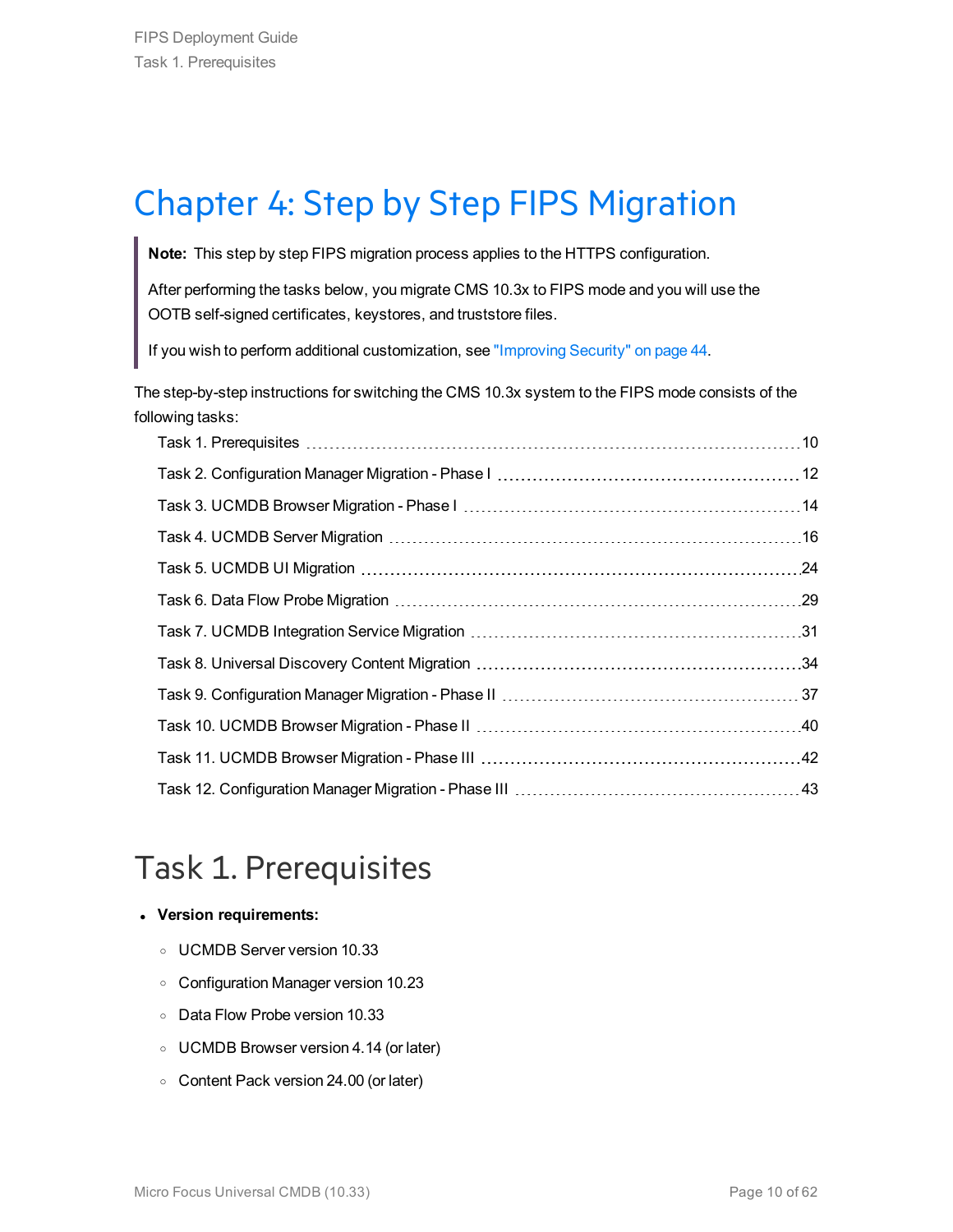# Chapter 4: Step by Step FIPS Migration

> **Note:** This step by step FIPS migration process applies to the HTTPS configuration.
>
> After performing the tasks below, you migrate CMS 10.3x to FIPS mode and you will use the OOTB self-signed certificates, keystores, and truststore files.
>
> If you wish to perform additional customization, see "Improving Security" on page 44.

The step-by-step instructions for switching the CMS 10.3x system to the FIPS mode consists of the following tasks:

- Task 1. Prerequisites ..... 10
- Task 2. Configuration Manager Migration - Phase I ..... 12
- Task 3. UCMDB Browser Migration - Phase I ..... 14
- Task 4. UCMDB Server Migration ..... 16
- Task 5. UCMDB UI Migration ..... 24
- Task 6. Data Flow Probe Migration ..... 29
- Task 7. UCMDB Integration Service Migration ..... 31
- Task 8. Universal Discovery Content Migration ..... 34
- Task 9. Configuration Manager Migration - Phase II ..... 37
- Task 10. UCMDB Browser Migration - Phase II ..... 40
- Task 11. UCMDB Browser Migration - Phase III ..... 42
- Task 12. Configuration Manager Migration - Phase III ..... 43

## Task 1. Prerequisites

- **Version requirements:**
  - UCMDB Server version 10.33
  - Configuration Manager version 10.23
  - Data Flow Probe version 10.33
  - UCMDB Browser version 4.14 (or later)
  - Content Pack version 24.00 (or later)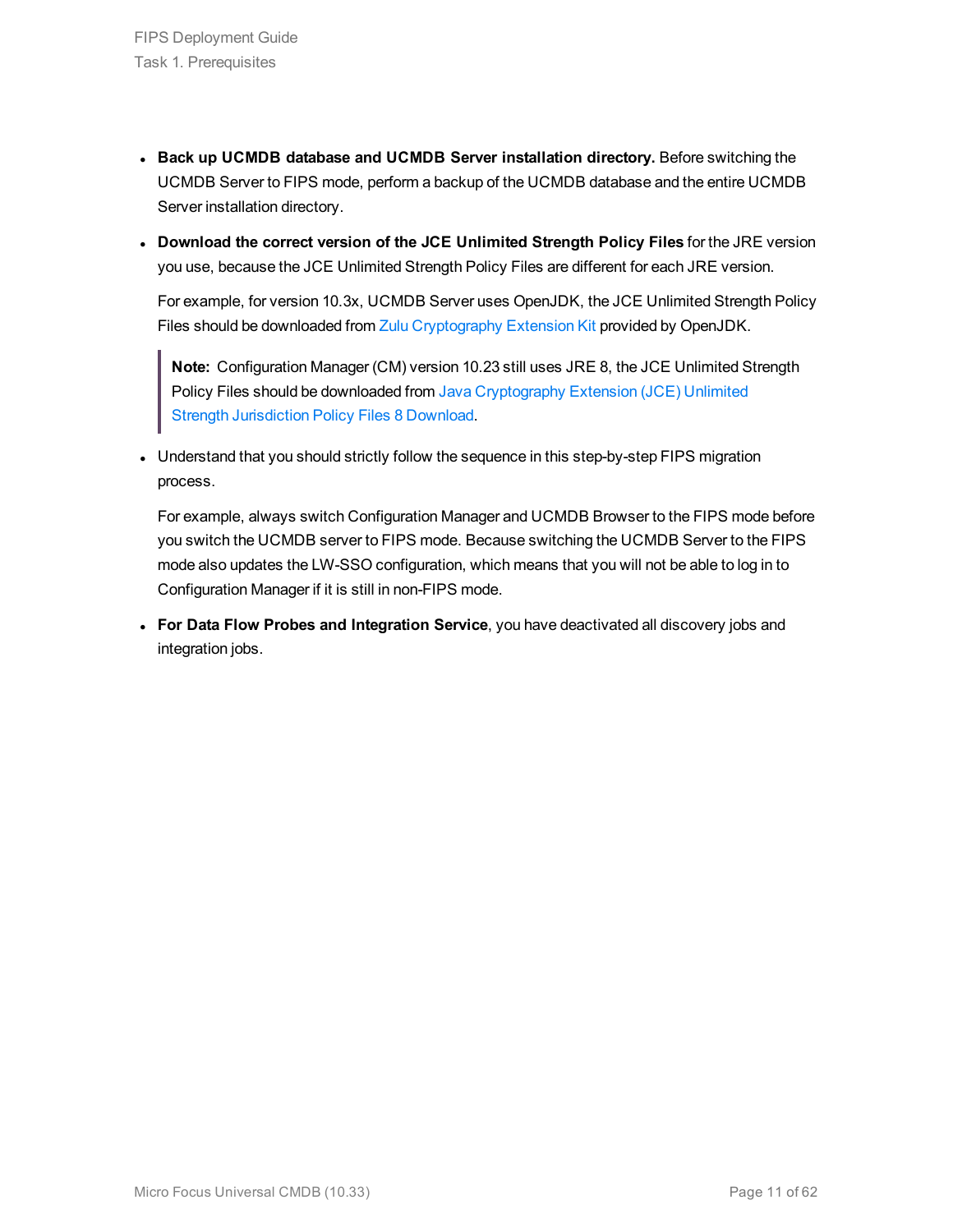- **Back up UCMDB database and UCMDB Server installation directory.** Before switching the UCMDB Server to FIPS mode, perform a backup of the UCMDB database and the entire UCMDB Server installation directory.

- **Download the correct version of the JCE Unlimited Strength Policy Files** for the JRE version you use, because the JCE Unlimited Strength Policy Files are different for each JRE version.

  For example, for version 10.3x, UCMDB Server uses OpenJDK, the JCE Unlimited Strength Policy Files should be downloaded from Zulu Cryptography Extension Kit provided by OpenJDK.

  > **Note:** Configuration Manager (CM) version 10.23 still uses JRE 8, the JCE Unlimited Strength Policy Files should be downloaded from Java Cryptography Extension (JCE) Unlimited Strength Jurisdiction Policy Files 8 Download.

- Understand that you should strictly follow the sequence in this step-by-step FIPS migration process.

  For example, always switch Configuration Manager and UCMDB Browser to the FIPS mode before you switch the UCMDB server to FIPS mode. Because switching the UCMDB Server to the FIPS mode also updates the LW-SSO configuration, which means that you will not be able to log in to Configuration Manager if it is still in non-FIPS mode.

- **For Data Flow Probes and Integration Service**, you have deactivated all discovery jobs and integration jobs.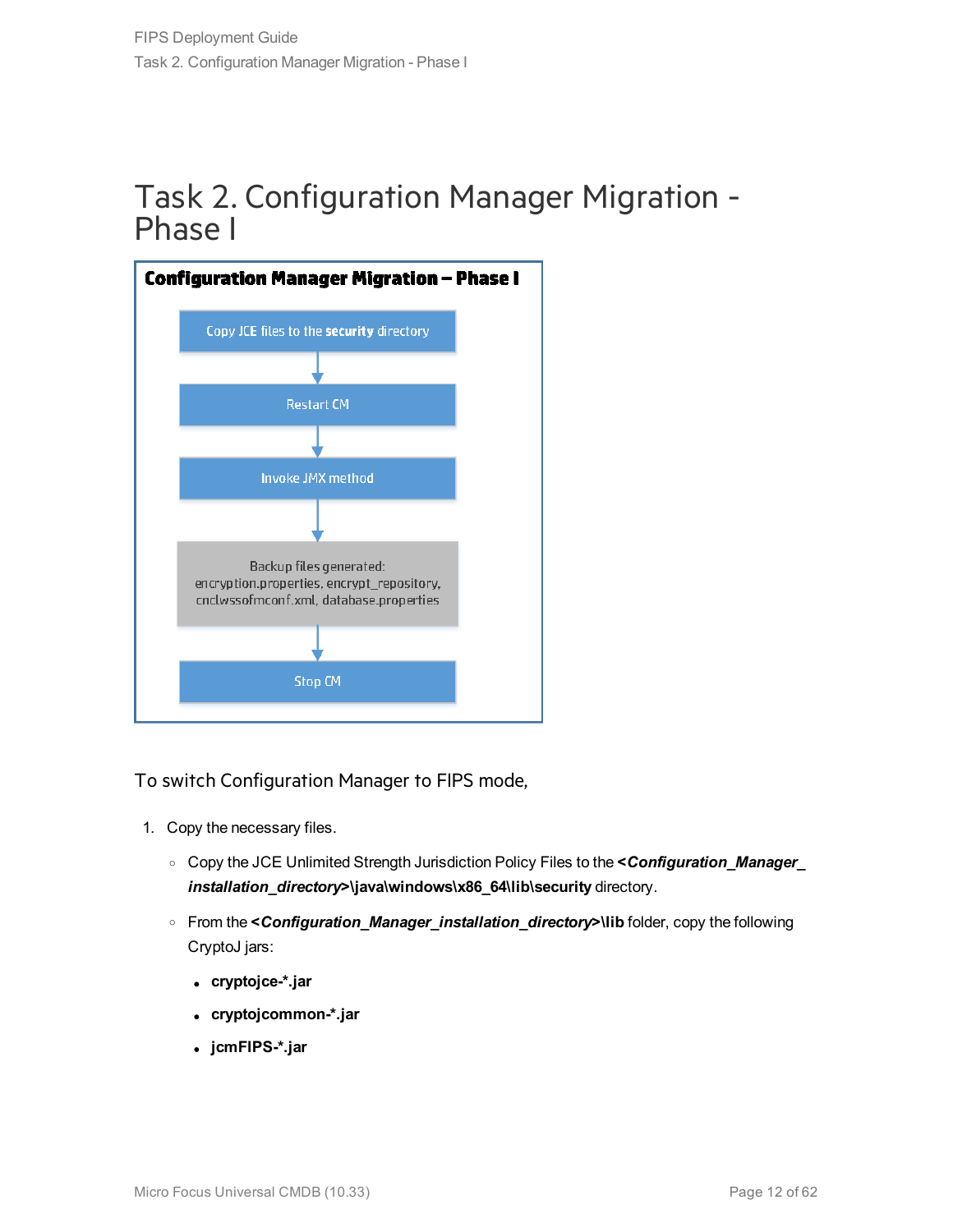# Task 2. Configuration Manager Migration - Phase I

**Configuration Manager Migration – Phase I**

Copy JCE files to the **security** directory

Restart CM

Invoke JMX method

Backup files generated: encryption.properties, encrypt_repository, cnclwssofmconf.xml, database.properties

Stop CM

To switch Configuration Manager to FIPS mode,

1. Copy the necessary files.
   - Copy the JCE Unlimited Strength Jurisdiction Policy Files to the ***<Configuration_Manager_installation_directory>*****\java\windows\x86_64\lib\security** directory.
   - From the ***<Configuration_Manager_installation_directory>*****\lib** folder, copy the following CryptoJ jars:
     - **cryptojce-*.jar**
     - **cryptojcommon-*.jar**
     - **jcmFIPS-*.jar**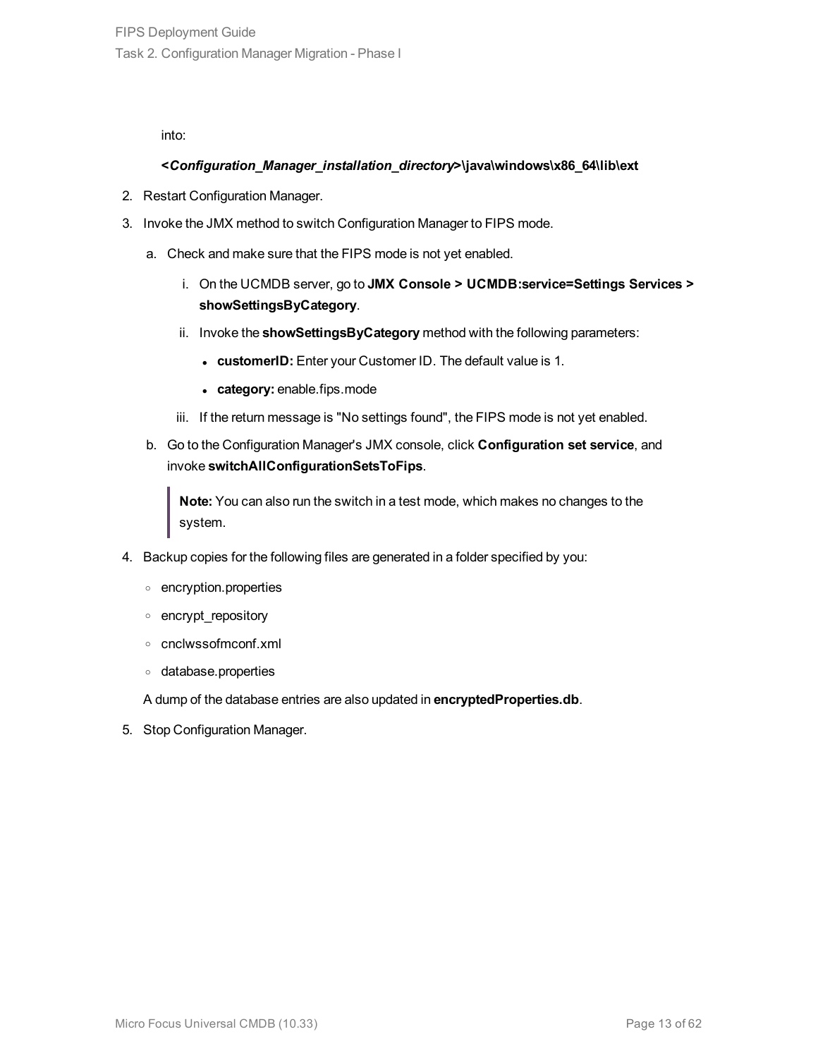into:

**<*Configuration_Manager_installation_directory*>\java\windows\x86_64\lib\ext**

2. Restart Configuration Manager.
3. Invoke the JMX method to switch Configuration Manager to FIPS mode.
   a. Check and make sure that the FIPS mode is not yet enabled.
      i. On the UCMDB server, go to **JMX Console > UCMDB:service=Settings Services > showSettingsByCategory**.
      ii. Invoke the **showSettingsByCategory** method with the following parameters:
         - **customerID:** Enter your Customer ID. The default value is 1.
         - **category:** enable.fips.mode
      iii. If the return message is "No settings found", the FIPS mode is not yet enabled.
   b. Go to the Configuration Manager's JMX console, click **Configuration set service**, and invoke **switchAllConfigurationSetsToFips**.

      > **Note:** You can also run the switch in a test mode, which makes no changes to the system.

4. Backup copies for the following files are generated in a folder specified by you:
   - encryption.properties
   - encrypt_repository
   - cnclwssofmconf.xml
   - database.properties

   A dump of the database entries are also updated in **encryptedProperties.db**.

5. Stop Configuration Manager.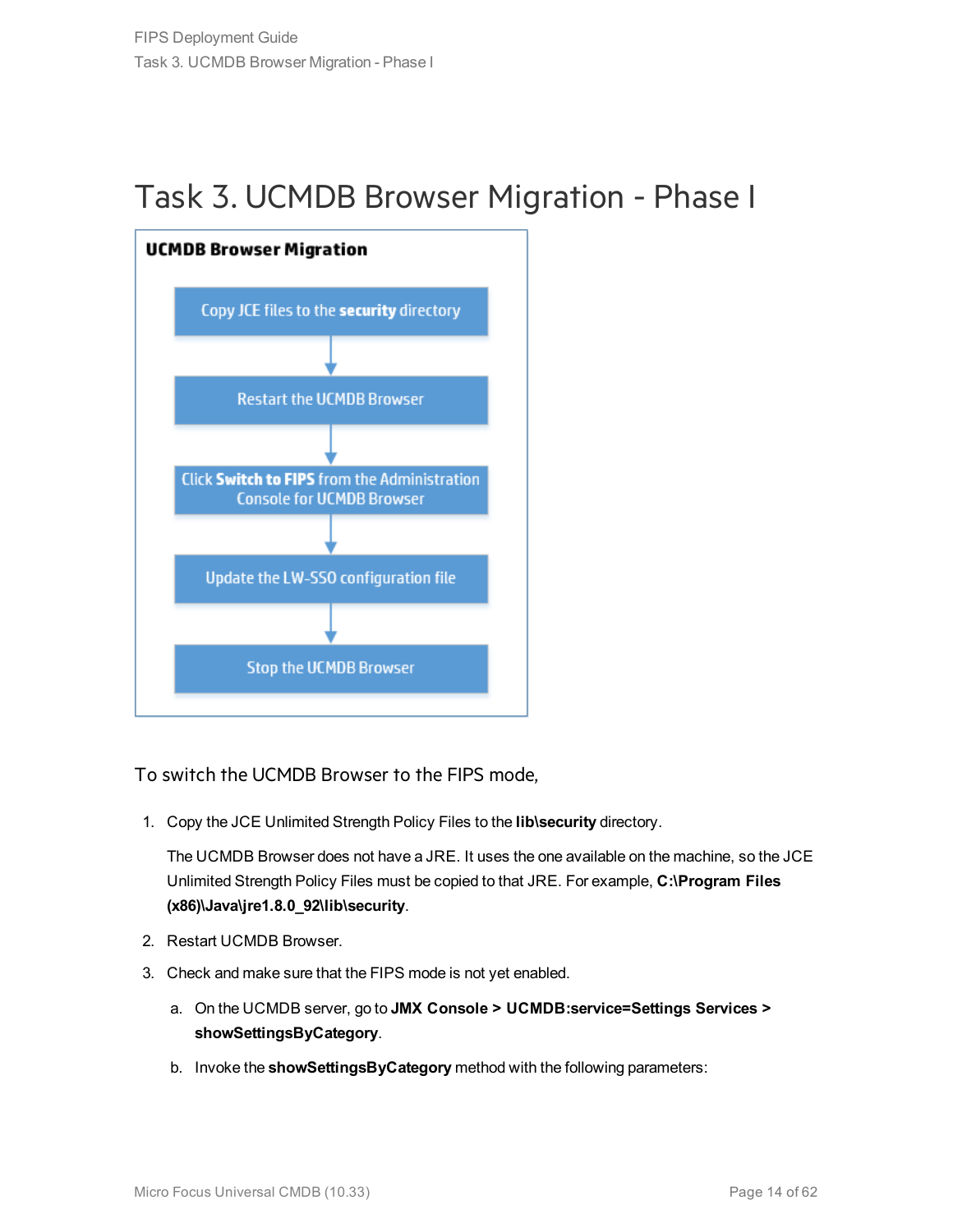# Task 3. UCMDB Browser Migration - Phase I

**UCMDB Browser Migration**

Copy JCE files to the **security** directory

↓

Restart the UCMDB Browser

↓

Click **Switch to FIPS** from the Administration Console for UCMDB Browser

↓

Update the LW-SSO configuration file

↓

Stop the UCMDB Browser

To switch the UCMDB Browser to the FIPS mode,

1. Copy the JCE Unlimited Strength Policy Files to the **lib\security** directory.

   The UCMDB Browser does not have a JRE. It uses the one available on the machine, so the JCE Unlimited Strength Policy Files must be copied to that JRE. For example, **C:\Program Files (x86)\Java\jre1.8.0_92\lib\security**.

2. Restart UCMDB Browser.

3. Check and make sure that the FIPS mode is not yet enabled.

   a. On the UCMDB server, go to **JMX Console > UCMDB:service=Settings Services > showSettingsByCategory**.

   b. Invoke the **showSettingsByCategory** method with the following parameters: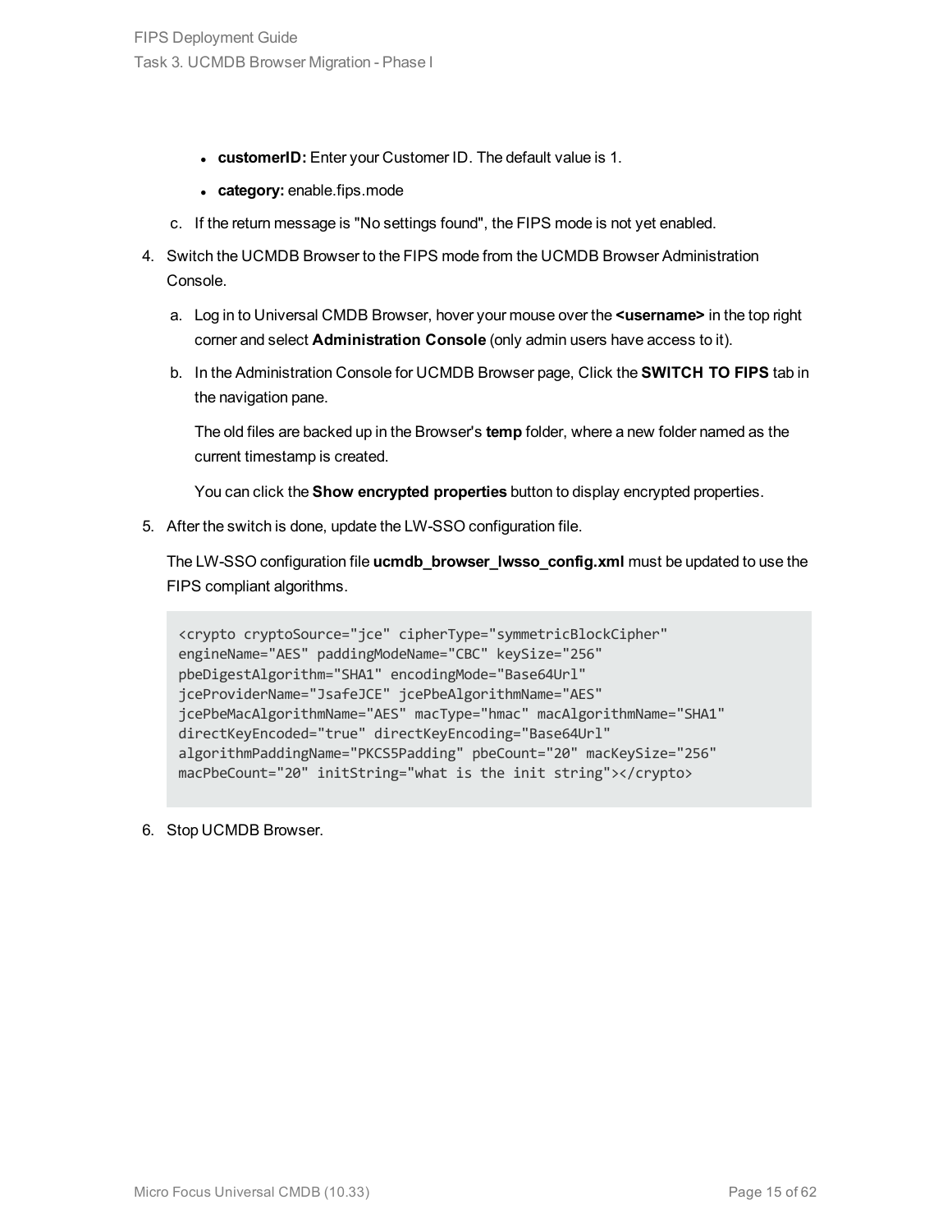- **customerID:** Enter your Customer ID. The default value is 1.
- **category:** enable.fips.mode

c. If the return message is "No settings found", the FIPS mode is not yet enabled.

4. Switch the UCMDB Browser to the FIPS mode from the UCMDB Browser Administration Console.

   a. Log in to Universal CMDB Browser, hover your mouse over the **<username>** in the top right corner and select **Administration Console** (only admin users have access to it).

   b. In the Administration Console for UCMDB Browser page, Click the **SWITCH TO FIPS** tab in the navigation pane.

      The old files are backed up in the Browser's **temp** folder, where a new folder named as the current timestamp is created.

      You can click the **Show encrypted properties** button to display encrypted properties.

5. After the switch is done, update the LW-SSO configuration file.

   The LW-SSO configuration file **ucmdb_browser_lwsso_config.xml** must be updated to use the FIPS compliant algorithms.

```
<crypto cryptoSource="jce" cipherType="symmetricBlockCipher"
engineName="AES" paddingModeName="CBC" keySize="256"
pbeDigestAlgorithm="SHA1" encodingMode="Base64Url"
jceProviderName="JsafeJCE" jcePbeAlgorithmName="AES"
jcePbeMacAlgorithmName="AES" macType="hmac" macAlgorithmName="SHA1"
directKeyEncoded="true" directKeyEncoding="Base64Url"
algorithmPaddingName="PKCS5Padding" pbeCount="20" macKeySize="256"
macPbeCount="20" initString="what is the init string"></crypto>
```

6. Stop UCMDB Browser.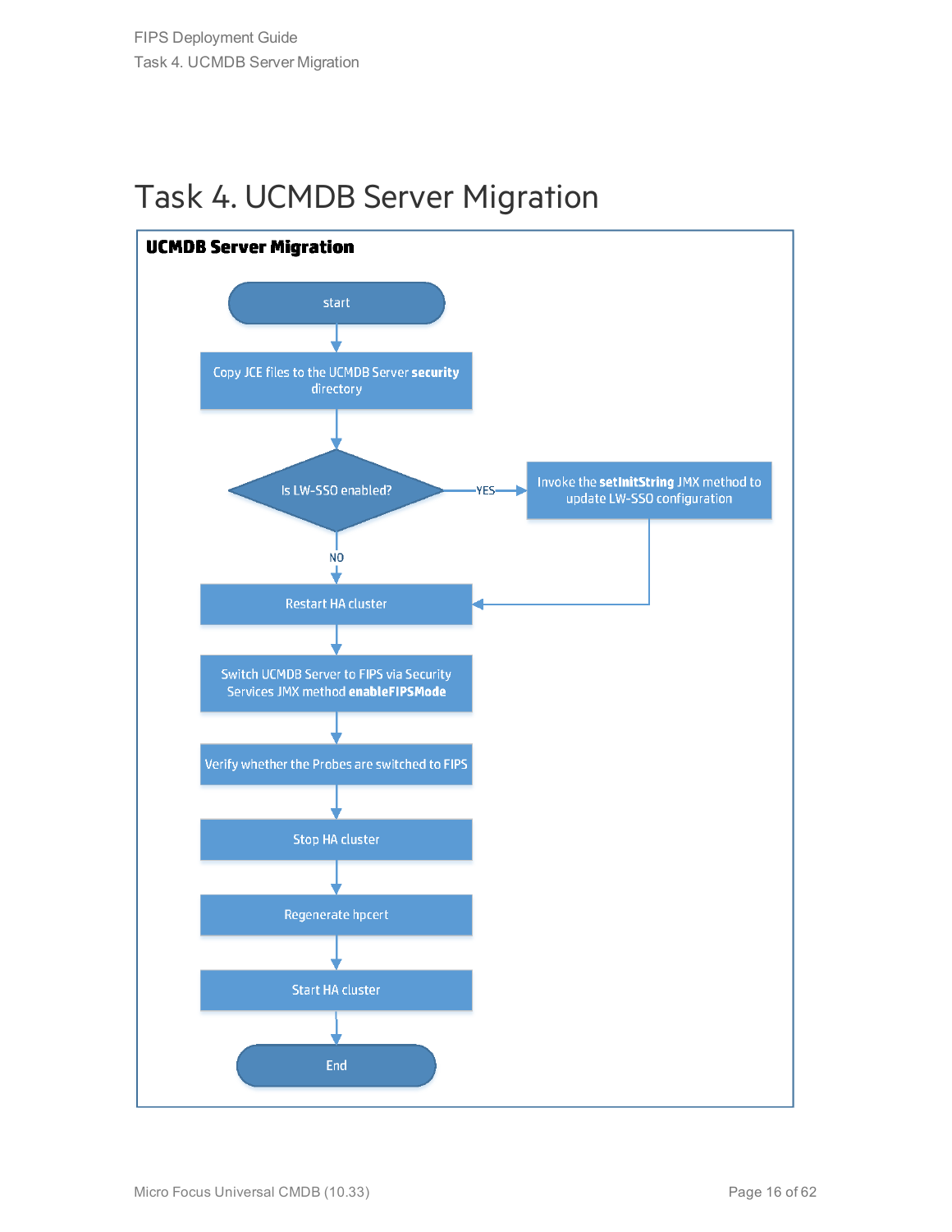# Task 4. UCMDB Server Migration

**UCMDB Server Migration**

start

Copy JCE files to the UCMDB Server **security** directory

Is LW-SSO enabled?

YES

Invoke the **setInitString** JMX method to update LW-SSO configuration

NO

Restart HA cluster

Switch UCMDB Server to FIPS via Security Services JMX method **enableFIPSMode**

Verify whether the Probes are switched to FIPS

Stop HA cluster

Regenerate hpcert

Start HA cluster

End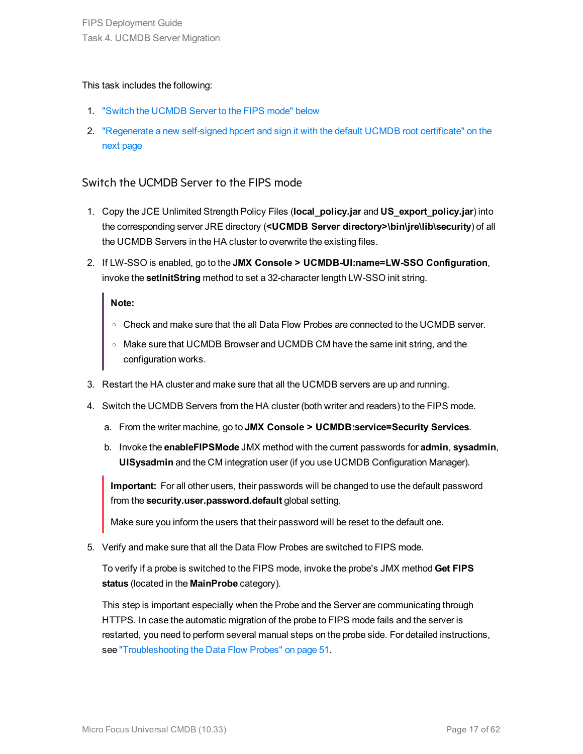This task includes the following:

1. "Switch the UCMDB Server to the FIPS mode" below
2. "Regenerate a new self-signed hpcert and sign it with the default UCMDB root certificate" on the next page

## Switch the UCMDB Server to the FIPS mode

1. Copy the JCE Unlimited Strength Policy Files (**local_policy.jar** and **US_export_policy.jar**) into the corresponding server JRE directory (**<UCMDB Server directory>\bin\jre\lib\security**) of all the UCMDB Servers in the HA cluster to overwrite the existing files.
2. If LW-SSO is enabled, go to the **JMX Console > UCMDB-UI:name=LW-SSO Configuration**, invoke the **setInitString** method to set a 32-character length LW-SSO init string.

   > **Note:**
   >
   > - Check and make sure that the all Data Flow Probes are connected to the UCMDB server.
   > - Make sure that UCMDB Browser and UCMDB CM have the same init string, and the configuration works.

3. Restart the HA cluster and make sure that all the UCMDB servers are up and running.
4. Switch the UCMDB Servers from the HA cluster (both writer and readers) to the FIPS mode.
   a. From the writer machine, go to **JMX Console > UCMDB:service=Security Services**.
   b. Invoke the **enableFIPSMode** JMX method with the current passwords for **admin**, **sysadmin**, **UISysadmin** and the CM integration user (if you use UCMDB Configuration Manager).

   > **Important:** For all other users, their passwords will be changed to use the default password from the **security.user.password.default** global setting.
   >
   > Make sure you inform the users that their password will be reset to the default one.

5. Verify and make sure that all the Data Flow Probes are switched to FIPS mode.

   To verify if a probe is switched to the FIPS mode, invoke the probe's JMX method **Get FIPS status** (located in the **MainProbe** category).

   This step is important especially when the Probe and the Server are communicating through HTTPS. In case the automatic migration of the probe to FIPS mode fails and the server is restarted, you need to perform several manual steps on the probe side. For detailed instructions, see "Troubleshooting the Data Flow Probes" on page 51.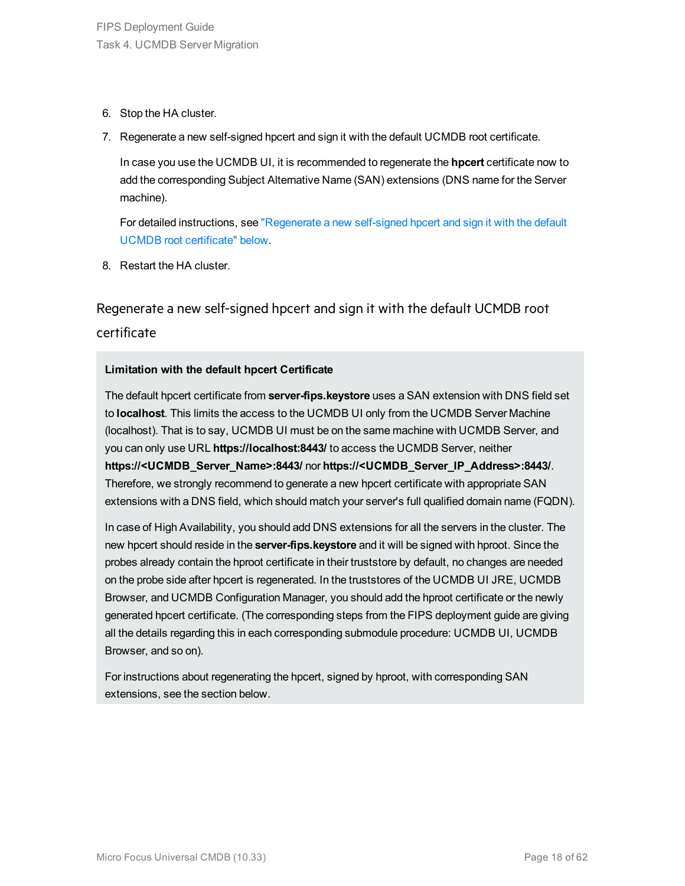6. Stop the HA cluster.
7. Regenerate a new self-signed hpcert and sign it with the default UCMDB root certificate.

   In case you use the UCMDB UI, it is recommended to regenerate the **hpcert** certificate now to add the corresponding Subject Alternative Name (SAN) extensions (DNS name for the Server machine).

   For detailed instructions, see "Regenerate a new self-signed hpcert and sign it with the default UCMDB root certificate" below.
8. Restart the HA cluster.

## Regenerate a new self-signed hpcert and sign it with the default UCMDB root certificate

**Limitation with the default hpcert Certificate**

The default hpcert certificate from **server-fips.keystore** uses a SAN extension with DNS field set to **localhost**. This limits the access to the UCMDB UI only from the UCMDB Server Machine (localhost). That is to say, UCMDB UI must be on the same machine with UCMDB Server, and you can only use URL **https://localhost:8443/** to access the UCMDB Server, neither **https://<UCMDB_Server_Name>:8443/** nor **https://<UCMDB_Server_IP_Address>:8443/**. Therefore, we strongly recommend to generate a new hpcert certificate with appropriate SAN extensions with a DNS field, which should match your server's full qualified domain name (FQDN).

In case of High Availability, you should add DNS extensions for all the servers in the cluster. The new hpcert should reside in the **server-fips.keystore** and it will be signed with hproot. Since the probes already contain the hproot certificate in their truststore by default, no changes are needed on the probe side after hpcert is regenerated. In the truststores of the UCMDB UI JRE, UCMDB Browser, and UCMDB Configuration Manager, you should add the hproot certificate or the newly generated hpcert certificate. (The corresponding steps from the FIPS deployment guide are giving all the details regarding this in each corresponding submodule procedure: UCMDB UI, UCMDB Browser, and so on).

For instructions about regenerating the hpcert, signed by hproot, with corresponding SAN extensions, see the section below.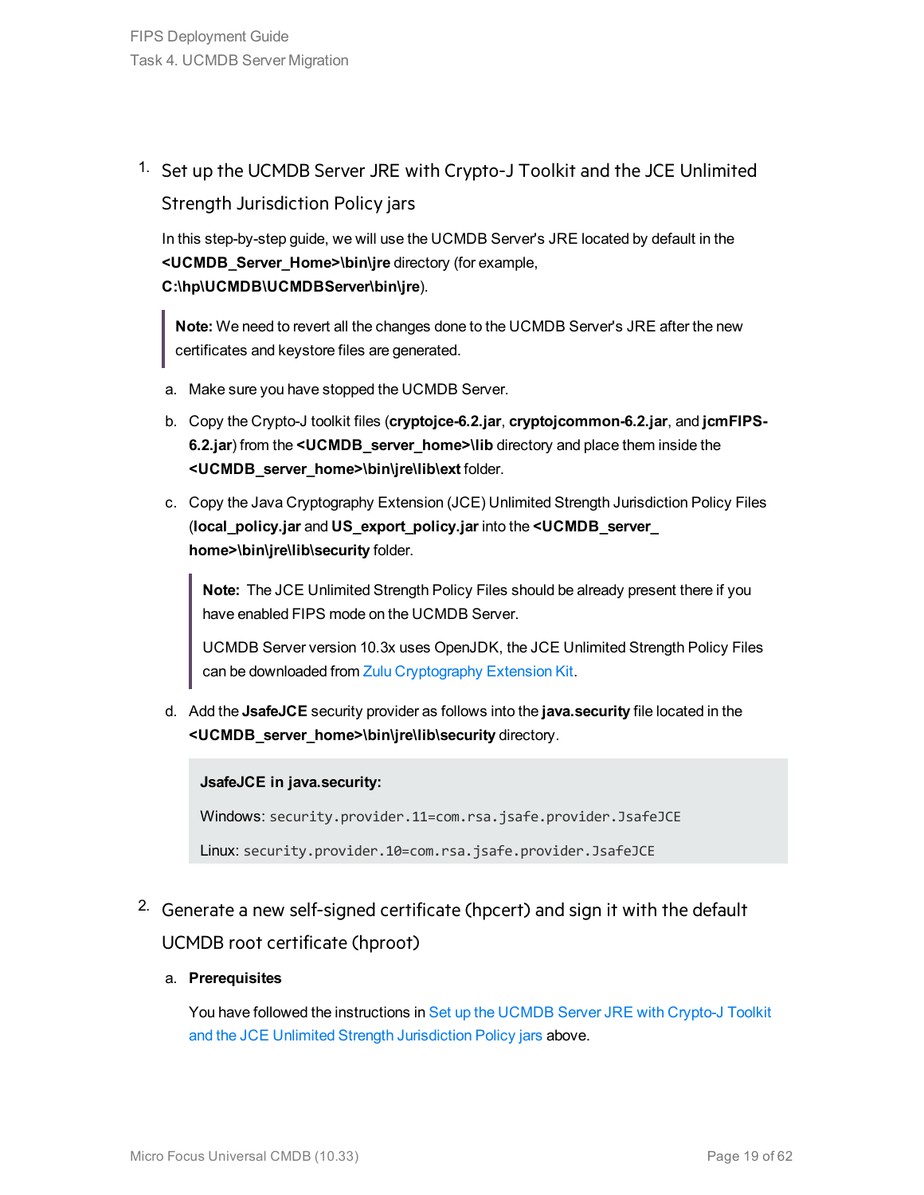1. Set up the UCMDB Server JRE with Crypto-J Toolkit and the JCE Unlimited Strength Jurisdiction Policy jars

   In this step-by-step guide, we will use the UCMDB Server's JRE located by default in the **<UCMDB_Server_Home>\bin\jre** directory (for example, **C:\hp\UCMDB\UCMDBServer\bin\jre**).

   > **Note:** We need to revert all the changes done to the UCMDB Server's JRE after the new certificates and keystore files are generated.

   a. Make sure you have stopped the UCMDB Server.

   b. Copy the Crypto-J toolkit files (**cryptojce-6.2.jar**, **cryptojcommon-6.2.jar**, and **jcmFIPS-6.2.jar**) from the **<UCMDB_server_home>\lib** directory and place them inside the **<UCMDB_server_home>\bin\jre\lib\ext** folder.

   c. Copy the Java Cryptography Extension (JCE) Unlimited Strength Jurisdiction Policy Files (**local_policy.jar** and **US_export_policy.jar** into the **<UCMDB_server_ home>\bin\jre\lib\security** folder.

      > **Note:** The JCE Unlimited Strength Policy Files should be already present there if you have enabled FIPS mode on the UCMDB Server.
      >
      > UCMDB Server version 10.3x uses OpenJDK, the JCE Unlimited Strength Policy Files can be downloaded from Zulu Cryptography Extension Kit.

   d. Add the **JsafeJCE** security provider as follows into the **java.security** file located in the **<UCMDB_server_home>\bin\jre\lib\security** directory.

      **JsafeJCE in java.security:**

      Windows: `security.provider.11=com.rsa.jsafe.provider.JsafeJCE`

      Linux: `security.provider.10=com.rsa.jsafe.provider.JsafeJCE`

2. Generate a new self-signed certificate (hpcert) and sign it with the default UCMDB root certificate (hproot)

   a. **Prerequisites**

      You have followed the instructions in Set up the UCMDB Server JRE with Crypto-J Toolkit and the JCE Unlimited Strength Jurisdiction Policy jars above.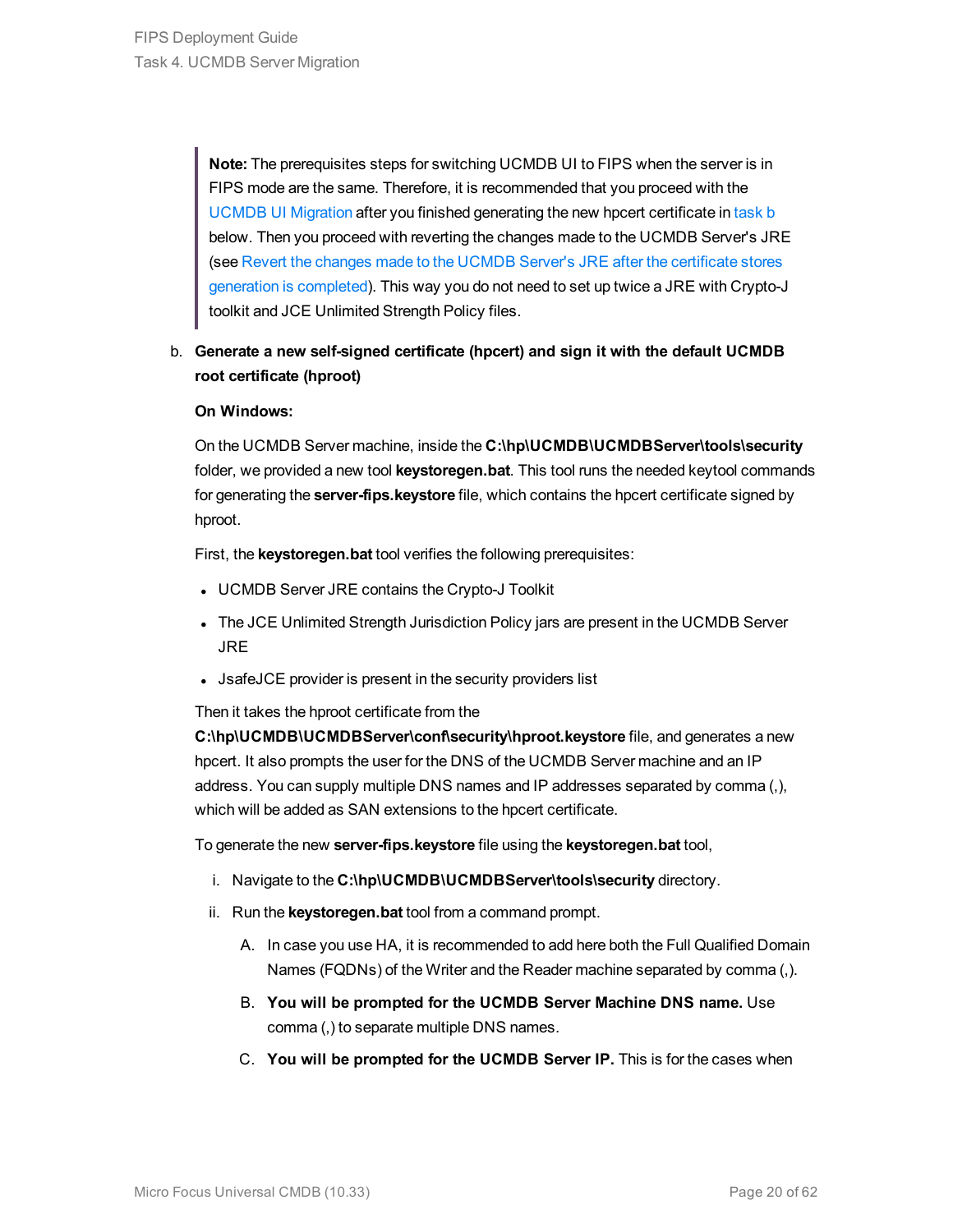> **Note:** The prerequisites steps for switching UCMDB UI to FIPS when the server is in FIPS mode are the same. Therefore, it is recommended that you proceed with the UCMDB UI Migration after you finished generating the new hpcert certificate in task b below. Then you proceed with reverting the changes made to the UCMDB Server's JRE (see Revert the changes made to the UCMDB Server's JRE after the certificate stores generation is completed). This way you do not need to set up twice a JRE with Crypto-J toolkit and JCE Unlimited Strength Policy files.

b. **Generate a new self-signed certificate (hpcert) and sign it with the default UCMDB root certificate (hproot)**

   **On Windows:**

   On the UCMDB Server machine, inside the **C:\hp\UCMDB\UCMDBServer\tools\security** folder, we provided a new tool **keystoregen.bat**. This tool runs the needed keytool commands for generating the **server-fips.keystore** file, which contains the hpcert certificate signed by hproot.

   First, the **keystoregen.bat** tool verifies the following prerequisites:

   - UCMDB Server JRE contains the Crypto-J Toolkit
   - The JCE Unlimited Strength Jurisdiction Policy jars are present in the UCMDB Server JRE
   - JsafeJCE provider is present in the security providers list

   Then it takes the hproot certificate from the **C:\hp\UCMDB\UCMDBServer\conf\security\hproot.keystore** file, and generates a new hpcert. It also prompts the user for the DNS of the UCMDB Server machine and an IP address. You can supply multiple DNS names and IP addresses separated by comma (,), which will be added as SAN extensions to the hpcert certificate.

   To generate the new **server-fips.keystore** file using the **keystoregen.bat** tool,

   i. Navigate to the **C:\hp\UCMDB\UCMDBServer\tools\security** directory.

   ii. Run the **keystoregen.bat** tool from a command prompt.

      A. In case you use HA, it is recommended to add here both the Full Qualified Domain Names (FQDNs) of the Writer and the Reader machine separated by comma (,).

      B. **You will be prompted for the UCMDB Server Machine DNS name.** Use comma (,) to separate multiple DNS names.

      C. **You will be prompted for the UCMDB Server IP.** This is for the cases when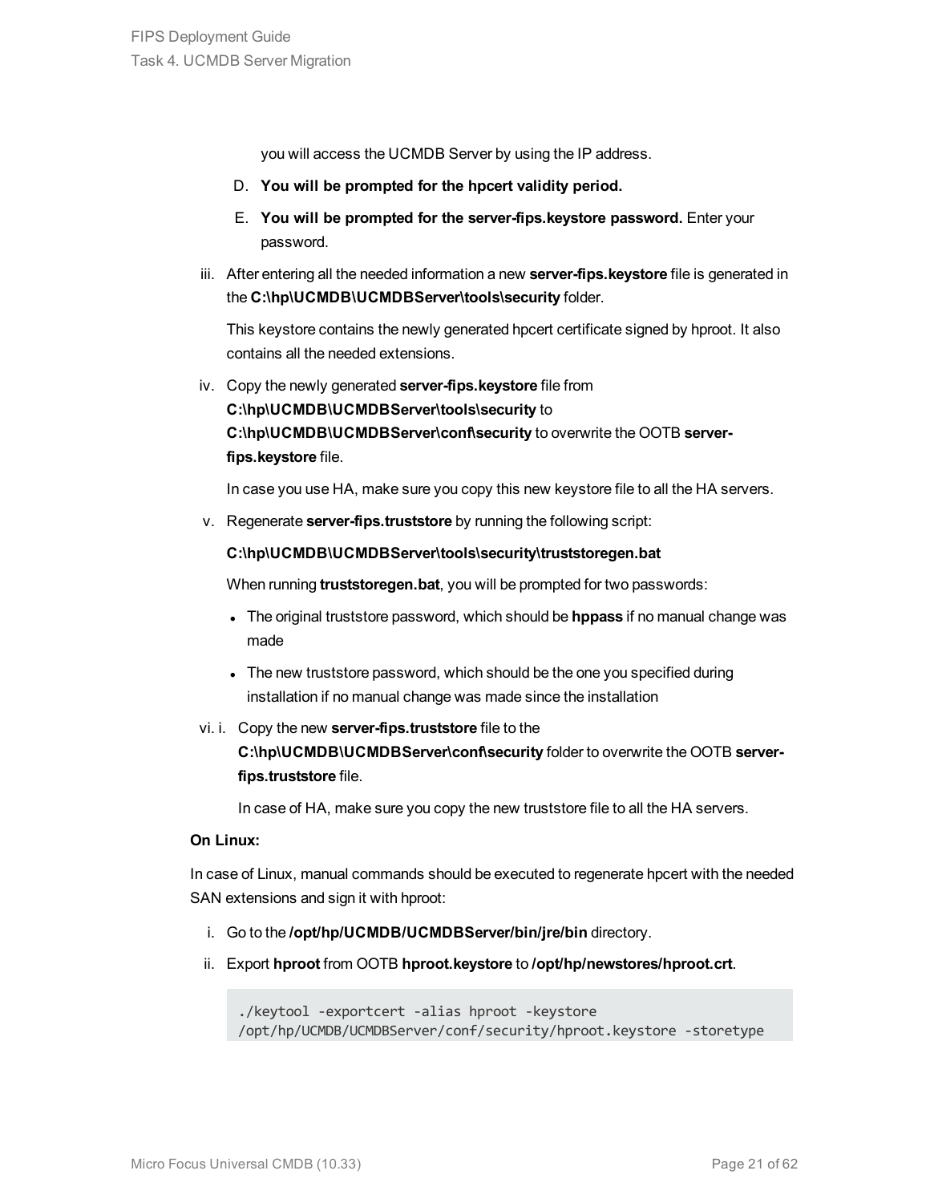you will access the UCMDB Server by using the IP address.

D. **You will be prompted for the hpcert validity period.**

E. **You will be prompted for the server-fips.keystore password.** Enter your password.

iii. After entering all the needed information a new **server-fips.keystore** file is generated in the **C:\hp\UCMDB\UCMDBServer\tools\security** folder.

This keystore contains the newly generated hpcert certificate signed by hproot. It also contains all the needed extensions.

iv. Copy the newly generated **server-fips.keystore** file from **C:\hp\UCMDB\UCMDBServer\tools\security** to **C:\hp\UCMDB\UCMDBServer\conf\security** to overwrite the OOTB **server-fips.keystore** file.

In case you use HA, make sure you copy this new keystore file to all the HA servers.

v. Regenerate **server-fips.truststore** by running the following script:

**C:\hp\UCMDB\UCMDBServer\tools\security\truststoregen.bat**

When running **truststoregen.bat**, you will be prompted for two passwords:

- The original truststore password, which should be **hppass** if no manual change was made
- The new truststore password, which should be the one you specified during installation if no manual change was made since the installation

vi. i. Copy the new **server-fips.truststore** file to the **C:\hp\UCMDB\UCMDBServer\conf\security** folder to overwrite the OOTB **server-fips.truststore** file.

In case of HA, make sure you copy the new truststore file to all the HA servers.

**On Linux:**

In case of Linux, manual commands should be executed to regenerate hpcert with the needed SAN extensions and sign it with hproot:

i. Go to the **/opt/hp/UCMDB/UCMDBServer/bin/jre/bin** directory.

ii. Export **hproot** from OOTB **hproot.keystore** to **/opt/hp/newstores/hproot.crt**.

```
./keytool -exportcert -alias hproot -keystore
/opt/hp/UCMDB/UCMDBServer/conf/security/hproot.keystore -storetype
```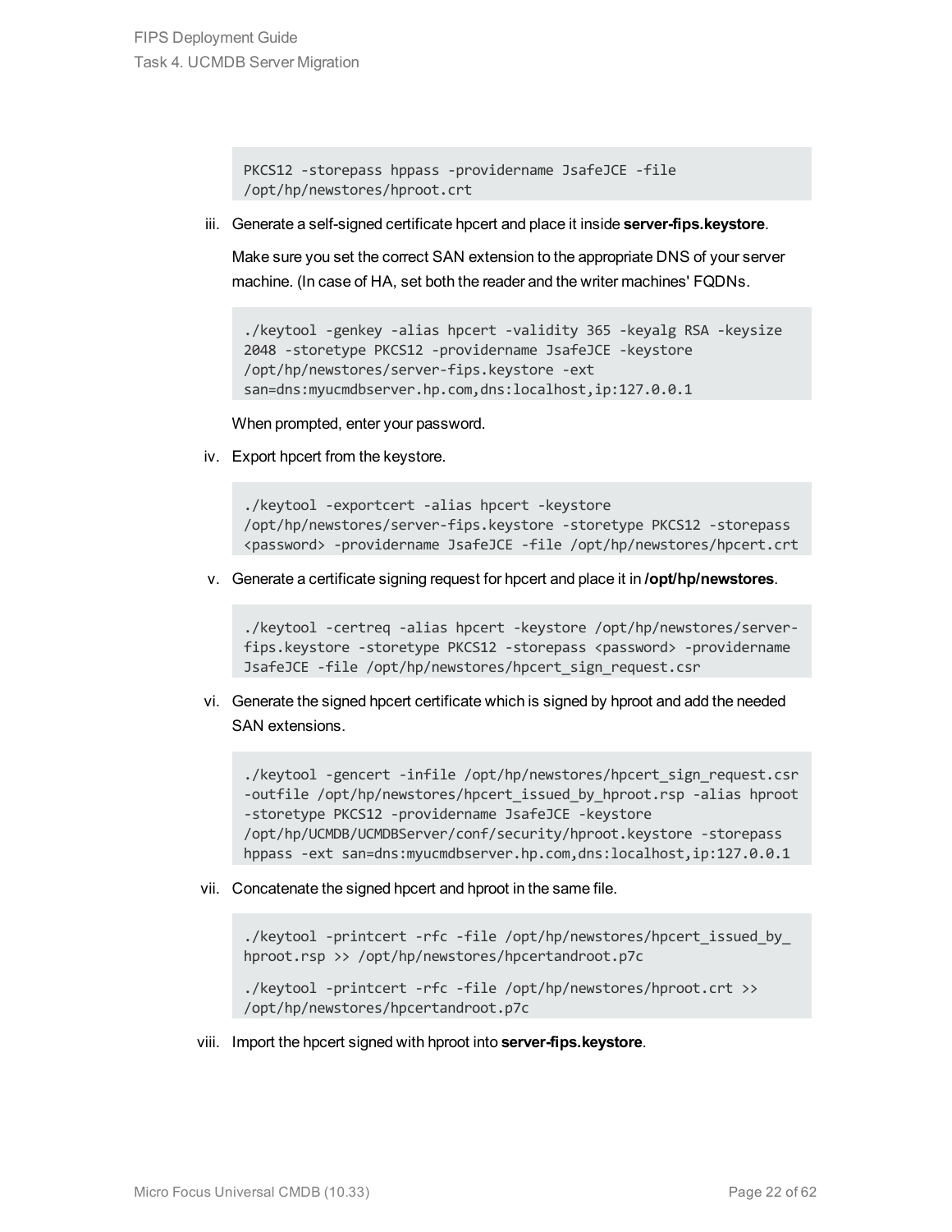```
PKCS12 -storepass hppass -providername JsafeJCE -file
/opt/hp/newstores/hproot.crt
```

iii. Generate a self-signed certificate hpcert and place it inside **server-fips.keystore**.

Make sure you set the correct SAN extension to the appropriate DNS of your server machine. (In case of HA, set both the reader and the writer machines' FQDNs.

```
./keytool -genkey -alias hpcert -validity 365 -keyalg RSA -keysize
2048 -storetype PKCS12 -providername JsafeJCE -keystore
/opt/hp/newstores/server-fips.keystore -ext
san=dns:myucmdbserver.hp.com,dns:localhost,ip:127.0.0.1
```

When prompted, enter your password.

iv. Export hpcert from the keystore.

```
./keytool -exportcert -alias hpcert -keystore
/opt/hp/newstores/server-fips.keystore -storetype PKCS12 -storepass
<password> -providername JsafeJCE -file /opt/hp/newstores/hpcert.crt
```

v. Generate a certificate signing request for hpcert and place it in **/opt/hp/newstores**.

```
./keytool -certreq -alias hpcert -keystore /opt/hp/newstores/server-
fips.keystore -storetype PKCS12 -storepass <password> -providername
JsafeJCE -file /opt/hp/newstores/hpcert_sign_request.csr
```

vi. Generate the signed hpcert certificate which is signed by hproot and add the needed SAN extensions.

```
./keytool -gencert -infile /opt/hp/newstores/hpcert_sign_request.csr
-outfile /opt/hp/newstores/hpcert_issued_by_hproot.rsp -alias hproot
-storetype PKCS12 -providername JsafeJCE -keystore
/opt/hp/UCMDB/UCMDBServer/conf/security/hproot.keystore -storepass
hppass -ext san=dns:myucmdbserver.hp.com,dns:localhost,ip:127.0.0.1
```

vii. Concatenate the signed hpcert and hproot in the same file.

```
./keytool -printcert -rfc -file /opt/hp/newstores/hpcert_issued_by_
hproot.rsp >> /opt/hp/newstores/hpcertandroot.p7c

./keytool -printcert -rfc -file /opt/hp/newstores/hproot.crt >>
/opt/hp/newstores/hpcertandroot.p7c
```

viii. Import the hpcert signed with hproot into **server-fips.keystore**.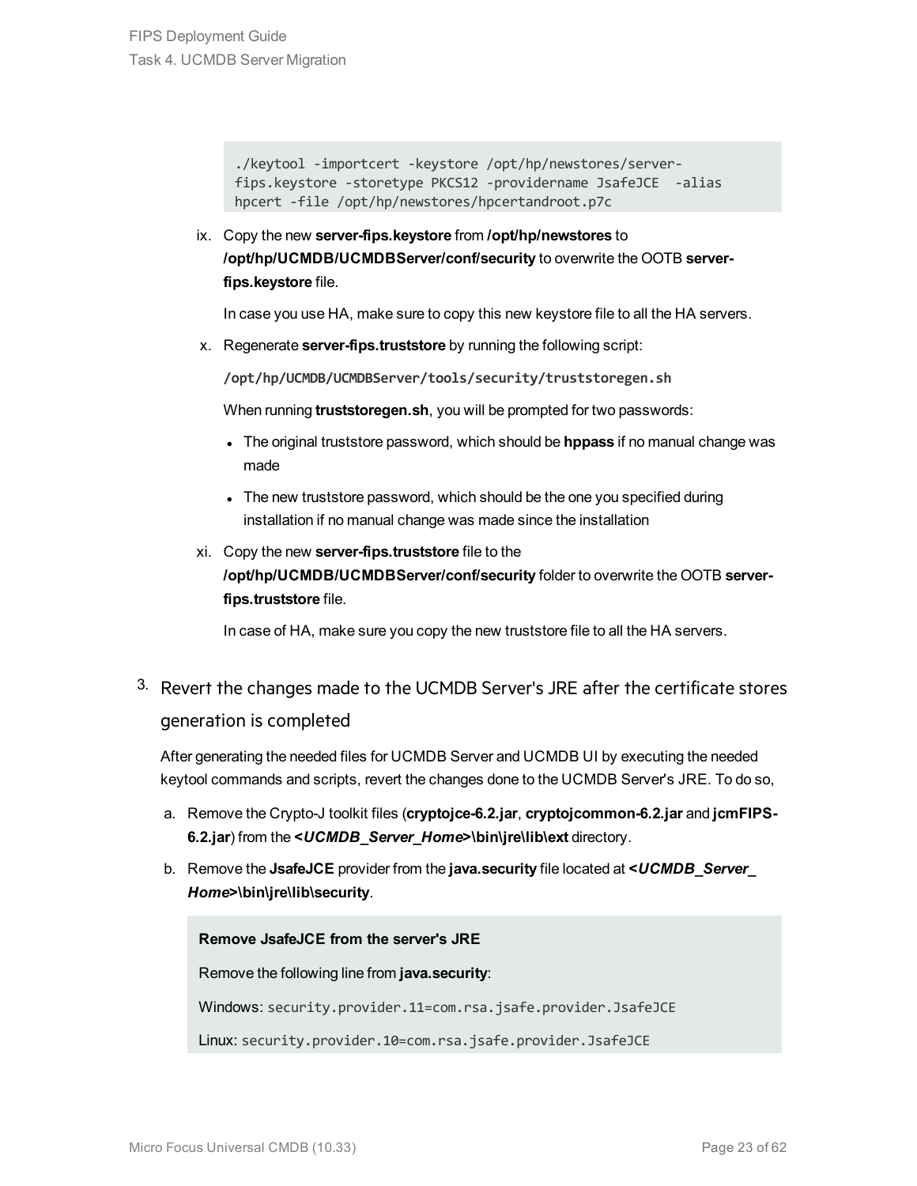```
./keytool -importcert -keystore /opt/hp/newstores/server-fips.keystore -storetype PKCS12 -providername JsafeJCE  -alias hpcert -file /opt/hp/newstores/hpcertandroot.p7c
```

ix. Copy the new **server-fips.keystore** from **/opt/hp/newstores** to **/opt/hp/UCMDB/UCMDBServer/conf/security** to overwrite the OOTB **server-fips.keystore** file.

   In case you use HA, make sure to copy this new keystore file to all the HA servers.

x. Regenerate **server-fips.truststore** by running the following script:

   **`/opt/hp/UCMDB/UCMDBServer/tools/security/truststoregen.sh`**

   When running **truststoregen.sh**, you will be prompted for two passwords:

   - The original truststore password, which should be **hppass** if no manual change was made
   - The new truststore password, which should be the one you specified during installation if no manual change was made since the installation

xi. Copy the new **server-fips.truststore** file to the **/opt/hp/UCMDB/UCMDBServer/conf/security** folder to overwrite the OOTB **server-fips.truststore** file.

   In case of HA, make sure you copy the new truststore file to all the HA servers.

3. Revert the changes made to the UCMDB Server's JRE after the certificate stores generation is completed

After generating the needed files for UCMDB Server and UCMDB UI by executing the needed keytool commands and scripts, revert the changes done to the UCMDB Server's JRE. To do so,

a. Remove the Crypto-J toolkit files (**cryptojce-6.2.jar**, **cryptojcommon-6.2.jar** and **jcmFIPS-6.2.jar**) from the **<*UCMDB_Server_Home*>\bin\jre\lib\ext** directory.

b. Remove the **JsafeJCE** provider from the **java.security** file located at **<*UCMDB_Server_Home*>\bin\jre\lib\security**.

   **Remove JsafeJCE from the server's JRE**

   Remove the following line from **java.security**:

   Windows: `security.provider.11=com.rsa.jsafe.provider.JsafeJCE`

   Linux: `security.provider.10=com.rsa.jsafe.provider.JsafeJCE`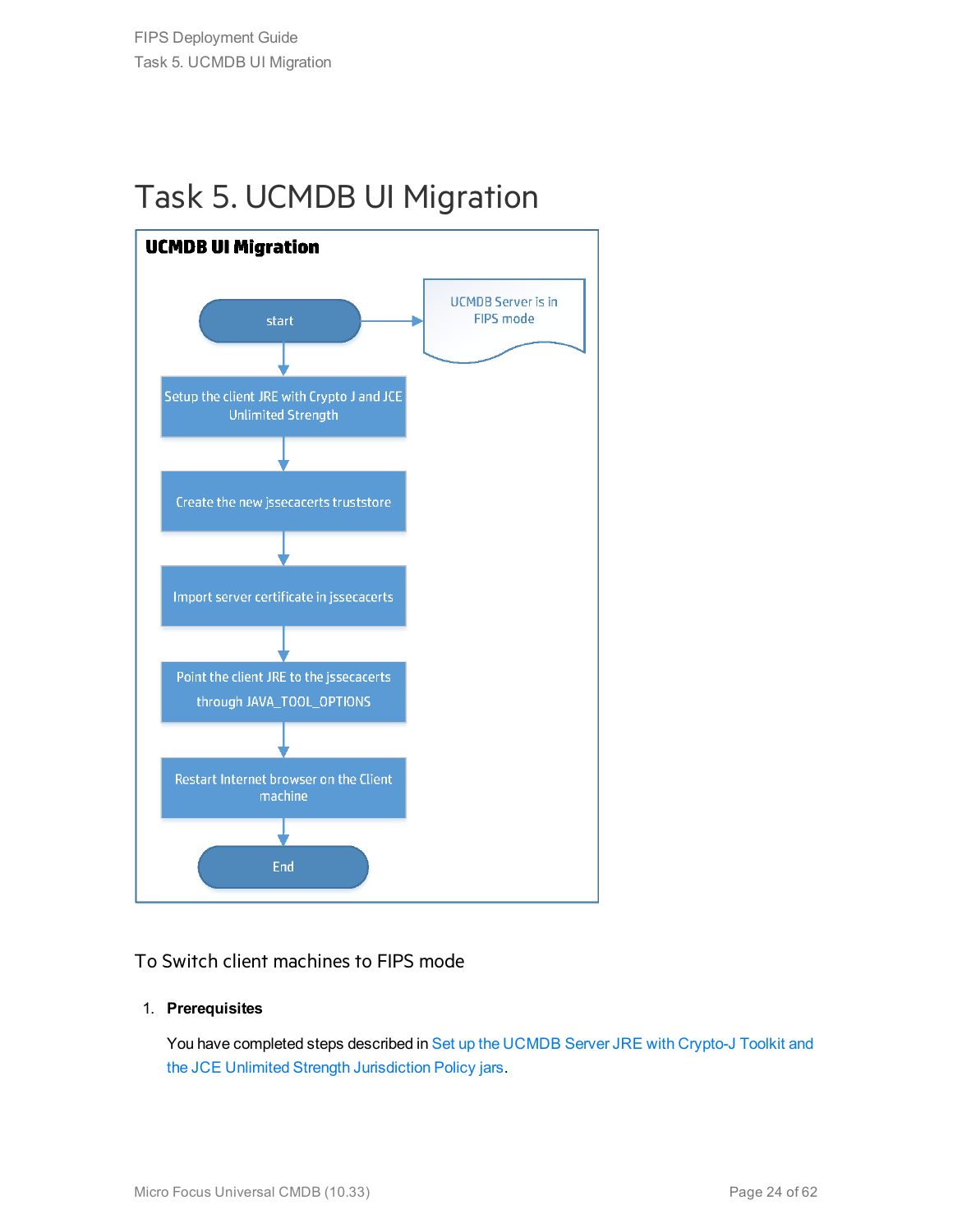# Task 5. UCMDB UI Migration

**UCMDB UI Migration**

start → UCMDB Server is in FIPS mode

Setup the client JRE with Crypto J and JCE Unlimited Strength

Create the new jssecacerts truststore

Import server certificate in jssecacerts

Point the client JRE to the jssecacerts through JAVA_TOOL_OPTIONS

Restart Internet browser on the Client machine

End

## To Switch client machines to FIPS mode

1. **Prerequisites**

   You have completed steps described in Set up the UCMDB Server JRE with Crypto-J Toolkit and the JCE Unlimited Strength Jurisdiction Policy jars.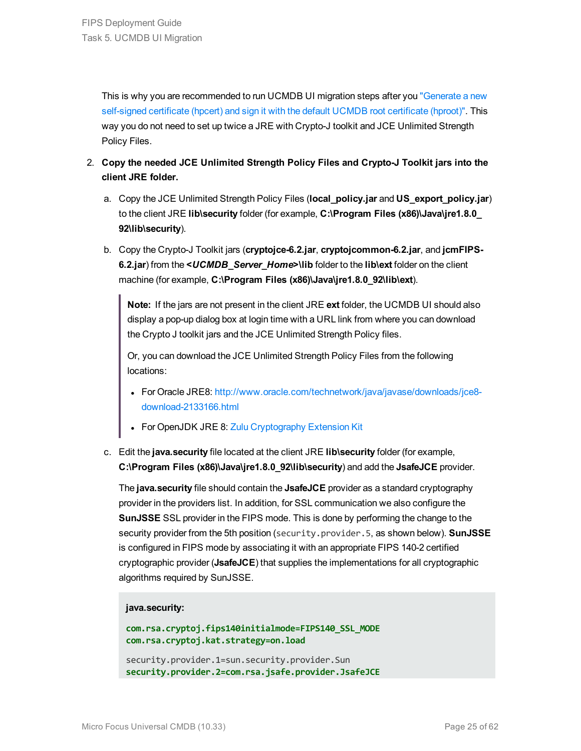This is why you are recommended to run UCMDB UI migration steps after you "Generate a new self-signed certificate (hpcert) and sign it with the default UCMDB root certificate (hproot)". This way you do not need to set up twice a JRE with Crypto-J toolkit and JCE Unlimited Strength Policy Files.

2. **Copy the needed JCE Unlimited Strength Policy Files and Crypto-J Toolkit jars into the client JRE folder.**

   a. Copy the JCE Unlimited Strength Policy Files (**local_policy.jar** and **US_export_policy.jar**) to the client JRE **lib\security** folder (for example, **C:\Program Files (x86)\Java\jre1.8.0_92\lib\security**).

   b. Copy the Crypto-J Toolkit jars (**cryptojce-6.2.jar**, **cryptojcommon-6.2.jar**, and **jcmFIPS-6.2.jar**) from the **<*UCMDB_Server_Home*>\lib** folder to the **lib\ext** folder on the client machine (for example, **C:\Program Files (x86)\Java\jre1.8.0_92\lib\ext**).

   > **Note:** If the jars are not present in the client JRE **ext** folder, the UCMDB UI should also display a pop-up dialog box at login time with a URL link from where you can download the Crypto J toolkit jars and the JCE Unlimited Strength Policy files.
   >
   > Or, you can download the JCE Unlimited Strength Policy Files from the following locations:
   >
   > - For Oracle JRE8: http://www.oracle.com/technetwork/java/javase/downloads/jce8-download-2133166.html
   > - For OpenJDK JRE 8: Zulu Cryptography Extension Kit

   c. Edit the **java.security** file located at the client JRE **lib\security** folder (for example, **C:\Program Files (x86)\Java\jre1.8.0_92\lib\security**) and add the **JsafeJCE** provider.

   The **java.security** file should contain the **JsafeJCE** provider as a standard cryptography provider in the providers list. In addition, for SSL communication we also configure the **SunJSSE** SSL provider in the FIPS mode. This is done by performing the change to the security provider from the 5th position (`security.provider.5`, as shown below). **SunJSSE** is configured in FIPS mode by associating it with an appropriate FIPS 140-2 certified cryptographic provider (**JsafeJCE**) that supplies the implementations for all cryptographic algorithms required by SunJSSE.

   **java.security:**

   ```
   com.rsa.cryptoj.fips140initialmode=FIPS140_SSL_MODE
   com.rsa.cryptoj.kat.strategy=on.load

   security.provider.1=sun.security.provider.Sun
   security.provider.2=com.rsa.jsafe.provider.JsafeJCE
   ```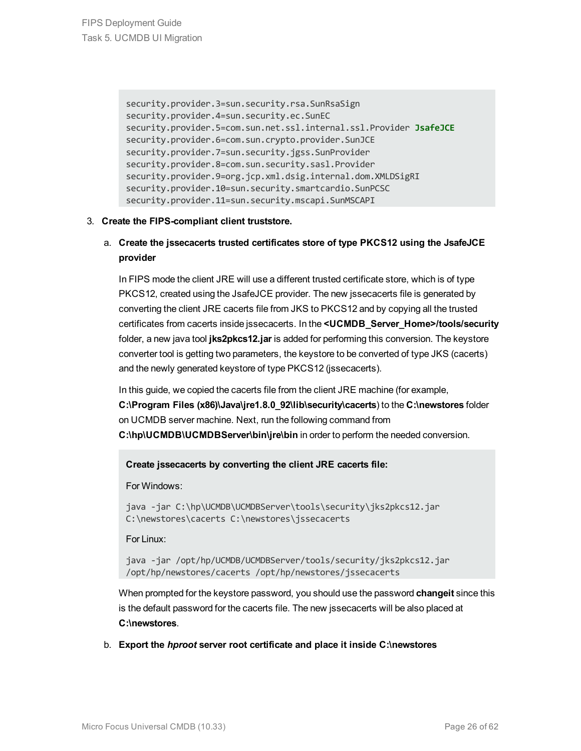```
security.provider.3=sun.security.rsa.SunRsaSign
security.provider.4=sun.security.ec.SunEC
security.provider.5=com.sun.net.ssl.internal.ssl.Provider JsafeJCE
security.provider.6=com.sun.crypto.provider.SunJCE
security.provider.7=sun.security.jgss.SunProvider
security.provider.8=com.sun.security.sasl.Provider
security.provider.9=org.jcp.xml.dsig.internal.dom.XMLDSigRI
security.provider.10=sun.security.smartcardio.SunPCSC
security.provider.11=sun.security.mscapi.SunMSCAPI
```

3. **Create the FIPS-compliant client truststore.**

   a. **Create the jssecacerts trusted certificates store of type PKCS12 using the JsafeJCE provider**

      In FIPS mode the client JRE will use a different trusted certificate store, which is of type PKCS12, created using the JsafeJCE provider. The new jssecacerts file is generated by converting the client JRE cacerts file from JKS to PKCS12 and by copying all the trusted certificates from cacerts inside jssecacerts. In the **<UCMDB_Server_Home>/tools/security** folder, a new java tool **jks2pkcs12.jar** is added for performing this conversion. The keystore converter tool is getting two parameters, the keystore to be converted of type JKS (cacerts) and the newly generated keystore of type PKCS12 (jssecacerts).

      In this guide, we copied the cacerts file from the client JRE machine (for example, **C:\Program Files (x86)\Java\jre1.8.0_92\lib\security\cacerts**) to the **C:\newstores** folder on UCMDB server machine. Next, run the following command from **C:\hp\UCMDB\UCMDBServer\bin\jre\bin** in order to perform the needed conversion.

      **Create jssecacerts by converting the client JRE cacerts file:**

      For Windows:

      ```
      java -jar C:\hp\UCMDB\UCMDBServer\tools\security\jks2pkcs12.jar
      C:\newstores\cacerts C:\newstores\jssecacerts
      ```

      For Linux:

      ```
      java -jar /opt/hp/UCMDB/UCMDBServer/tools/security/jks2pkcs12.jar
      /opt/hp/newstores/cacerts /opt/hp/newstores/jssecacerts
      ```

      When prompted for the keystore password, you should use the password **changeit** since this is the default password for the cacerts file. The new jssecacerts will be also placed at **C:\newstores**.

   b. **Export the *hproot* server root certificate and place it inside C:\newstores**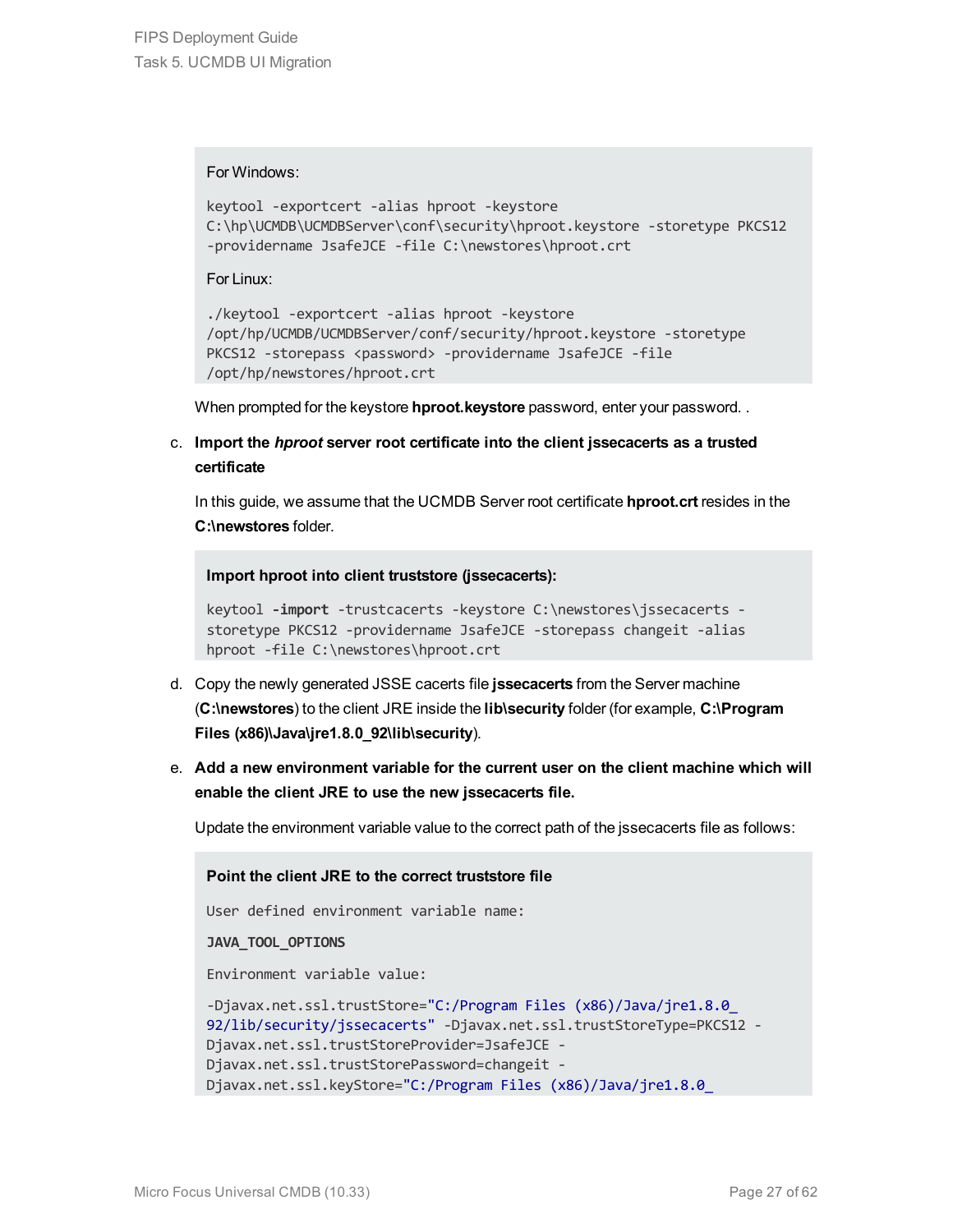For Windows:

```
keytool -exportcert -alias hproot -keystore
C:\hp\UCMDB\UCMDBServer\conf\security\hproot.keystore -storetype PKCS12
-providername JsafeJCE -file C:\newstores\hproot.crt
```

For Linux:

```
./keytool -exportcert -alias hproot -keystore
/opt/hp/UCMDB/UCMDBServer/conf/security/hproot.keystore -storetype
PKCS12 -storepass <password> -providername JsafeJCE -file
/opt/hp/newstores/hproot.crt
```

When prompted for the keystore **hproot.keystore** password, enter your password. .

c. **Import the *hproot* server root certificate into the client jssecacerts as a trusted certificate**

   In this guide, we assume that the UCMDB Server root certificate **hproot.crt** resides in the **C:\newstores** folder.

   **Import hproot into client truststore (jssecacerts):**

   ```
   keytool -import -trustcacerts -keystore C:\newstores\jssecacerts -
   storetype PKCS12 -providername JsafeJCE -storepass changeit -alias
   hproot -file C:\newstores\hproot.crt
   ```

d. Copy the newly generated JSSE cacerts file **jssecacerts** from the Server machine (**C:\newstores**) to the client JRE inside the **lib\security** folder (for example, **C:\Program Files (x86)\Java\jre1.8.0_92\lib\security**).

e. **Add a new environment variable for the current user on the client machine which will enable the client JRE to use the new jssecacerts file.**

   Update the environment variable value to the correct path of the jssecacerts file as follows:

   **Point the client JRE to the correct truststore file**

   ```
   User defined environment variable name:

   JAVA_TOOL_OPTIONS

   Environment variable value:

   -Djavax.net.ssl.trustStore="C:/Program Files (x86)/Java/jre1.8.0_
   92/lib/security/jssecacerts" -Djavax.net.ssl.trustStoreType=PKCS12 -
   Djavax.net.ssl.trustStoreProvider=JsafeJCE -
   Djavax.net.ssl.trustStorePassword=changeit -
   Djavax.net.ssl.keyStore="C:/Program Files (x86)/Java/jre1.8.0_
   ```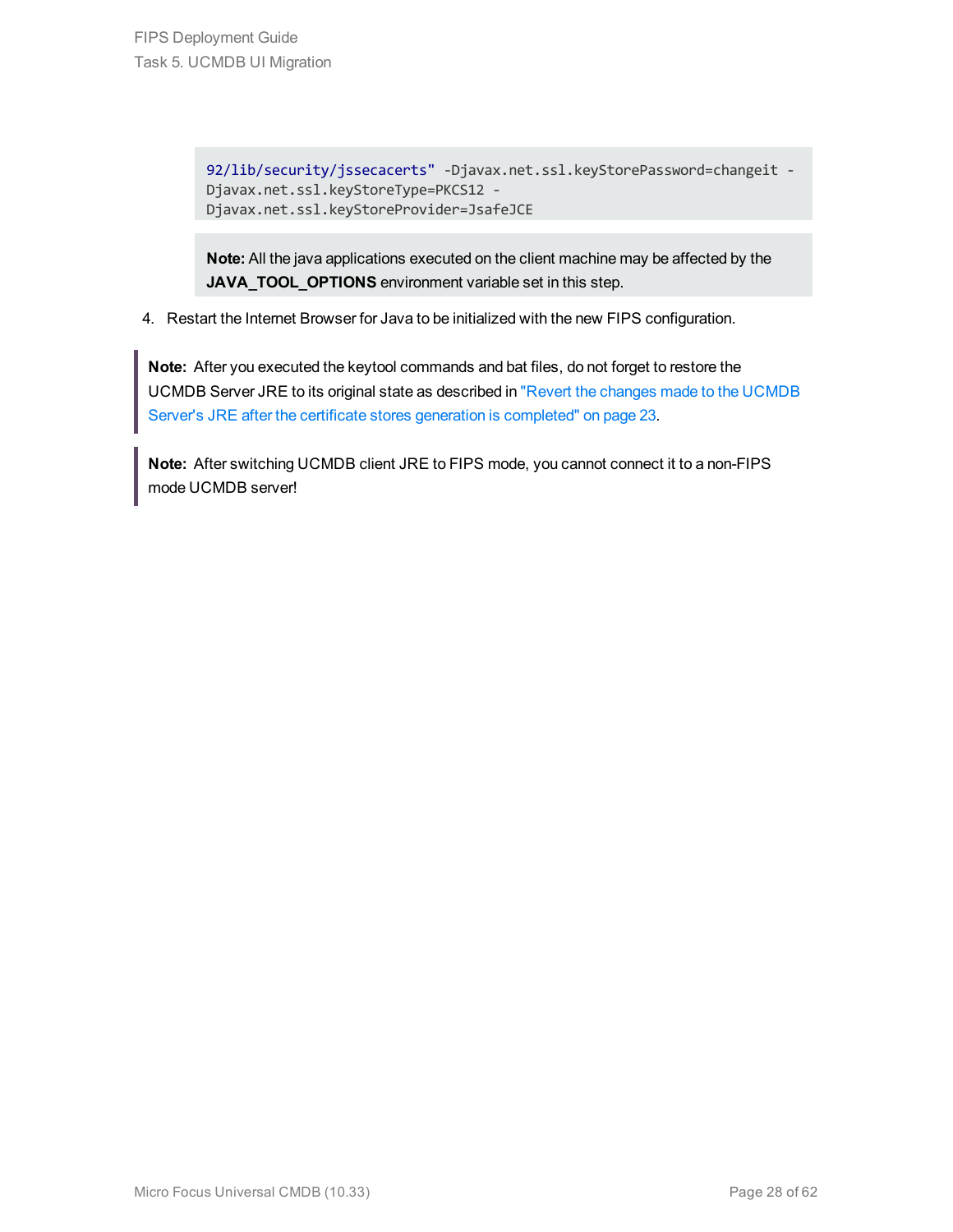```
92/lib/security/jssecacerts" -Djavax.net.ssl.keyStorePassword=changeit -
Djavax.net.ssl.keyStoreType=PKCS12 -
Djavax.net.ssl.keyStoreProvider=JsafeJCE
```

> **Note:** All the java applications executed on the client machine may be affected by the **JAVA_TOOL_OPTIONS** environment variable set in this step.

4. Restart the Internet Browser for Java to be initialized with the new FIPS configuration.

> **Note:** After you executed the keytool commands and bat files, do not forget to restore the UCMDB Server JRE to its original state as described in "Revert the changes made to the UCMDB Server's JRE after the certificate stores generation is completed" on page 23.

> **Note:** After switching UCMDB client JRE to FIPS mode, you cannot connect it to a non-FIPS mode UCMDB server!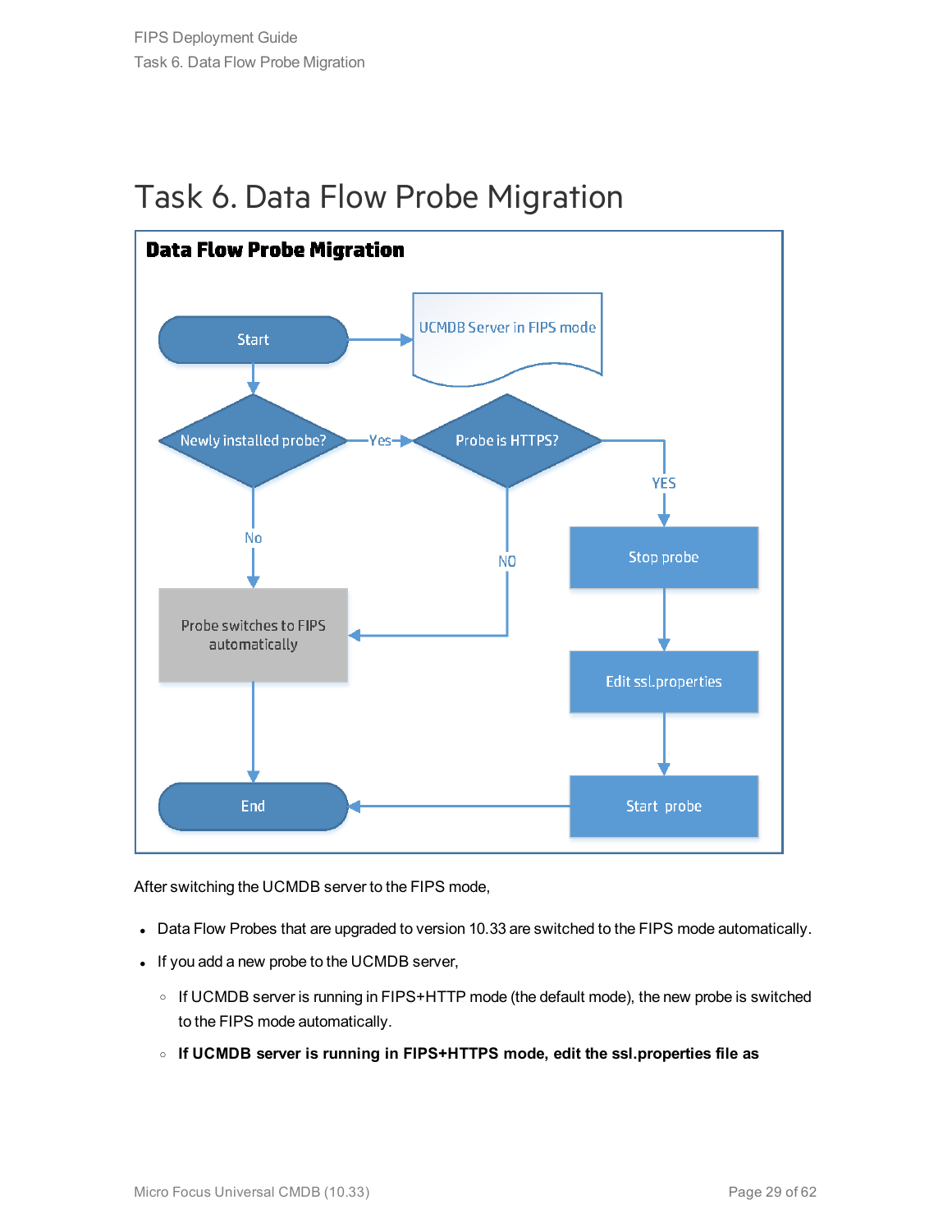# Task 6. Data Flow Probe Migration

**Data Flow Probe Migration**

Start → UCMDB Server in FIPS mode

Newly installed probe? —Yes→ Probe is HTTPS?

Newly installed probe? —No→ Probe switches to FIPS automatically → End

Probe is HTTPS? —NO→ Probe switches to FIPS automatically

Probe is HTTPS? —YES→ Stop probe → Edit ssl.properties → Start probe → End

After switching the UCMDB server to the FIPS mode,

- Data Flow Probes that are upgraded to version 10.33 are switched to the FIPS mode automatically.
- If you add a new probe to the UCMDB server,
  - If UCMDB server is running in FIPS+HTTP mode (the default mode), the new probe is switched to the FIPS mode automatically.
  - **If UCMDB server is running in FIPS+HTTPS mode, edit the ssl.properties file as**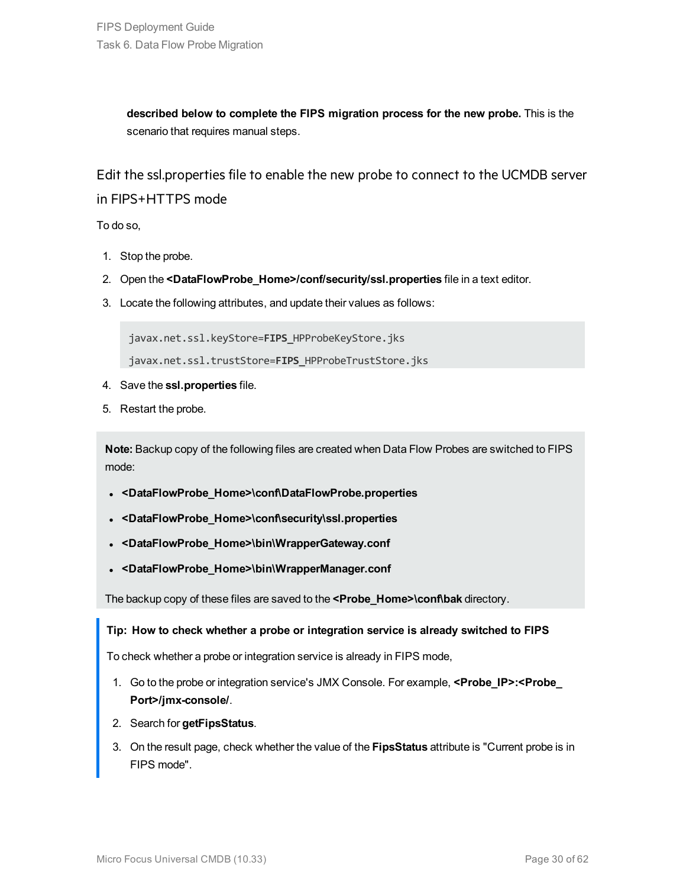**described below to complete the FIPS migration process for the new probe.** This is the scenario that requires manual steps.

## Edit the ssl.properties file to enable the new probe to connect to the UCMDB server in FIPS+HTTPS mode

To do so,

1. Stop the probe.
2. Open the **<DataFlowProbe_Home>/conf/security/ssl.properties** file in a text editor.
3. Locate the following attributes, and update their values as follows:

```
javax.net.ssl.keyStore=FIPS_HPProbeKeyStore.jks
javax.net.ssl.trustStore=FIPS_HPProbeTrustStore.jks
```

4. Save the **ssl.properties** file.
5. Restart the probe.

**Note:** Backup copy of the following files are created when Data Flow Probes are switched to FIPS mode:

- **<DataFlowProbe_Home>\conf\DataFlowProbe.properties**
- **<DataFlowProbe_Home>\conf\security\ssl.properties**
- **<DataFlowProbe_Home>\bin\WrapperGateway.conf**
- **<DataFlowProbe_Home>\bin\WrapperManager.conf**

The backup copy of these files are saved to the **<Probe_Home>\conf\bak** directory.

**Tip: How to check whether a probe or integration service is already switched to FIPS**

To check whether a probe or integration service is already in FIPS mode,

1. Go to the probe or integration service's JMX Console. For example, **<Probe_IP>:<Probe_Port>/jmx-console/**.
2. Search for **getFipsStatus**.
3. On the result page, check whether the value of the **FipsStatus** attribute is "Current probe is in FIPS mode".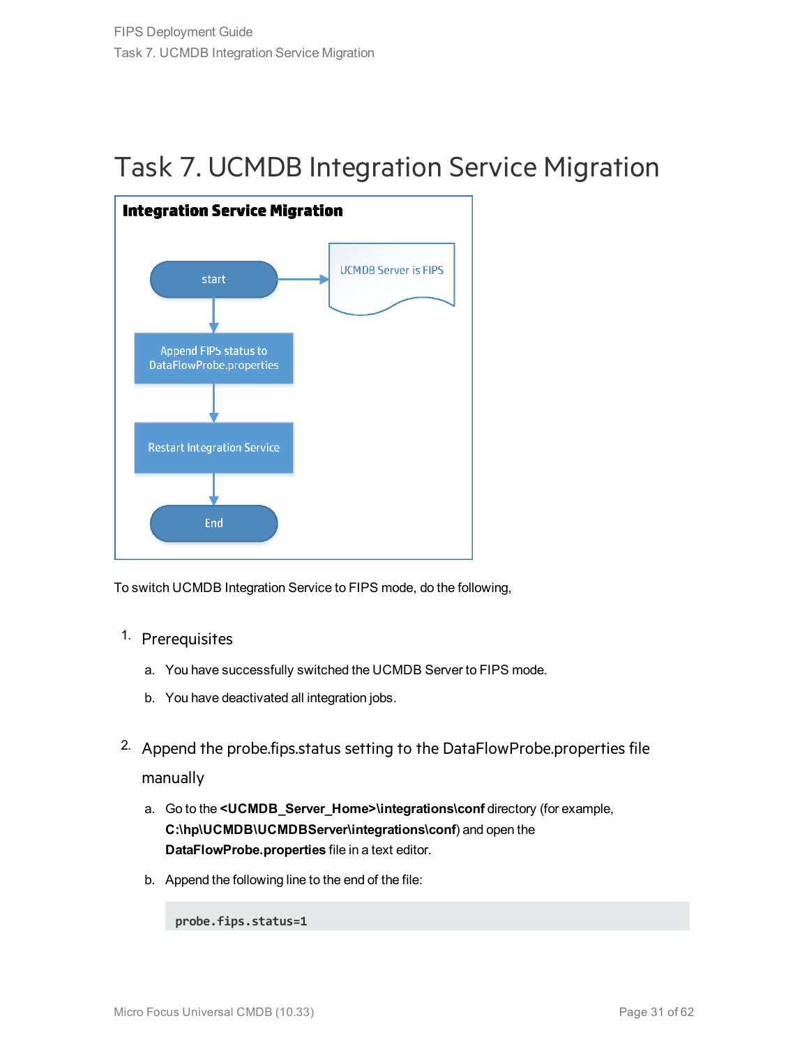# Task 7. UCMDB Integration Service Migration

**Integration Service Migration**

start → Append FIPS status to DataFlowProbe.properties → Restart Integration Service → End

UCMDB Server is FIPS

To switch UCMDB Integration Service to FIPS mode, do the following,

1. Prerequisites

   a. You have successfully switched the UCMDB Server to FIPS mode.

   b. You have deactivated all integration jobs.

2. Append the probe.fips.status setting to the DataFlowProbe.properties file manually

   a. Go to the **<UCMDB_Server_Home>\integrations\conf** directory (for example, **C:\hp\UCMDB\UCMDBServer\integrations\conf**) and open the **DataFlowProbe.properties** file in a text editor.

   b. Append the following line to the end of the file:

   ```
   probe.fips.status=1
   ```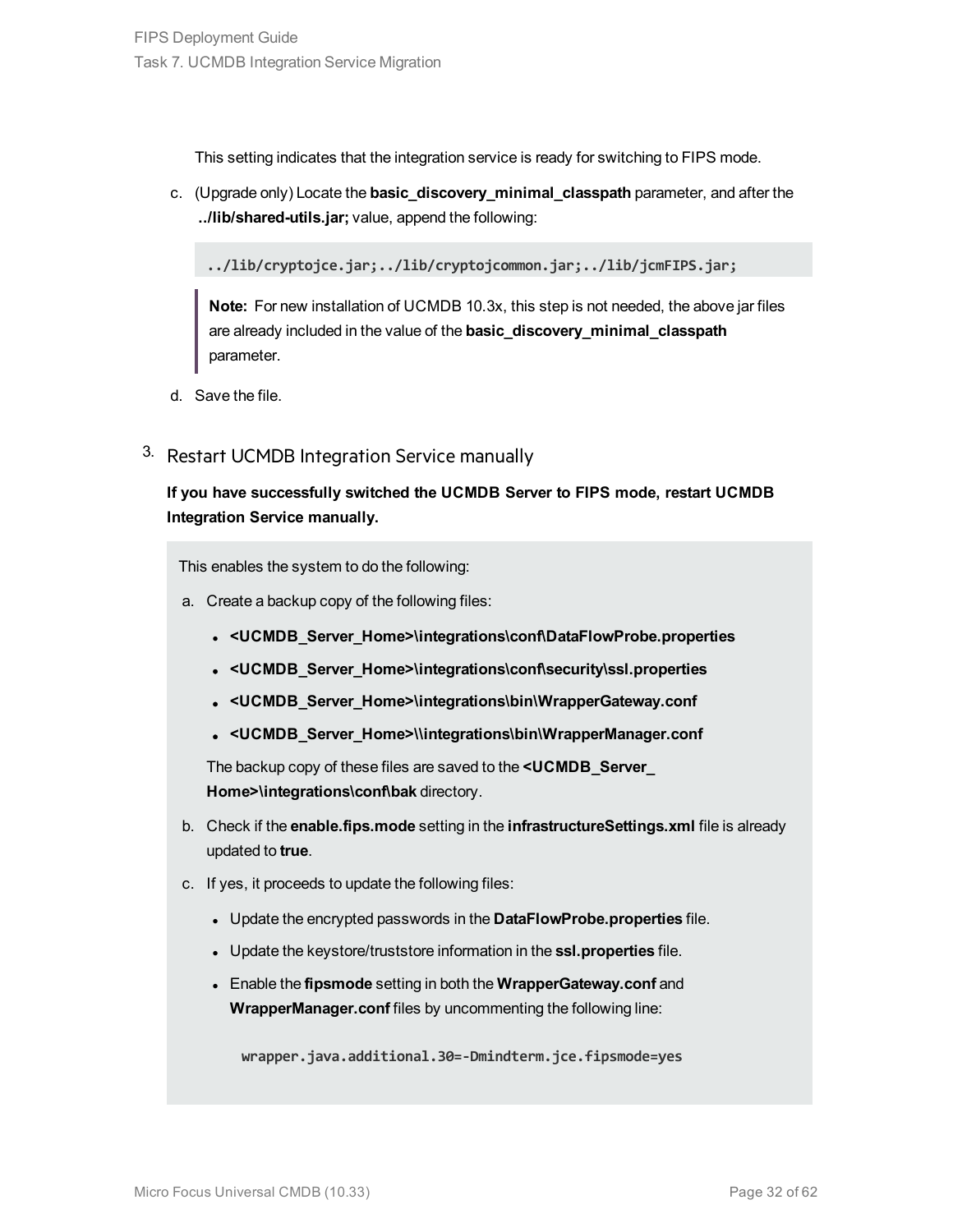This setting indicates that the integration service is ready for switching to FIPS mode.

c. (Upgrade only) Locate the **basic_discovery_minimal_classpath** parameter, and after the **../lib/shared-utils.jar;** value, append the following:

```
../lib/cryptojce.jar;../lib/cryptojcommon.jar;../lib/jcmFIPS.jar;
```

> **Note:** For new installation of UCMDB 10.3x, this step is not needed, the above jar files are already included in the value of the **basic_discovery_minimal_classpath** parameter.

d. Save the file.

### 3. Restart UCMDB Integration Service manually

**If you have successfully switched the UCMDB Server to FIPS mode, restart UCMDB Integration Service manually.**

This enables the system to do the following:

a. Create a backup copy of the following files:

- **<UCMDB_Server_Home>\integrations\conf\DataFlowProbe.properties**
- **<UCMDB_Server_Home>\integrations\conf\security\ssl.properties**
- **<UCMDB_Server_Home>\integrations\bin\WrapperGateway.conf**
- **<UCMDB_Server_Home>\\integrations\bin\WrapperManager.conf**

The backup copy of these files are saved to the **<UCMDB_Server_Home>\integrations\conf\bak** directory.

b. Check if the **enable.fips.mode** setting in the **infrastructureSettings.xml** file is already updated to **true**.

c. If yes, it proceeds to update the following files:

- Update the encrypted passwords in the **DataFlowProbe.properties** file.
- Update the keystore/truststore information in the **ssl.properties** file.
- Enable the **fipsmode** setting in both the **WrapperGateway.conf** and **WrapperManager.conf** files by uncommenting the following line:

```
wrapper.java.additional.30=-Dmindterm.jce.fipsmode=yes
```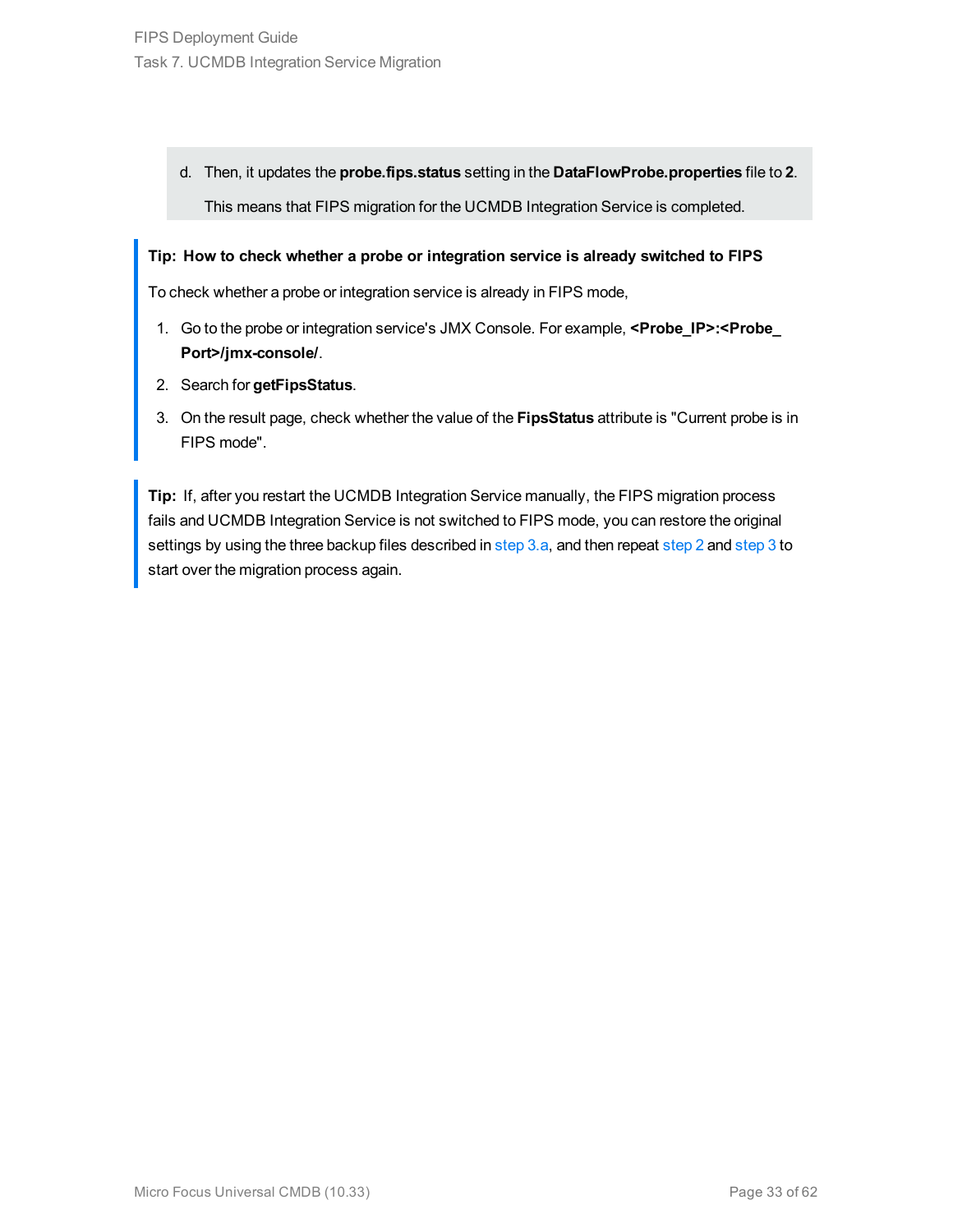d. Then, it updates the **probe.fips.status** setting in the **DataFlowProbe.properties** file to **2**.

   This means that FIPS migration for the UCMDB Integration Service is completed.

> **Tip: How to check whether a probe or integration service is already switched to FIPS**
>
> To check whether a probe or integration service is already in FIPS mode,
>
> 1. Go to the probe or integration service's JMX Console. For example, **<Probe_IP>:<Probe_Port>/jmx-console/**.
> 2. Search for **getFipsStatus**.
> 3. On the result page, check whether the value of the **FipsStatus** attribute is "Current probe is in FIPS mode".

> **Tip:** If, after you restart the UCMDB Integration Service manually, the FIPS migration process fails and UCMDB Integration Service is not switched to FIPS mode, you can restore the original settings by using the three backup files described in step 3.a, and then repeat step 2 and step 3 to start over the migration process again.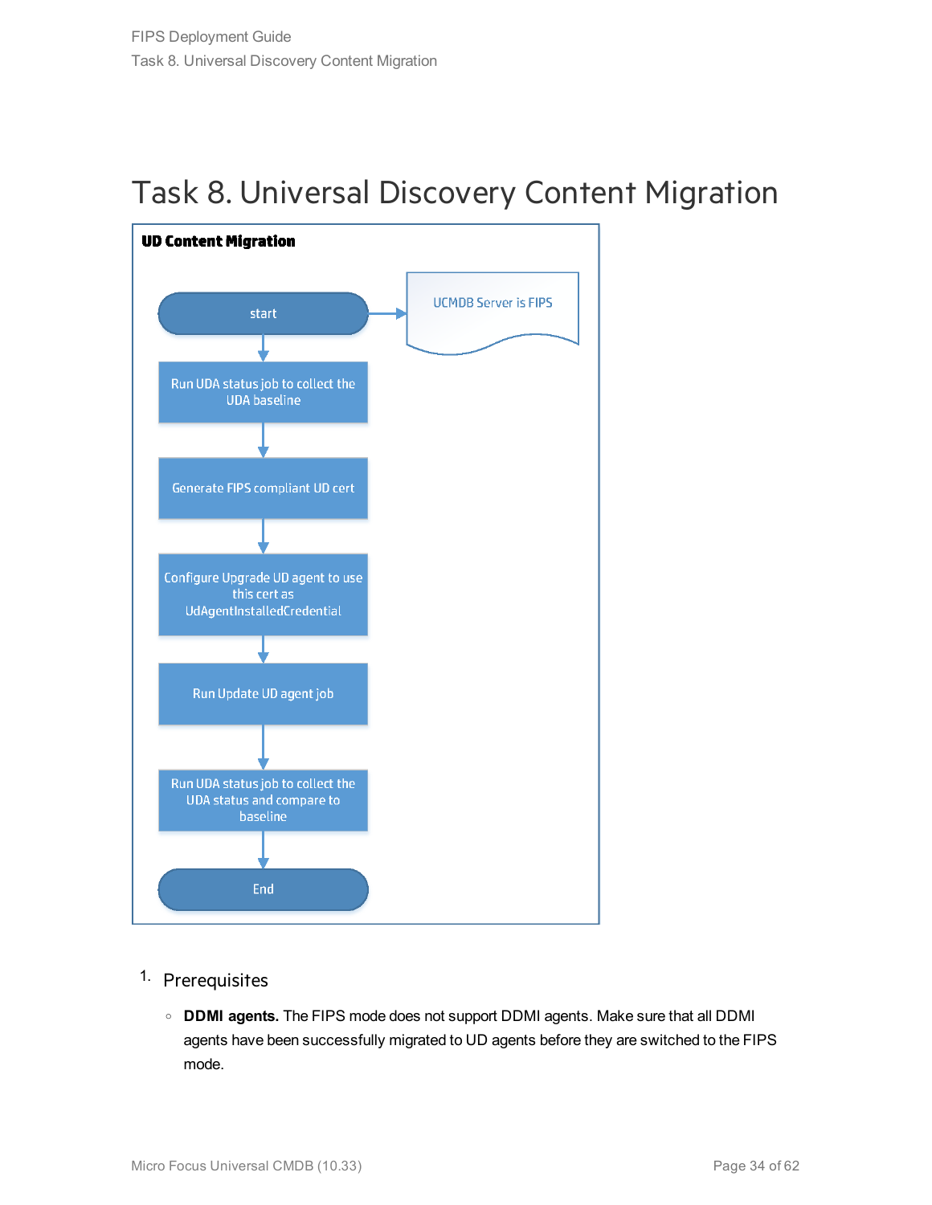# Task 8. Universal Discovery Content Migration

**UD Content Migration**

start → UCMDB Server is FIPS

Run UDA status job to collect the UDA baseline

Generate FIPS compliant UD cert

Configure Upgrade UD agent to use this cert as UdAgentInstalledCredential

Run Update UD agent job

Run UDA status job to collect the UDA status and compare to baseline

End

1. Prerequisites

   - **DDMI agents.** The FIPS mode does not support DDMI agents. Make sure that all DDMI agents have been successfully migrated to UD agents before they are switched to the FIPS mode.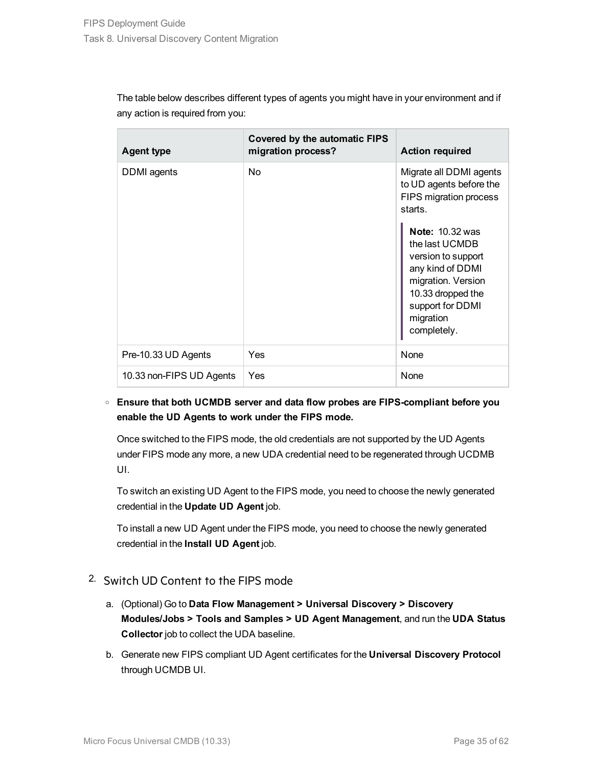The table below describes different types of agents you might have in your environment and if any action is required from you:

| Agent type | Covered by the automatic FIPS migration process? | Action required |
| --- | --- | --- |
| DDMI agents | No | Migrate all DDMI agents to UD agents before the FIPS migration process starts.<br><br>**Note:** 10.32 was the last UCMDB version to support any kind of DDMI migration. Version 10.33 dropped the support for DDMI migration completely. |
| Pre-10.33 UD Agents | Yes | None |
| 10.33 non-FIPS UD Agents | Yes | None |

- **Ensure that both UCMDB server and data flow probes are FIPS-compliant before you enable the UD Agents to work under the FIPS mode.**

  Once switched to the FIPS mode, the old credentials are not supported by the UD Agents under FIPS mode any more, a new UDA credential need to be regenerated through UCDMB UI.

  To switch an existing UD Agent to the FIPS mode, you need to choose the newly generated credential in the **Update UD Agent** job.

  To install a new UD Agent under the FIPS mode, you need to choose the newly generated credential in the **Install UD Agent** job.

2. Switch UD Content to the FIPS mode

   a. (Optional) Go to **Data Flow Management > Universal Discovery > Discovery Modules/Jobs > Tools and Samples > UD Agent Management**, and run the **UDA Status Collector** job to collect the UDA baseline.

   b. Generate new FIPS compliant UD Agent certificates for the **Universal Discovery Protocol** through UCMDB UI.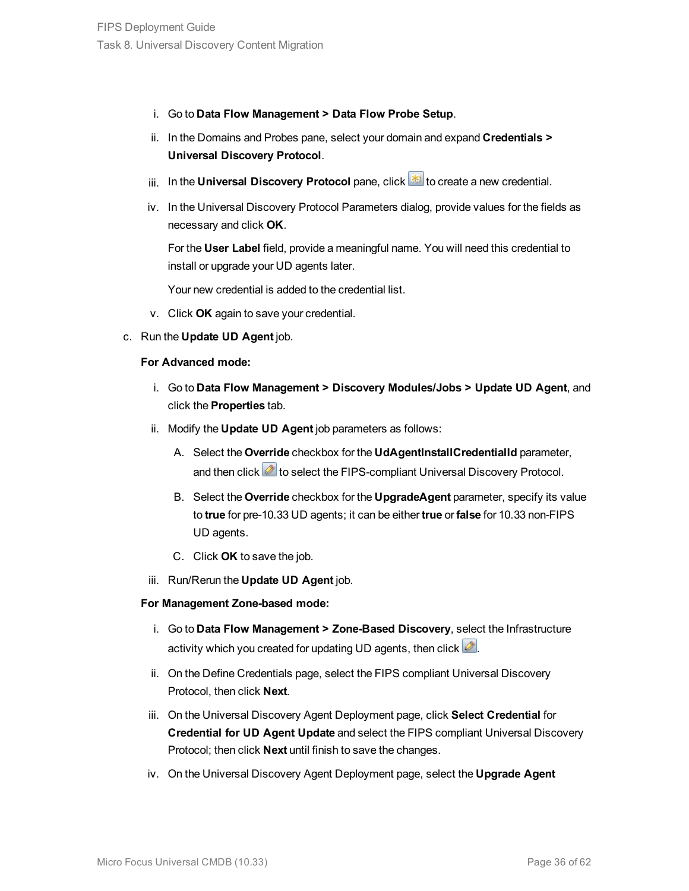i. Go to **Data Flow Management > Data Flow Probe Setup**.

  ii. In the Domains and Probes pane, select your domain and expand **Credentials > Universal Discovery Protocol**.

  iii. In the **Universal Discovery Protocol** pane, click to create a new credential.

  iv. In the Universal Discovery Protocol Parameters dialog, provide values for the fields as necessary and click **OK**.

     For the **User Label** field, provide a meaningful name. You will need this credential to install or upgrade your UD agents later.

     Your new credential is added to the credential list.

  v. Click **OK** again to save your credential.

c. Run the **Update UD Agent** job.

   **For Advanced mode:**

  i. Go to **Data Flow Management > Discovery Modules/Jobs > Update UD Agent**, and click the **Properties** tab.

  ii. Modify the **Update UD Agent** job parameters as follows:

     A. Select the **Override** checkbox for the **UdAgentInstallCredentialId** parameter, and then click to select the FIPS-compliant Universal Discovery Protocol.

     B. Select the **Override** checkbox for the **UpgradeAgent** parameter, specify its value to **true** for pre-10.33 UD agents; it can be either **true** or **false** for 10.33 non-FIPS UD agents.

     C. Click **OK** to save the job.

  iii. Run/Rerun the **Update UD Agent** job.

   **For Management Zone-based mode:**

  i. Go to **Data Flow Management > Zone-Based Discovery**, select the Infrastructure activity which you created for updating UD agents, then click .

  ii. On the Define Credentials page, select the FIPS compliant Universal Discovery Protocol, then click **Next**.

  iii. On the Universal Discovery Agent Deployment page, click **Select Credential** for **Credential for UD Agent Update** and select the FIPS compliant Universal Discovery Protocol; then click **Next** until finish to save the changes.

  iv. On the Universal Discovery Agent Deployment page, select the **Upgrade Agent**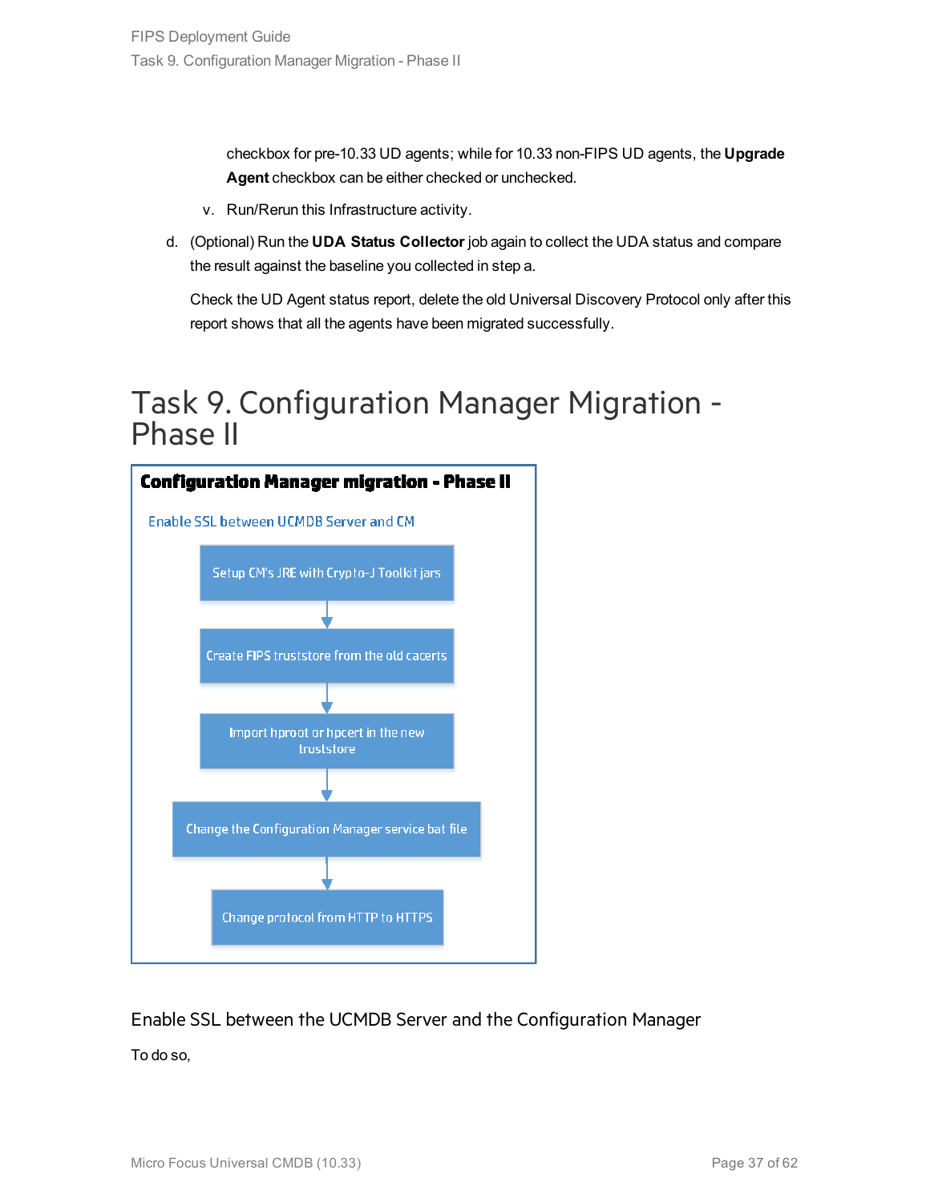checkbox for pre-10.33 UD agents; while for 10.33 non-FIPS UD agents, the **Upgrade Agent** checkbox can be either checked or unchecked.

v. Run/Rerun this Infrastructure activity.

d. (Optional) Run the **UDA Status Collector** job again to collect the UDA status and compare the result against the baseline you collected in step a.

Check the UD Agent status report, delete the old Universal Discovery Protocol only after this report shows that all the agents have been migrated successfully.

# Task 9. Configuration Manager Migration - Phase II

**Configuration Manager migration - Phase II**

Enable SSL between UCMDB Server and CM

- Setup CM's JRE with Crypto-J Toolkit jars
- Create FIPS truststore from the old cacerts
- Import hproot or hpcert in the new truststore
- Change the Configuration Manager service bat file
- Change protocol from HTTP to HTTPS

## Enable SSL between the UCMDB Server and the Configuration Manager

To do so,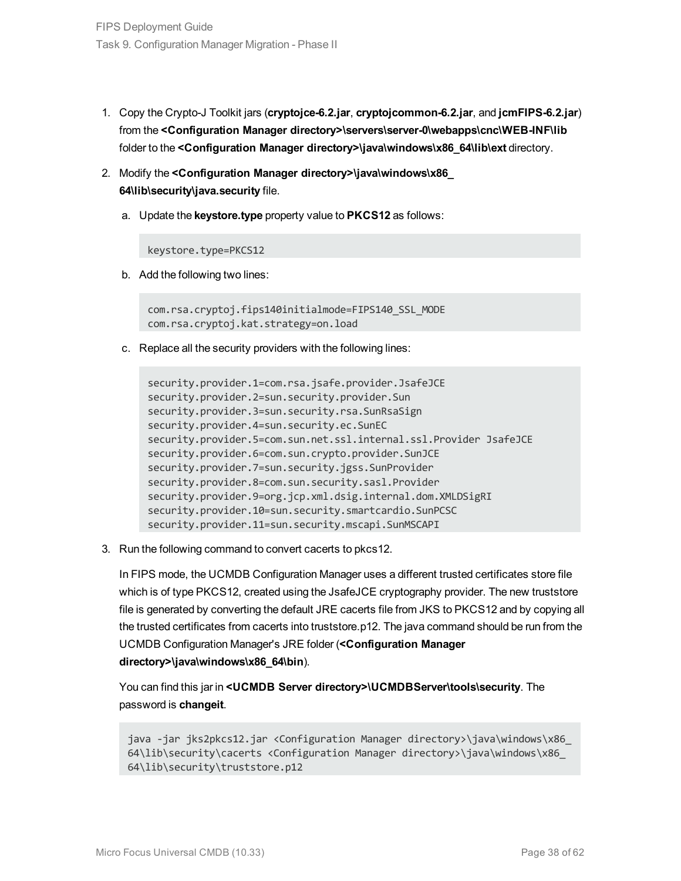1. Copy the Crypto-J Toolkit jars (**cryptojce-6.2.jar**, **cryptojcommon-6.2.jar**, and **jcmFIPS-6.2.jar**) from the **<Configuration Manager directory>\servers\server-0\webapps\cnc\WEB-INF\lib** folder to the **<Configuration Manager directory>\java\windows\x86_64\lib\ext** directory.

2. Modify the **<Configuration Manager directory>\java\windows\x86_64\lib\security\java.security** file.

   a. Update the **keystore.type** property value to **PKCS12** as follows:

   ```
   keystore.type=PKCS12
   ```

   b. Add the following two lines:

   ```
   com.rsa.cryptoj.fips140initialmode=FIPS140_SSL_MODE
   com.rsa.cryptoj.kat.strategy=on.load
   ```

   c. Replace all the security providers with the following lines:

   ```
   security.provider.1=com.rsa.jsafe.provider.JsafeJCE
   security.provider.2=sun.security.provider.Sun
   security.provider.3=sun.security.rsa.SunRsaSign
   security.provider.4=sun.security.ec.SunEC
   security.provider.5=com.sun.net.ssl.internal.ssl.Provider JsafeJCE
   security.provider.6=com.sun.crypto.provider.SunJCE
   security.provider.7=sun.security.jgss.SunProvider
   security.provider.8=com.sun.security.sasl.Provider
   security.provider.9=org.jcp.xml.dsig.internal.dom.XMLDSigRI
   security.provider.10=sun.security.smartcardio.SunPCSC
   security.provider.11=sun.security.mscapi.SunMSCAPI
   ```

3. Run the following command to convert cacerts to pkcs12.

   In FIPS mode, the UCMDB Configuration Manager uses a different trusted certificates store file which is of type PKCS12, created using the JsafeJCE cryptography provider. The new truststore file is generated by converting the default JRE cacerts file from JKS to PKCS12 and by copying all the trusted certificates from cacerts into truststore.p12. The java command should be run from the UCMDB Configuration Manager's JRE folder (**<Configuration Manager directory>\java\windows\x86_64\bin**).

   You can find this jar in **<UCMDB Server directory>\UCMDBServer\tools\security**. The password is **changeit**.

   ```
   java -jar jks2pkcs12.jar <Configuration Manager directory>\java\windows\x86_
   64\lib\security\cacerts <Configuration Manager directory>\java\windows\x86_
   64\lib\security\truststore.p12
   ```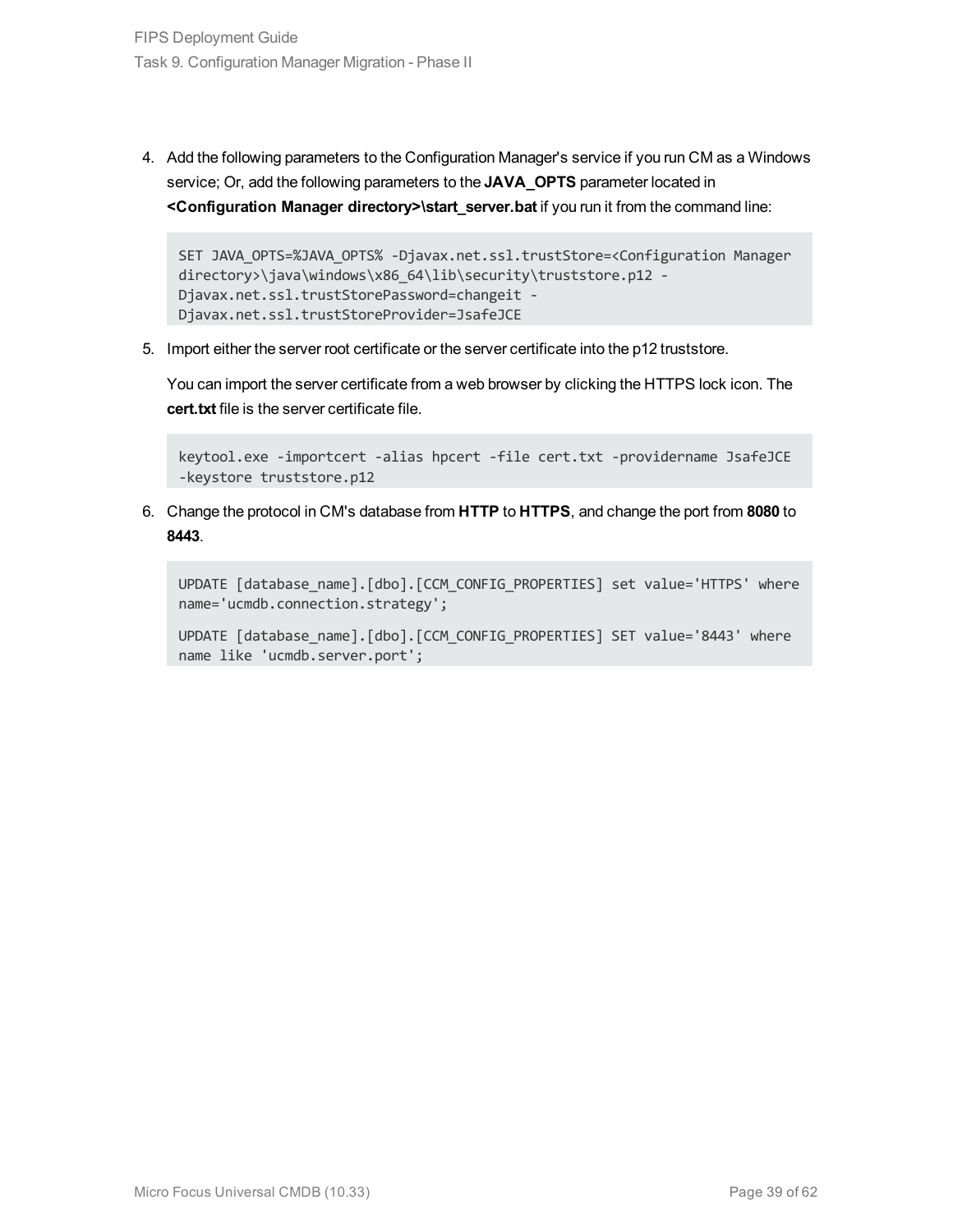4. Add the following parameters to the Configuration Manager's service if you run CM as a Windows service; Or, add the following parameters to the **JAVA_OPTS** parameter located in **<Configuration Manager directory>\start_server.bat** if you run it from the command line:

   ```
   SET JAVA_OPTS=%JAVA_OPTS% -Djavax.net.ssl.trustStore=<Configuration Manager directory>\java\windows\x86_64\lib\security\truststore.p12 -Djavax.net.ssl.trustStorePassword=changeit -Djavax.net.ssl.trustStoreProvider=JsafeJCE
   ```

5. Import either the server root certificate or the server certificate into the p12 truststore.

   You can import the server certificate from a web browser by clicking the HTTPS lock icon. The **cert.txt** file is the server certificate file.

   ```
   keytool.exe -importcert -alias hpcert -file cert.txt -providername JsafeJCE -keystore truststore.p12
   ```

6. Change the protocol in CM's database from **HTTP** to **HTTPS**, and change the port from **8080** to **8443**.

   ```
   UPDATE [database_name].[dbo].[CCM_CONFIG_PROPERTIES] set value='HTTPS' where name='ucmdb.connection.strategy';

   UPDATE [database_name].[dbo].[CCM_CONFIG_PROPERTIES] SET value='8443' where name like 'ucmdb.server.port';
   ```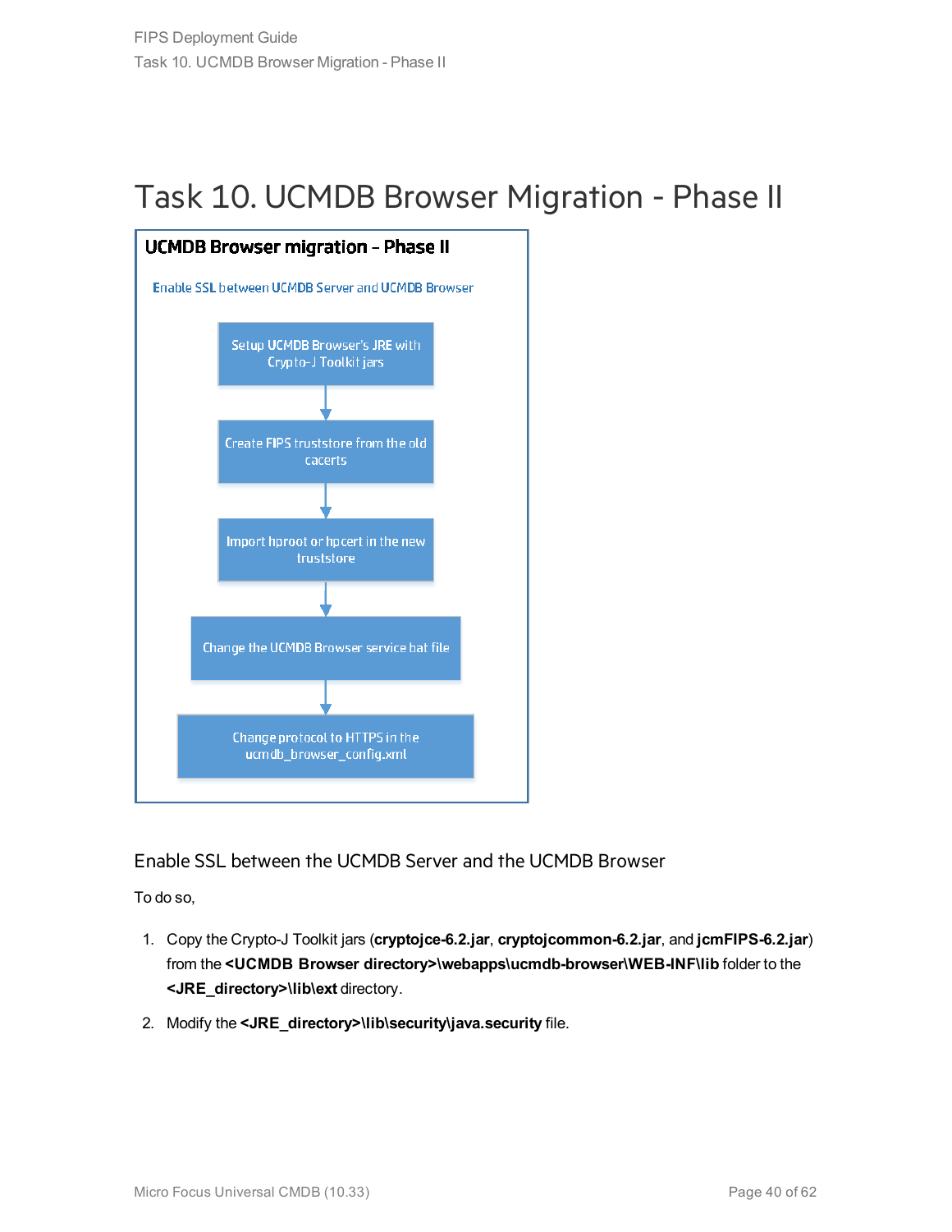# Task 10. UCMDB Browser Migration - Phase II

**UCMDB Browser migration – Phase II**

Enable SSL between UCMDB Server and UCMDB Browser

Setup UCMDB Browser's JRE with Crypto-J Toolkit jars

↓

Create FIPS truststore from the old cacerts

↓

Import hproot or hpcert in the new truststore

↓

Change the UCMDB Browser service bat file

↓

Change protocol to HTTPS in the ucmdb_browser_config.xml

## Enable SSL between the UCMDB Server and the UCMDB Browser

To do so,

1. Copy the Crypto-J Toolkit jars (**cryptojce-6.2.jar**, **cryptojcommon-6.2.jar**, and **jcmFIPS-6.2.jar**) from the **<UCMDB Browser directory>\webapps\ucmdb-browser\WEB-INF\lib** folder to the **<JRE_directory>\lib\ext** directory.
2. Modify the **<JRE_directory>\lib\security\java.security** file.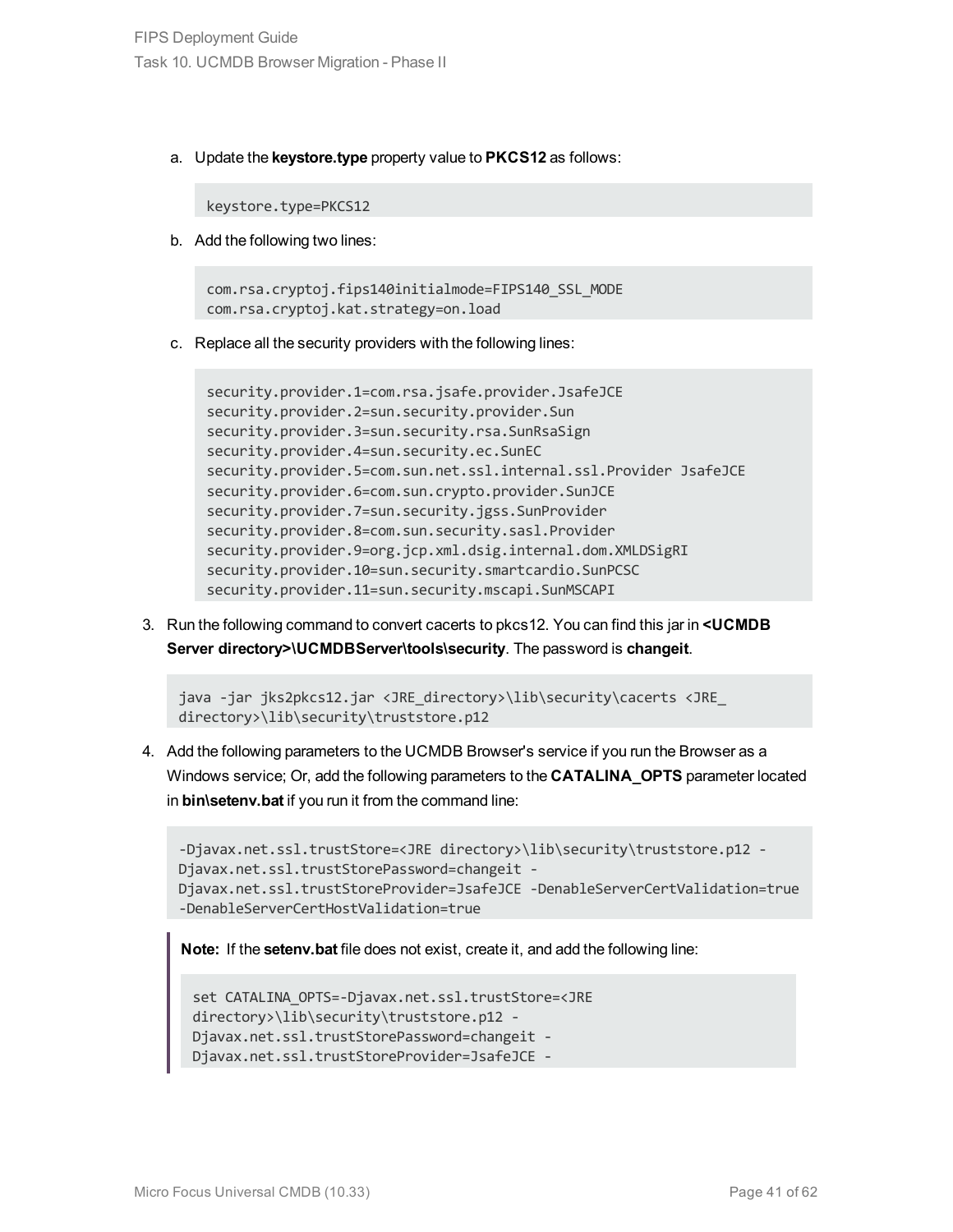a. Update the **keystore.type** property value to **PKCS12** as follows:

```
keystore.type=PKCS12
```

b. Add the following two lines:

```
com.rsa.cryptoj.fips140initialmode=FIPS140_SSL_MODE
com.rsa.cryptoj.kat.strategy=on.load
```

c. Replace all the security providers with the following lines:

```
security.provider.1=com.rsa.jsafe.provider.JsafeJCE
security.provider.2=sun.security.provider.Sun
security.provider.3=sun.security.rsa.SunRsaSign
security.provider.4=sun.security.ec.SunEC
security.provider.5=com.sun.net.ssl.internal.ssl.Provider JsafeJCE
security.provider.6=com.sun.crypto.provider.SunJCE
security.provider.7=sun.security.jgss.SunProvider
security.provider.8=com.sun.security.sasl.Provider
security.provider.9=org.jcp.xml.dsig.internal.dom.XMLDSigRI
security.provider.10=sun.security.smartcardio.SunPCSC
security.provider.11=sun.security.mscapi.SunMSCAPI
```

3. Run the following command to convert cacerts to pkcs12. You can find this jar in **<UCMDB Server directory>\UCMDBServer\tools\security**. The password is **changeit**.

```
java -jar jks2pkcs12.jar <JRE_directory>\lib\security\cacerts <JRE_
directory>\lib\security\truststore.p12
```

4. Add the following parameters to the UCMDB Browser's service if you run the Browser as a Windows service; Or, add the following parameters to the **CATALINA_OPTS** parameter located in **bin\setenv.bat** if you run it from the command line:

```
-Djavax.net.ssl.trustStore=<JRE directory>\lib\security\truststore.p12 -
Djavax.net.ssl.trustStorePassword=changeit -
Djavax.net.ssl.trustStoreProvider=JsafeJCE -DenableServerCertValidation=true
-DenableServerCertHostValidation=true
```

> **Note:** If the **setenv.bat** file does not exist, create it, and add the following line:
>
> ```
> set CATALINA_OPTS=-Djavax.net.ssl.trustStore=<JRE
> directory>\lib\security\truststore.p12 -
> Djavax.net.ssl.trustStorePassword=changeit -
> Djavax.net.ssl.trustStoreProvider=JsafeJCE -
> ```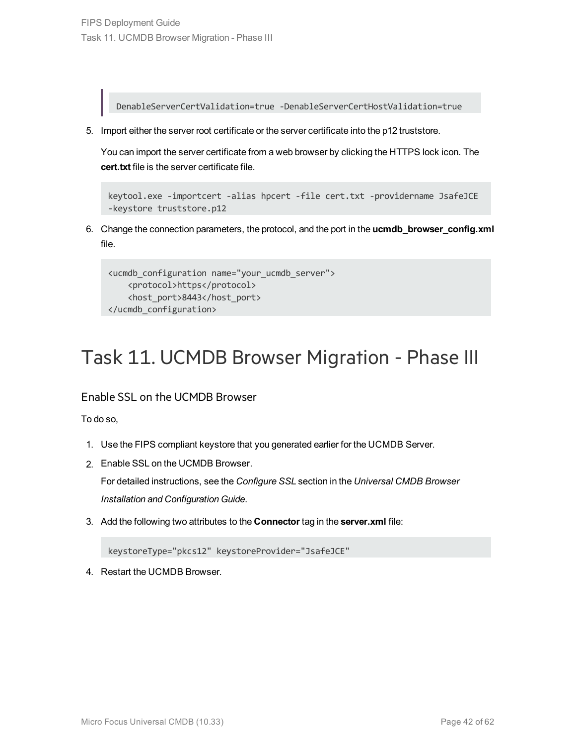```
DenableServerCertValidation=true -DenableServerCertHostValidation=true
```

5. Import either the server root certificate or the server certificate into the p12 truststore.

   You can import the server certificate from a web browser by clicking the HTTPS lock icon. The **cert.txt** file is the server certificate file.

   ```
   keytool.exe -importcert -alias hpcert -file cert.txt -providername JsafeJCE
   -keystore truststore.p12
   ```

6. Change the connection parameters, the protocol, and the port in the **ucmdb_browser_config.xml** file.

   ```
   <ucmdb_configuration name="your_ucmdb_server">
       <protocol>https</protocol>
       <host_port>8443</host_port>
   </ucmdb_configuration>
   ```

# Task 11. UCMDB Browser Migration - Phase III

## Enable SSL on the UCMDB Browser

To do so,

1. Use the FIPS compliant keystore that you generated earlier for the UCMDB Server.
2. Enable SSL on the UCMDB Browser.

   For detailed instructions, see the *Configure SSL* section in the *Universal CMDB Browser Installation and Configuration Guide*.

3. Add the following two attributes to the **Connector** tag in the **server.xml** file:

   ```
   keystoreType="pkcs12" keystoreProvider="JsafeJCE"
   ```

4. Restart the UCMDB Browser.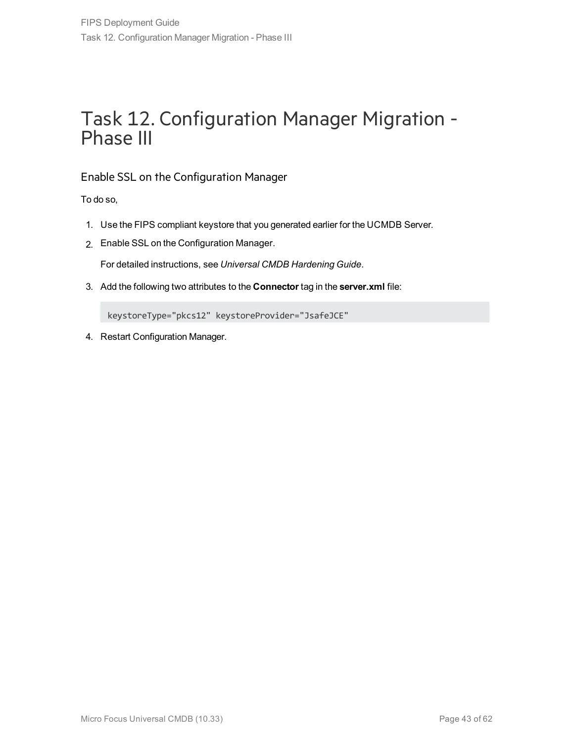# Task 12. Configuration Manager Migration - Phase III

## Enable SSL on the Configuration Manager

To do so,

1. Use the FIPS compliant keystore that you generated earlier for the UCMDB Server.
2. Enable SSL on the Configuration Manager.

   For detailed instructions, see *Universal CMDB Hardening Guide*.

3. Add the following two attributes to the **Connector** tag in the **server.xml** file:

   ```
   keystoreType="pkcs12" keystoreProvider="JsafeJCE"
   ```

4. Restart Configuration Manager.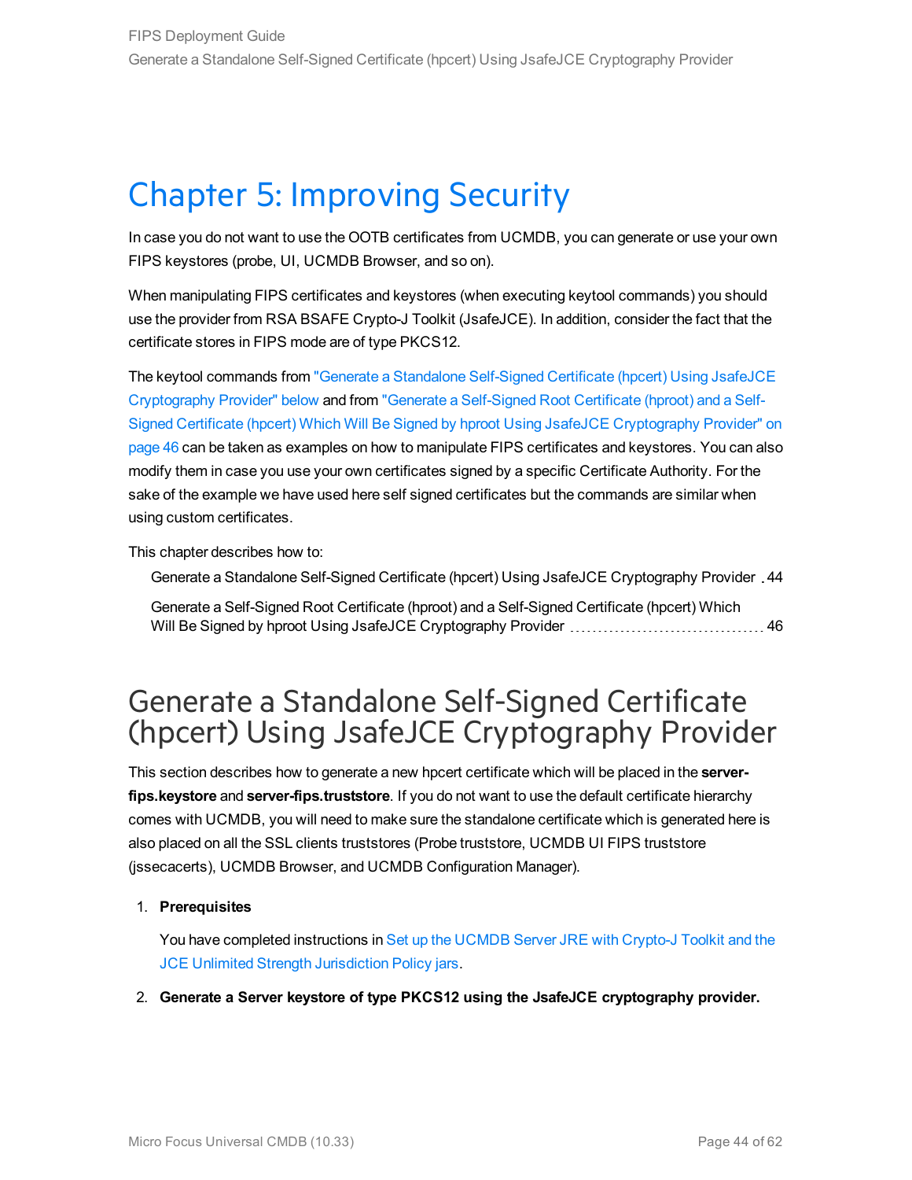# Chapter 5: Improving Security

In case you do not want to use the OOTB certificates from UCMDB, you can generate or use your own FIPS keystores (probe, UI, UCMDB Browser, and so on).

When manipulating FIPS certificates and keystores (when executing keytool commands) you should use the provider from RSA BSAFE Crypto-J Toolkit (JsafeJCE). In addition, consider the fact that the certificate stores in FIPS mode are of type PKCS12.

The keytool commands from "Generate a Standalone Self-Signed Certificate (hpcert) Using JsafeJCE Cryptography Provider" below and from "Generate a Self-Signed Root Certificate (hproot) and a Self-Signed Certificate (hpcert) Which Will Be Signed by hproot Using JsafeJCE Cryptography Provider" on page 46 can be taken as examples on how to manipulate FIPS certificates and keystores. You can also modify them in case you use your own certificates signed by a specific Certificate Authority. For the sake of the example we have used here self signed certificates but the commands are similar when using custom certificates.

This chapter describes how to:

- Generate a Standalone Self-Signed Certificate (hpcert) Using JsafeJCE Cryptography Provider 44
- Generate a Self-Signed Root Certificate (hproot) and a Self-Signed Certificate (hpcert) Which Will Be Signed by hproot Using JsafeJCE Cryptography Provider 46

## Generate a Standalone Self-Signed Certificate (hpcert) Using JsafeJCE Cryptography Provider

This section describes how to generate a new hpcert certificate which will be placed in the **server-fips.keystore** and **server-fips.truststore**. If you do not want to use the default certificate hierarchy comes with UCMDB, you will need to make sure the standalone certificate which is generated here is also placed on all the SSL clients truststores (Probe truststore, UCMDB UI FIPS truststore (jssecacerts), UCMDB Browser, and UCMDB Configuration Manager).

1. **Prerequisites**

   You have completed instructions in Set up the UCMDB Server JRE with Crypto-J Toolkit and the JCE Unlimited Strength Jurisdiction Policy jars.

2. **Generate a Server keystore of type PKCS12 using the JsafeJCE cryptography provider.**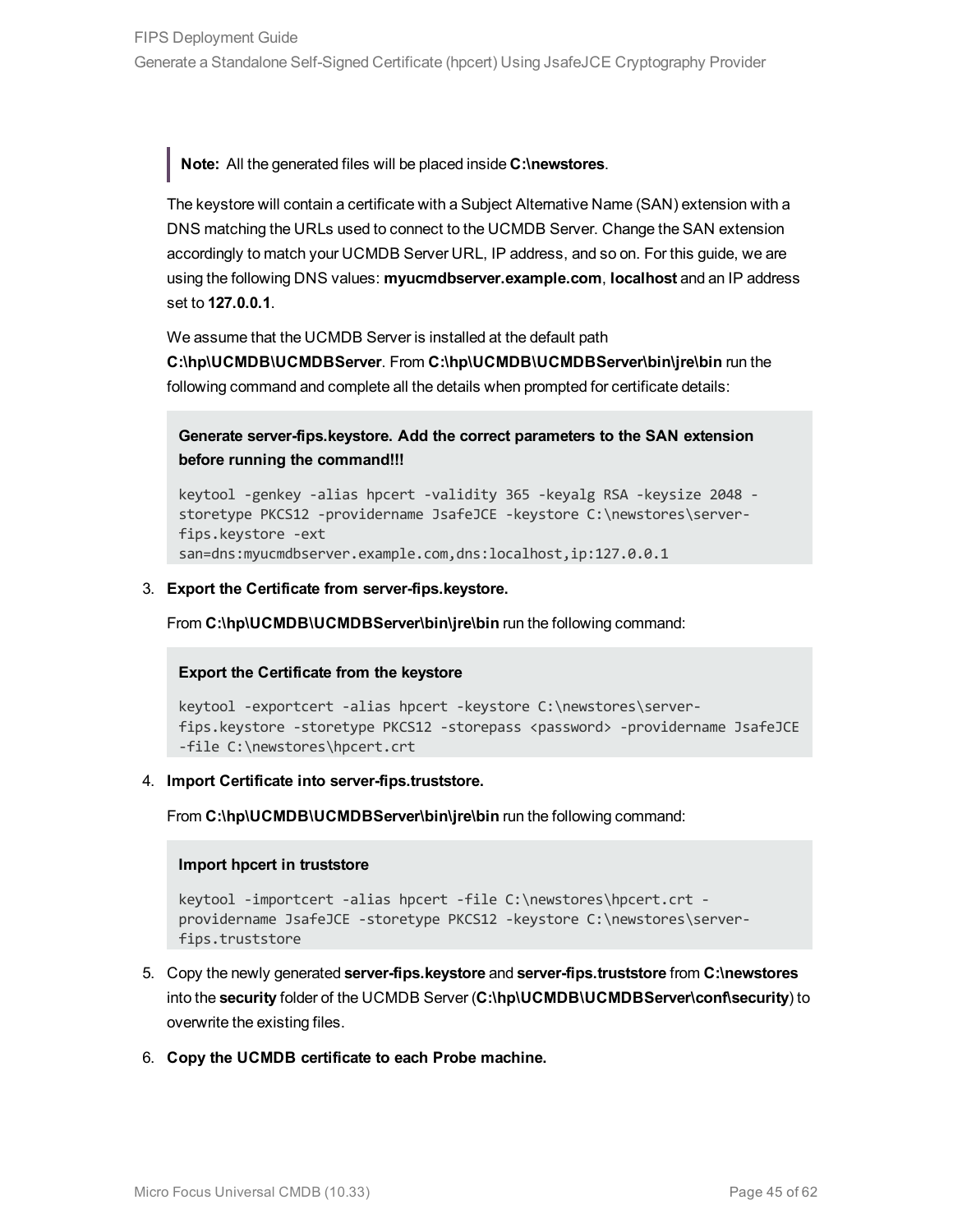> **Note:** All the generated files will be placed inside **C:\newstores**.

The keystore will contain a certificate with a Subject Alternative Name (SAN) extension with a DNS matching the URLs used to connect to the UCMDB Server. Change the SAN extension accordingly to match your UCMDB Server URL, IP address, and so on. For this guide, we are using the following DNS values: **myucmdbserver.example.com**, **localhost** and an IP address set to **127.0.0.1**.

We assume that the UCMDB Server is installed at the default path **C:\hp\UCMDB\UCMDBServer**. From **C:\hp\UCMDB\UCMDBServer\bin\jre\bin** run the following command and complete all the details when prompted for certificate details:

**Generate server-fips.keystore. Add the correct parameters to the SAN extension before running the command!!!**

```
keytool -genkey -alias hpcert -validity 365 -keyalg RSA -keysize 2048 -storetype PKCS12 -providername JsafeJCE -keystore C:\newstores\server-fips.keystore -ext san=dns:myucmdbserver.example.com,dns:localhost,ip:127.0.0.1
```

3. **Export the Certificate from server-fips.keystore.**

   From **C:\hp\UCMDB\UCMDBServer\bin\jre\bin** run the following command:

   **Export the Certificate from the keystore**

   ```
   keytool -exportcert -alias hpcert -keystore C:\newstores\server-fips.keystore -storetype PKCS12 -storepass <password> -providername JsafeJCE -file C:\newstores\hpcert.crt
   ```

4. **Import Certificate into server-fips.truststore.**

   From **C:\hp\UCMDB\UCMDBServer\bin\jre\bin** run the following command:

   **Import hpcert in truststore**

   ```
   keytool -importcert -alias hpcert -file C:\newstores\hpcert.crt -providername JsafeJCE -storetype PKCS12 -keystore C:\newstores\server-fips.truststore
   ```

5. Copy the newly generated **server-fips.keystore** and **server-fips.truststore** from **C:\newstores** into the **security** folder of the UCMDB Server (**C:\hp\UCMDB\UCMDBServer\conf\security**) to overwrite the existing files.

6. **Copy the UCMDB certificate to each Probe machine.**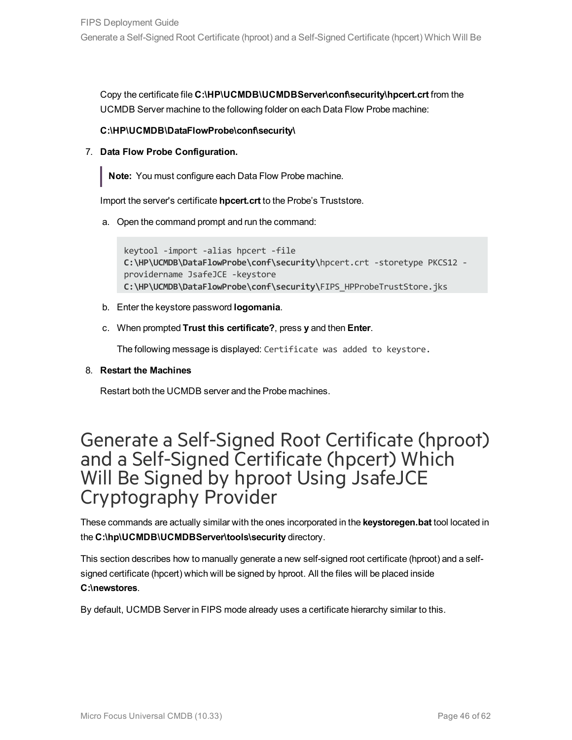Copy the certificate file **C:\HP\UCMDB\UCMDBServer\conf\security\hpcert.crt** from the UCMDB Server machine to the following folder on each Data Flow Probe machine:

**C:\HP\UCMDB\DataFlowProbe\conf\security\**

7. **Data Flow Probe Configuration.**

   > **Note:** You must configure each Data Flow Probe machine.

   Import the server's certificate **hpcert.crt** to the Probe's Truststore.

   a. Open the command prompt and run the command:

   ```
   keytool -import -alias hpcert -file
   C:\HP\UCMDB\DataFlowProbe\conf\security\hpcert.crt -storetype PKCS12 -
   providername JsafeJCE -keystore
   C:\HP\UCMDB\DataFlowProbe\conf\security\FIPS_HPProbeTrustStore.jks
   ```

   b. Enter the keystore password **logomania**.

   c. When prompted **Trust this certificate?**, press **y** and then **Enter**.

   The following message is displayed: `Certificate was added to keystore.`

8. **Restart the Machines**

   Restart both the UCMDB server and the Probe machines.

# Generate a Self-Signed Root Certificate (hproot) and a Self-Signed Certificate (hpcert) Which Will Be Signed by hproot Using JsafeJCE Cryptography Provider

These commands are actually similar with the ones incorporated in the **keystoregen.bat** tool located in the **C:\hp\UCMDB\UCMDBServer\tools\security** directory.

This section describes how to manually generate a new self-signed root certificate (hproot) and a self-signed certificate (hpcert) which will be signed by hproot. All the files will be placed inside **C:\newstores**.

By default, UCMDB Server in FIPS mode already uses a certificate hierarchy similar to this.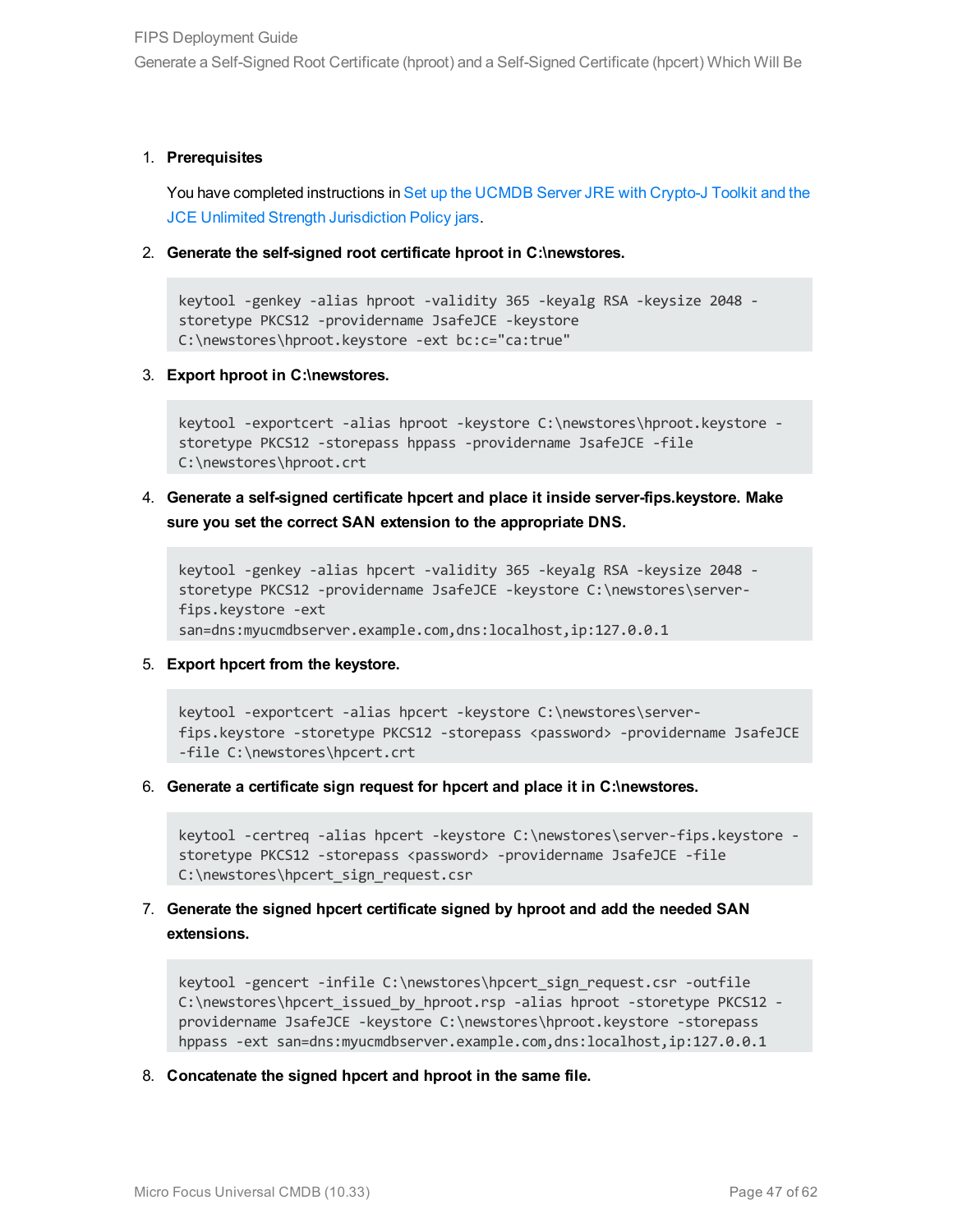1. **Prerequisites**

   You have completed instructions in Set up the UCMDB Server JRE with Crypto-J Toolkit and the JCE Unlimited Strength Jurisdiction Policy jars.

2. **Generate the self-signed root certificate hproot in C:\newstores.**

   ```
   keytool -genkey -alias hproot -validity 365 -keyalg RSA -keysize 2048 -storetype PKCS12 -providername JsafeJCE -keystore C:\newstores\hproot.keystore -ext bc:c="ca:true"
   ```

3. **Export hproot in C:\newstores.**

   ```
   keytool -exportcert -alias hproot -keystore C:\newstores\hproot.keystore -storetype PKCS12 -storepass hppass -providername JsafeJCE -file C:\newstores\hproot.crt
   ```

4. **Generate a self-signed certificate hpcert and place it inside server-fips.keystore. Make sure you set the correct SAN extension to the appropriate DNS.**

   ```
   keytool -genkey -alias hpcert -validity 365 -keyalg RSA -keysize 2048 -storetype PKCS12 -providername JsafeJCE -keystore C:\newstores\server-fips.keystore -ext san=dns:myucmdbserver.example.com,dns:localhost,ip:127.0.0.1
   ```

5. **Export hpcert from the keystore.**

   ```
   keytool -exportcert -alias hpcert -keystore C:\newstores\server-fips.keystore -storetype PKCS12 -storepass <password> -providername JsafeJCE -file C:\newstores\hpcert.crt
   ```

6. **Generate a certificate sign request for hpcert and place it in C:\newstores.**

   ```
   keytool -certreq -alias hpcert -keystore C:\newstores\server-fips.keystore -storetype PKCS12 -storepass <password> -providername JsafeJCE -file C:\newstores\hpcert_sign_request.csr
   ```

7. **Generate the signed hpcert certificate signed by hproot and add the needed SAN extensions.**

   ```
   keytool -gencert -infile C:\newstores\hpcert_sign_request.csr -outfile C:\newstores\hpcert_issued_by_hproot.rsp -alias hproot -storetype PKCS12 -providername JsafeJCE -keystore C:\newstores\hproot.keystore -storepass hppass -ext san=dns:myucmdbserver.example.com,dns:localhost,ip:127.0.0.1
   ```

8. **Concatenate the signed hpcert and hproot in the same file.**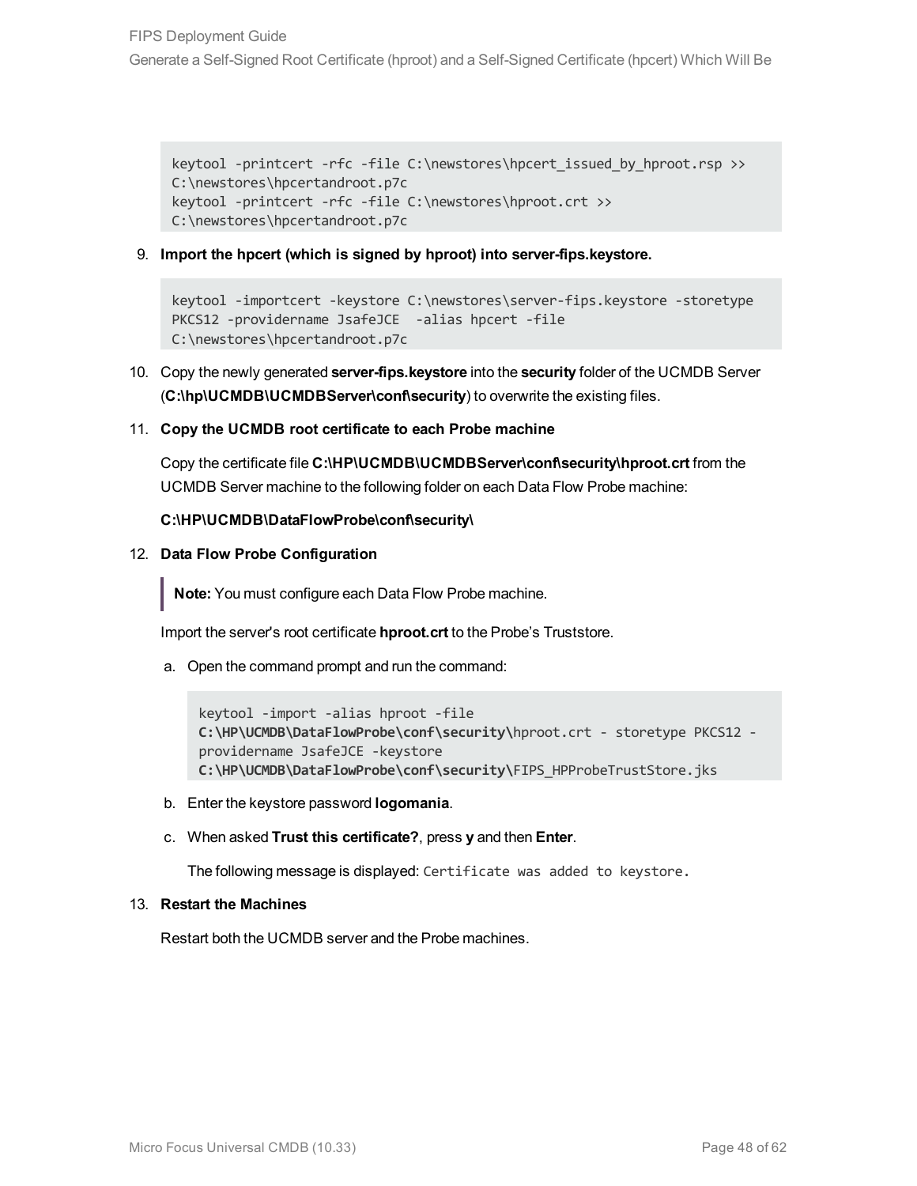```
keytool -printcert -rfc -file C:\newstores\hpcert_issued_by_hproot.rsp >>
C:\newstores\hpcertandroot.p7c
keytool -printcert -rfc -file C:\newstores\hproot.crt >>
C:\newstores\hpcertandroot.p7c
```

9. **Import the hpcert (which is signed by hproot) into server-fips.keystore.**

```
keytool -importcert -keystore C:\newstores\server-fips.keystore -storetype
PKCS12 -providername JsafeJCE  -alias hpcert -file
C:\newstores\hpcertandroot.p7c
```

10. Copy the newly generated **server-fips.keystore** into the **security** folder of the UCMDB Server (**C:\hp\UCMDB\UCMDBServer\conf\security**) to overwrite the existing files.

11. **Copy the UCMDB root certificate to each Probe machine**

    Copy the certificate file **C:\HP\UCMDB\UCMDBServer\conf\security\hproot.crt** from the UCMDB Server machine to the following folder on each Data Flow Probe machine:

    **C:\HP\UCMDB\DataFlowProbe\conf\security\**

12. **Data Flow Probe Configuration**

    > **Note:** You must configure each Data Flow Probe machine.

    Import the server's root certificate **hproot.crt** to the Probe's Truststore.

    a. Open the command prompt and run the command:

    ```
    keytool -import -alias hproot -file
    C:\HP\UCMDB\DataFlowProbe\conf\security\hproot.crt - storetype PKCS12 -
    providername JsafeJCE -keystore
    C:\HP\UCMDB\DataFlowProbe\conf\security\FIPS_HPProbeTrustStore.jks
    ```

    b. Enter the keystore password **logomania**.

    c. When asked **Trust this certificate?**, press **y** and then **Enter**.

       The following message is displayed: `Certificate was added to keystore.`

13. **Restart the Machines**

    Restart both the UCMDB server and the Probe machines.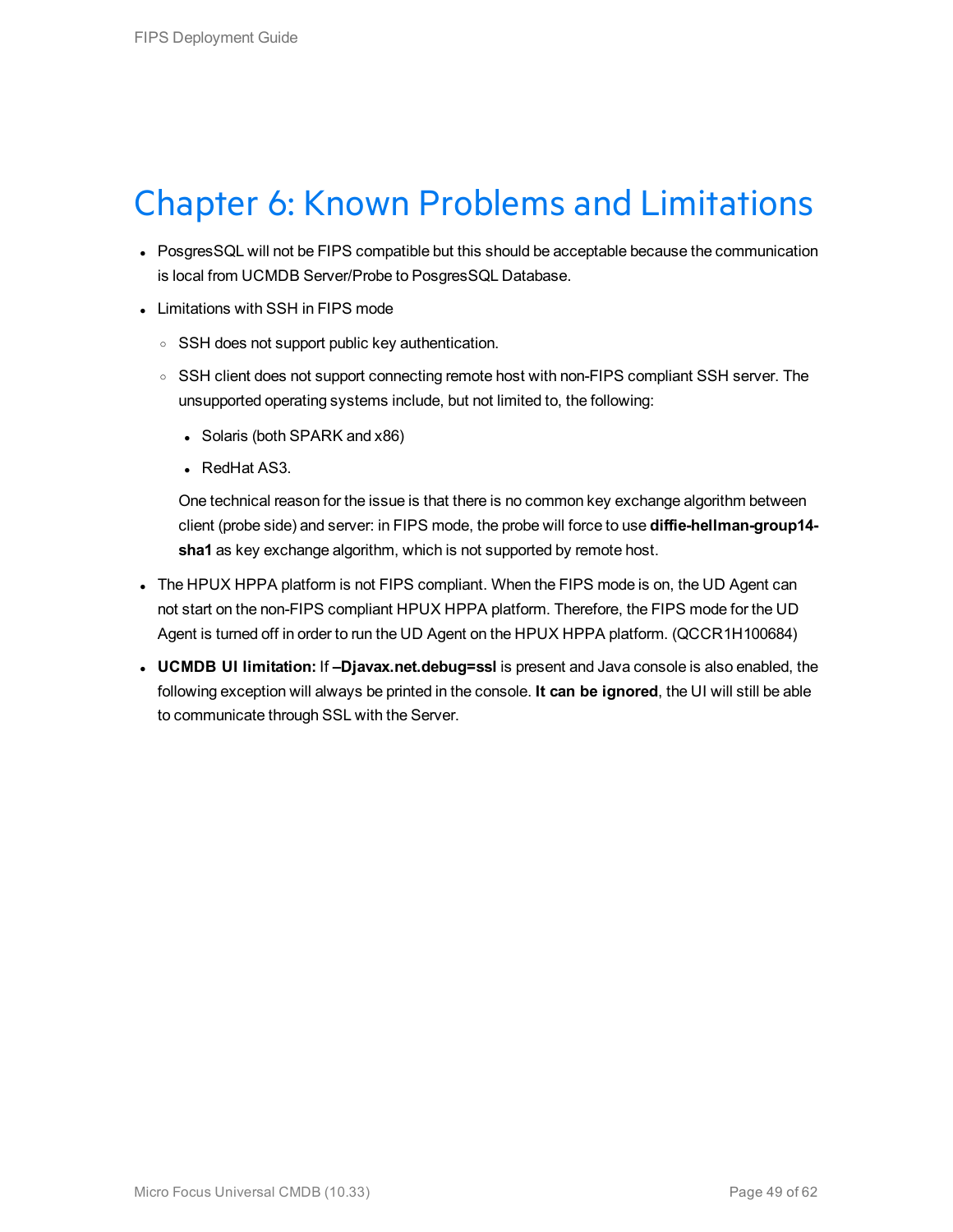# Chapter 6: Known Problems and Limitations

- PosgresSQL will not be FIPS compatible but this should be acceptable because the communication is local from UCMDB Server/Probe to PosgresSQL Database.
- Limitations with SSH in FIPS mode
  - SSH does not support public key authentication.
  - SSH client does not support connecting remote host with non-FIPS compliant SSH server. The unsupported operating systems include, but not limited to, the following:
    - Solaris (both SPARK and x86)
    - RedHat AS3.

    One technical reason for the issue is that there is no common key exchange algorithm between client (probe side) and server: in FIPS mode, the probe will force to use **diffie-hellman-group14-sha1** as key exchange algorithm, which is not supported by remote host.
- The HPUX HPPA platform is not FIPS compliant. When the FIPS mode is on, the UD Agent can not start on the non-FIPS compliant HPUX HPPA platform. Therefore, the FIPS mode for the UD Agent is turned off in order to run the UD Agent on the HPUX HPPA platform. (QCCR1H100684)
- **UCMDB UI limitation:** If **–Djavax.net.debug=ssl** is present and Java console is also enabled, the following exception will always be printed in the console. **It can be ignored**, the UI will still be able to communicate through SSL with the Server.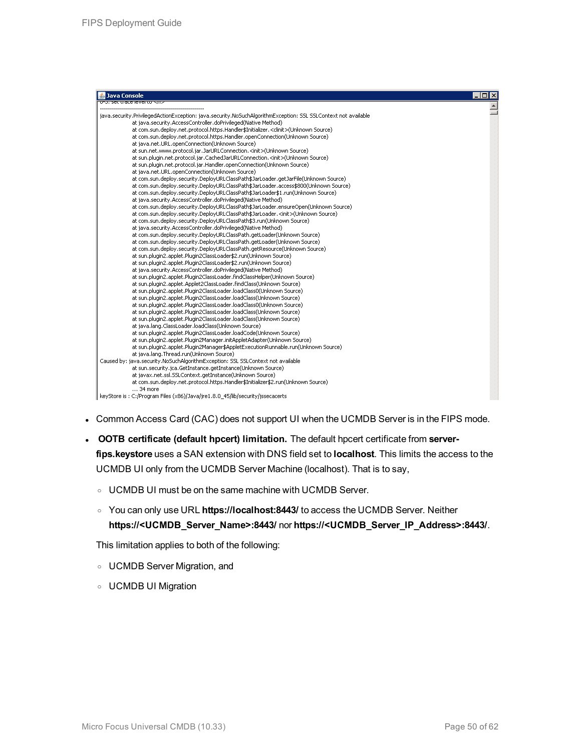```
Java Console
0-5: set trace level to <n>
----------------------------------------------------
java.security.PrivilegedActionException: java.security.NoSuchAlgorithmException: SSL SSLContext not available
	at java.security.AccessController.doPrivileged(Native Method)
	at com.sun.deploy.net.protocol.https.Handler$Initializer.<clinit>(Unknown Source)
	at com.sun.deploy.net.protocol.https.Handler.openConnection(Unknown Source)
	at java.net.URL.openConnection(Unknown Source)
	at sun.net.www.protocol.jar.JarURLConnection.<init>(Unknown Source)
	at sun.plugin.net.protocol.jar.CachedJarURLConnection.<init>(Unknown Source)
	at sun.plugin.net.protocol.jar.Handler.openConnection(Unknown Source)
	at java.net.URL.openConnection(Unknown Source)
	at com.sun.deploy.security.DeployURLClassPath$JarLoader.getJarFile(Unknown Source)
	at com.sun.deploy.security.DeployURLClassPath$JarLoader.access$800(Unknown Source)
	at com.sun.deploy.security.DeployURLClassPath$JarLoader$1.run(Unknown Source)
	at java.security.AccessController.doPrivileged(Native Method)
	at com.sun.deploy.security.DeployURLClassPath$JarLoader.ensureOpen(Unknown Source)
	at com.sun.deploy.security.DeployURLClassPath$JarLoader.<init>(Unknown Source)
	at com.sun.deploy.security.DeployURLClassPath$3.run(Unknown Source)
	at java.security.AccessController.doPrivileged(Native Method)
	at com.sun.deploy.security.DeployURLClassPath.getLoader(Unknown Source)
	at com.sun.deploy.security.DeployURLClassPath.getLoader(Unknown Source)
	at com.sun.deploy.security.DeployURLClassPath.getResource(Unknown Source)
	at sun.plugin2.applet.Plugin2ClassLoader$2.run(Unknown Source)
	at sun.plugin2.applet.Plugin2ClassLoader$2.run(Unknown Source)
	at java.security.AccessController.doPrivileged(Native Method)
	at sun.plugin2.applet.Plugin2ClassLoader.findClassHelper(Unknown Source)
	at sun.plugin2.applet.Applet2ClassLoader.findClass(Unknown Source)
	at sun.plugin2.applet.Plugin2ClassLoader.loadClass0(Unknown Source)
	at sun.plugin2.applet.Plugin2ClassLoader.loadClass(Unknown Source)
	at sun.plugin2.applet.Plugin2ClassLoader.loadClass0(Unknown Source)
	at sun.plugin2.applet.Plugin2ClassLoader.loadClass(Unknown Source)
	at sun.plugin2.applet.Plugin2ClassLoader.loadClass(Unknown Source)
	at java.lang.ClassLoader.loadClass(Unknown Source)
	at sun.plugin2.applet.Plugin2ClassLoader.loadCode(Unknown Source)
	at sun.plugin2.applet.Plugin2Manager.initAppletAdapter(Unknown Source)
	at sun.plugin2.applet.Plugin2Manager$AppletExecutionRunnable.run(Unknown Source)
	at java.lang.Thread.run(Unknown Source)
Caused by: java.security.NoSuchAlgorithmException: SSL SSLContext not available
	at sun.security.jca.GetInstance.getInstance(Unknown Source)
	at javax.net.ssl.SSLContext.getInstance(Unknown Source)
	at com.sun.deploy.net.protocol.https.Handler$Initializer$2.run(Unknown Source)
	... 34 more
keyStore is : C:/Program Files (x86)/Java/jre1.8.0_45/lib/security/jssecacerts
```

- Common Access Card (CAC) does not support UI when the UCMDB Server is in the FIPS mode.
- **OOTB certificate (default hpcert) limitation.** The default hpcert certificate from **server-fips.keystore** uses a SAN extension with DNS field set to **localhost**. This limits the access to the UCMDB UI only from the UCMDB Server Machine (localhost). That is to say,
  - UCMDB UI must be on the same machine with UCMDB Server.
  - You can only use URL **https://localhost:8443/** to access the UCMDB Server. Neither **https://<UCMDB_Server_Name>:8443/** nor **https://<UCMDB_Server_IP_Address>:8443/**.

  This limitation applies to both of the following:

  - UCMDB Server Migration, and
  - UCMDB UI Migration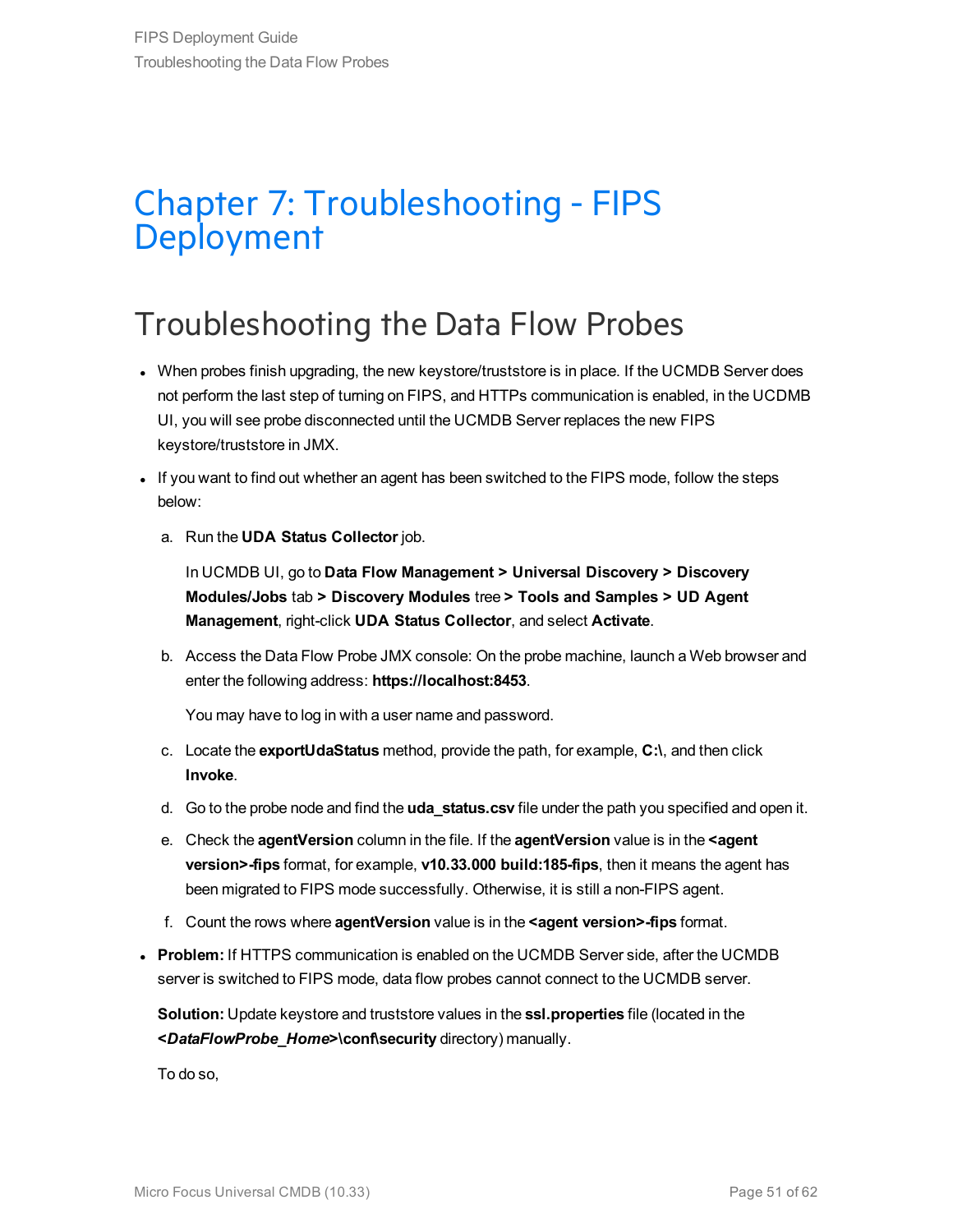# Chapter 7: Troubleshooting - FIPS Deployment

## Troubleshooting the Data Flow Probes

- When probes finish upgrading, the new keystore/truststore is in place. If the UCMDB Server does not perform the last step of turning on FIPS, and HTTPs communication is enabled, in the UCDMB UI, you will see probe disconnected until the UCMDB Server replaces the new FIPS keystore/truststore in JMX.
- If you want to find out whether an agent has been switched to the FIPS mode, follow the steps below:

  a. Run the **UDA Status Collector** job.

     In UCMDB UI, go to **Data Flow Management > Universal Discovery > Discovery Modules/Jobs** tab **> Discovery Modules** tree **> Tools and Samples > UD Agent Management**, right-click **UDA Status Collector**, and select **Activate**.

  b. Access the Data Flow Probe JMX console: On the probe machine, launch a Web browser and enter the following address: **https://localhost:8453**.

     You may have to log in with a user name and password.

  c. Locate the **exportUdaStatus** method, provide the path, for example, **C:\**, and then click **Invoke**.

  d. Go to the probe node and find the **uda_status.csv** file under the path you specified and open it.

  e. Check the **agentVersion** column in the file. If the **agentVersion** value is in the **<agent version>-fips** format, for example, **v10.33.000 build:185-fips**, then it means the agent has been migrated to FIPS mode successfully. Otherwise, it is still a non-FIPS agent.

  f. Count the rows where **agentVersion** value is in the **<agent version>-fips** format.

- **Problem:** If HTTPS communication is enabled on the UCMDB Server side, after the UCMDB server is switched to FIPS mode, data flow probes cannot connect to the UCMDB server.

  **Solution:** Update keystore and truststore values in the **ssl.properties** file (located in the **<*DataFlowProbe_Home*>\conf\security** directory) manually.

  To do so,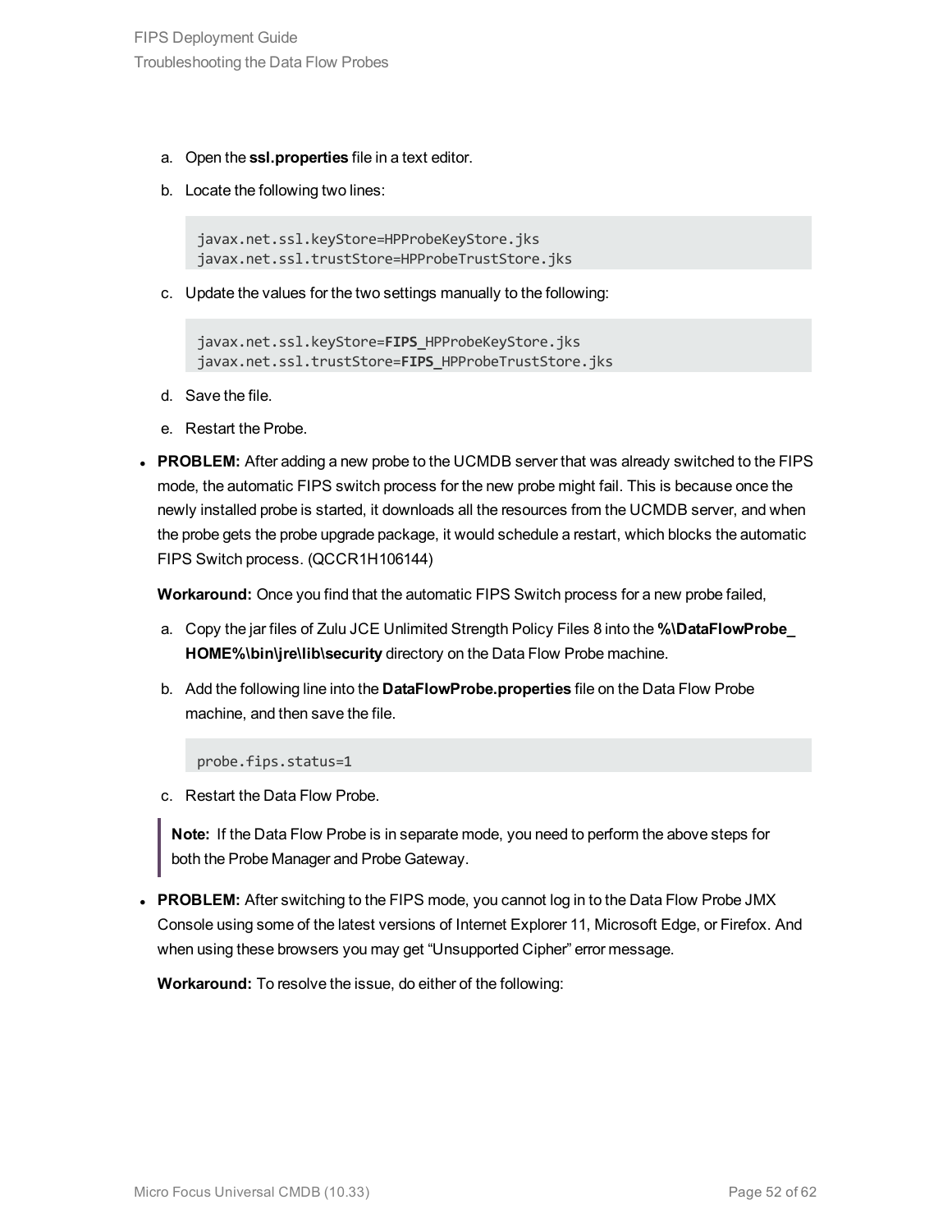a. Open the **ssl.properties** file in a text editor.

b. Locate the following two lines:

```
javax.net.ssl.keyStore=HPProbeKeyStore.jks
javax.net.ssl.trustStore=HPProbeTrustStore.jks
```

c. Update the values for the two settings manually to the following:

```
javax.net.ssl.keyStore=FIPS_HPProbeKeyStore.jks
javax.net.ssl.trustStore=FIPS_HPProbeTrustStore.jks
```

d. Save the file.

e. Restart the Probe.

- **PROBLEM:** After adding a new probe to the UCMDB server that was already switched to the FIPS mode, the automatic FIPS switch process for the new probe might fail. This is because once the newly installed probe is started, it downloads all the resources from the UCMDB server, and when the probe gets the probe upgrade package, it would schedule a restart, which blocks the automatic FIPS Switch process. (QCCR1H106144)

  **Workaround:** Once you find that the automatic FIPS Switch process for a new probe failed,

  a. Copy the jar files of Zulu JCE Unlimited Strength Policy Files 8 into the **%\DataFlowProbe_HOME%\bin\jre\lib\security** directory on the Data Flow Probe machine.

  b. Add the following line into the **DataFlowProbe.properties** file on the Data Flow Probe machine, and then save the file.

  ```
  probe.fips.status=1
  ```

  c. Restart the Data Flow Probe.

  > **Note:** If the Data Flow Probe is in separate mode, you need to perform the above steps for both the Probe Manager and Probe Gateway.

- **PROBLEM:** After switching to the FIPS mode, you cannot log in to the Data Flow Probe JMX Console using some of the latest versions of Internet Explorer 11, Microsoft Edge, or Firefox. And when using these browsers you may get "Unsupported Cipher" error message.

  **Workaround:** To resolve the issue, do either of the following: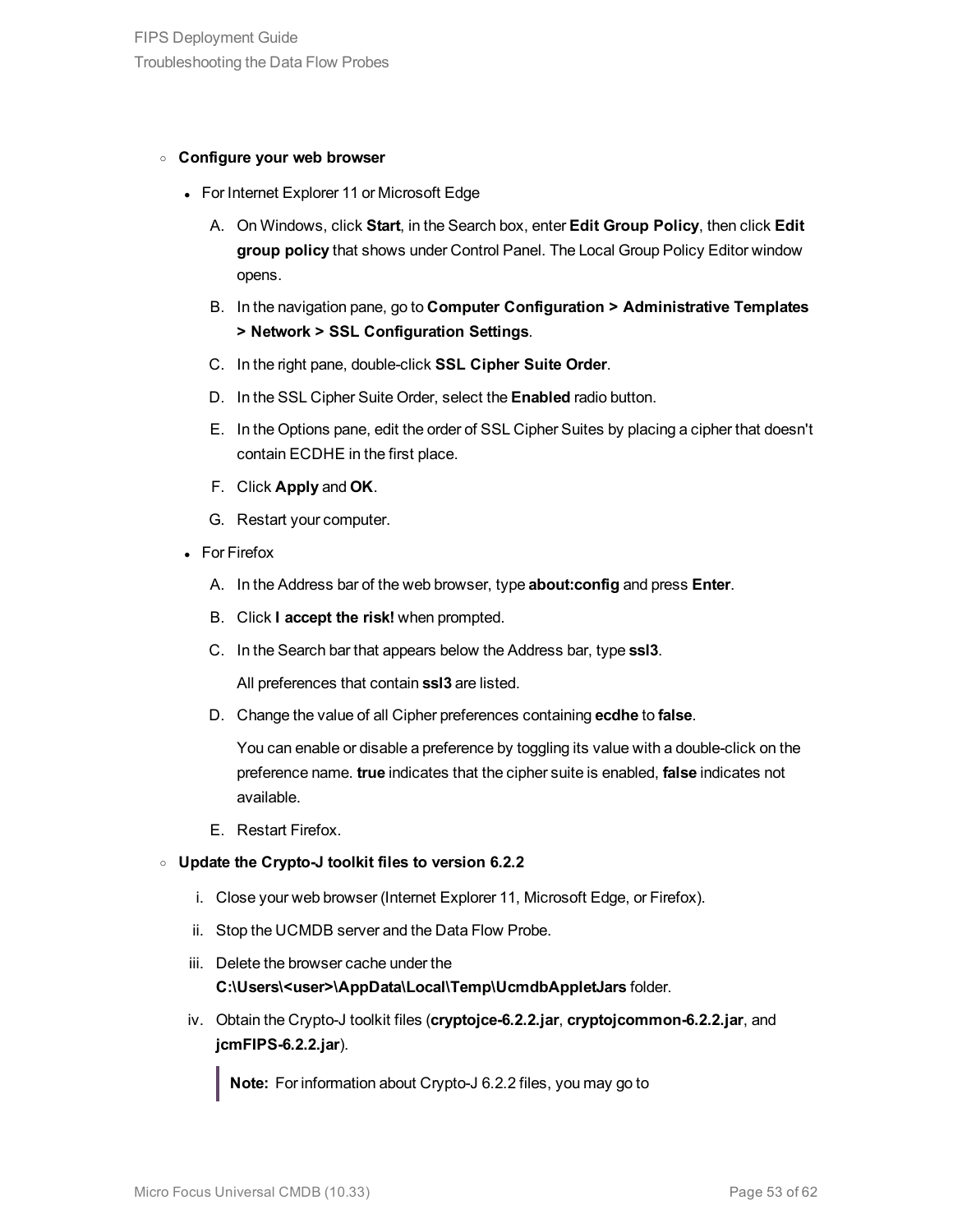- **Configure your web browser**

  - For Internet Explorer 11 or Microsoft Edge

    A. On Windows, click **Start**, in the Search box, enter **Edit Group Policy**, then click **Edit group policy** that shows under Control Panel. The Local Group Policy Editor window opens.

    B. In the navigation pane, go to **Computer Configuration > Administrative Templates > Network > SSL Configuration Settings**.

    C. In the right pane, double-click **SSL Cipher Suite Order**.

    D. In the SSL Cipher Suite Order, select the **Enabled** radio button.

    E. In the Options pane, edit the order of SSL Cipher Suites by placing a cipher that doesn't contain ECDHE in the first place.

    F. Click **Apply** and **OK**.

    G. Restart your computer.

  - For Firefox

    A. In the Address bar of the web browser, type **about:config** and press **Enter**.

    B. Click **I accept the risk!** when prompted.

    C. In the Search bar that appears below the Address bar, type **ssl3**.

       All preferences that contain **ssl3** are listed.

    D. Change the value of all Cipher preferences containing **ecdhe** to **false**.

       You can enable or disable a preference by toggling its value with a double-click on the preference name. **true** indicates that the cipher suite is enabled, **false** indicates not available.

    E. Restart Firefox.

- **Update the Crypto-J toolkit files to version 6.2.2**

  i. Close your web browser (Internet Explorer 11, Microsoft Edge, or Firefox).

  ii. Stop the UCMDB server and the Data Flow Probe.

  iii. Delete the browser cache under the **C:\Users\<user>\AppData\Local\Temp\UcmdbAppletJars** folder.

  iv. Obtain the Crypto-J toolkit files (**cryptojce-6.2.2.jar**, **cryptojcommon-6.2.2.jar**, and **jcmFIPS-6.2.2.jar**).

  > **Note:** For information about Crypto-J 6.2.2 files, you may go to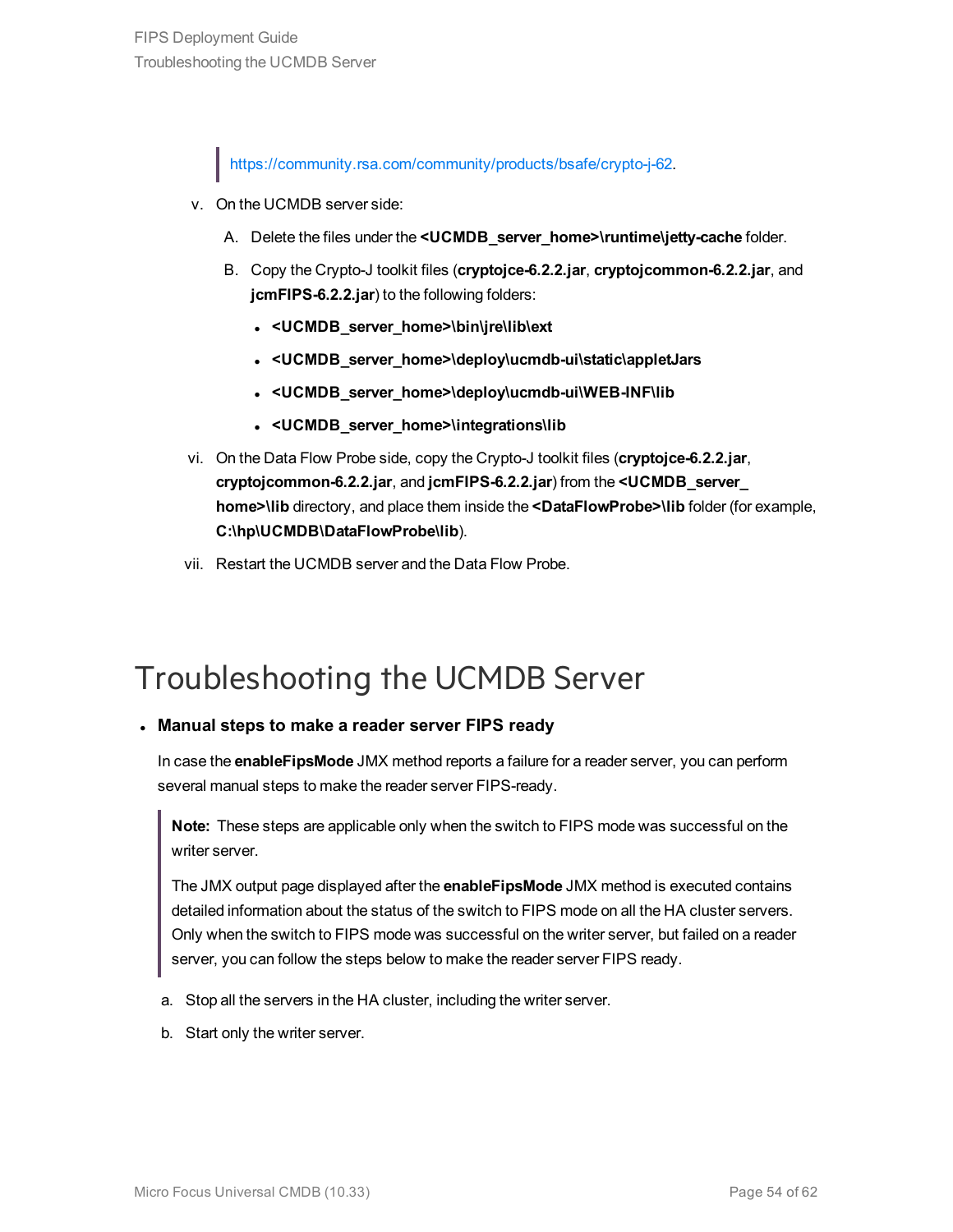> https://community.rsa.com/community/products/bsafe/crypto-j-62.

v. On the UCMDB server side:

   A. Delete the files under the **<UCMDB_server_home>\runtime\jetty-cache** folder.

   B. Copy the Crypto-J toolkit files (**cryptojce-6.2.2.jar**, **cryptojcommon-6.2.2.jar**, and **jcmFIPS-6.2.2.jar**) to the following folders:

   - **<UCMDB_server_home>\bin\jre\lib\ext**
   - **<UCMDB_server_home>\deploy\ucmdb-ui\static\appletJars**
   - **<UCMDB_server_home>\deploy\ucmdb-ui\WEB-INF\lib**
   - **<UCMDB_server_home>\integrations\lib**

vi. On the Data Flow Probe side, copy the Crypto-J toolkit files (**cryptojce-6.2.2.jar**, **cryptojcommon-6.2.2.jar**, and **jcmFIPS-6.2.2.jar**) from the **<UCMDB_server_home>\lib** directory, and place them inside the **<DataFlowProbe>\lib** folder (for example, **C:\hp\UCMDB\DataFlowProbe\lib**).

vii. Restart the UCMDB server and the Data Flow Probe.

# Troubleshooting the UCMDB Server

- **Manual steps to make a reader server FIPS ready**

  In case the **enableFipsMode** JMX method reports a failure for a reader server, you can perform several manual steps to make the reader server FIPS-ready.

  > **Note:** These steps are applicable only when the switch to FIPS mode was successful on the writer server.
  >
  > The JMX output page displayed after the **enableFipsMode** JMX method is executed contains detailed information about the status of the switch to FIPS mode on all the HA cluster servers. Only when the switch to FIPS mode was successful on the writer server, but failed on a reader server, you can follow the steps below to make the reader server FIPS ready.

  a. Stop all the servers in the HA cluster, including the writer server.

  b. Start only the writer server.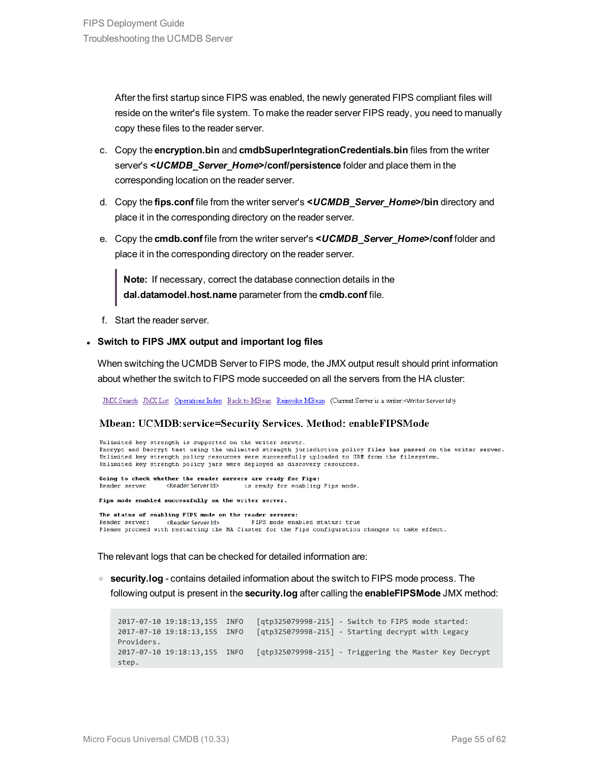After the first startup since FIPS was enabled, the newly generated FIPS compliant files will reside on the writer's file system. To make the reader server FIPS ready, you need to manually copy these files to the reader server.

c. Copy the **encryption.bin** and **cmdbSuperIntegrationCredentials.bin** files from the writer server's ***<UCMDB_Server_Home>*/conf/persistence** folder and place them in the corresponding location on the reader server.

d. Copy the **fips.conf** file from the writer server's ***<UCMDB_Server_Home>*/bin** directory and place it in the corresponding directory on the reader server.

e. Copy the **cmdb.conf** file from the writer server's ***<UCMDB_Server_Home>*/conf** folder and place it in the corresponding directory on the reader server.

> **Note:** If necessary, correct the database connection details in the **dal.datamodel.host.name** parameter from the **cmdb.conf** file.

f. Start the reader server.

- **Switch to FIPS JMX output and important log files**

  When switching the UCMDB Server to FIPS mode, the JMX output result should print information about whether the switch to FIPS mode succeeded on all the servers from the HA cluster:

  ```
  JMX Search  JMX List  Operations Index  Back to MBean  Reinvoke MBean  (Current Server is a writer:<Writer Server Id>)

  Mbean: UCMDB:service=Security Services. Method: enableFIPSMode

  Unlimited key strength is supported on the writer server.
  Encrypt and Decrypt test using the unlimited strength jurisdiction policy files has passed on the writer server.
  Unlimited key strength policy resources were successfully uploaded to URM from the filesystem.
  Unlimited key strength policy jars were deployed as discovery resources.

  Going to check whether the reader servers are ready for Fips:
  Reader server      <Reader Server Id>       is ready for enabling Fips mode.

  Fips mode enabled successfully on the writer server.

  The status of enabling FIPS mode on the reader servers:
  Reader server:     <Reader Server Id>         FIPS mode enabled status: true
  Please proceed with restarting the HA Cluster for the Fips configuration changes to take effect.
  ```

  The relevant logs that can be checked for detailed information are:

  - **security.log** - contains detailed information about the switch to FIPS mode process. The following output is present in the **security.log** after calling the **enableFIPSMode** JMX method:

    ```
    2017-07-10 19:18:13,155  INFO   [qtp325079998-215] - Switch to FIPS mode started:
    2017-07-10 19:18:13,155  INFO   [qtp325079998-215] - Starting decrypt with Legacy
    Providers.
    2017-07-10 19:18:13,155  INFO   [qtp325079998-215] - Triggering the Master Key Decrypt
    step.
    ```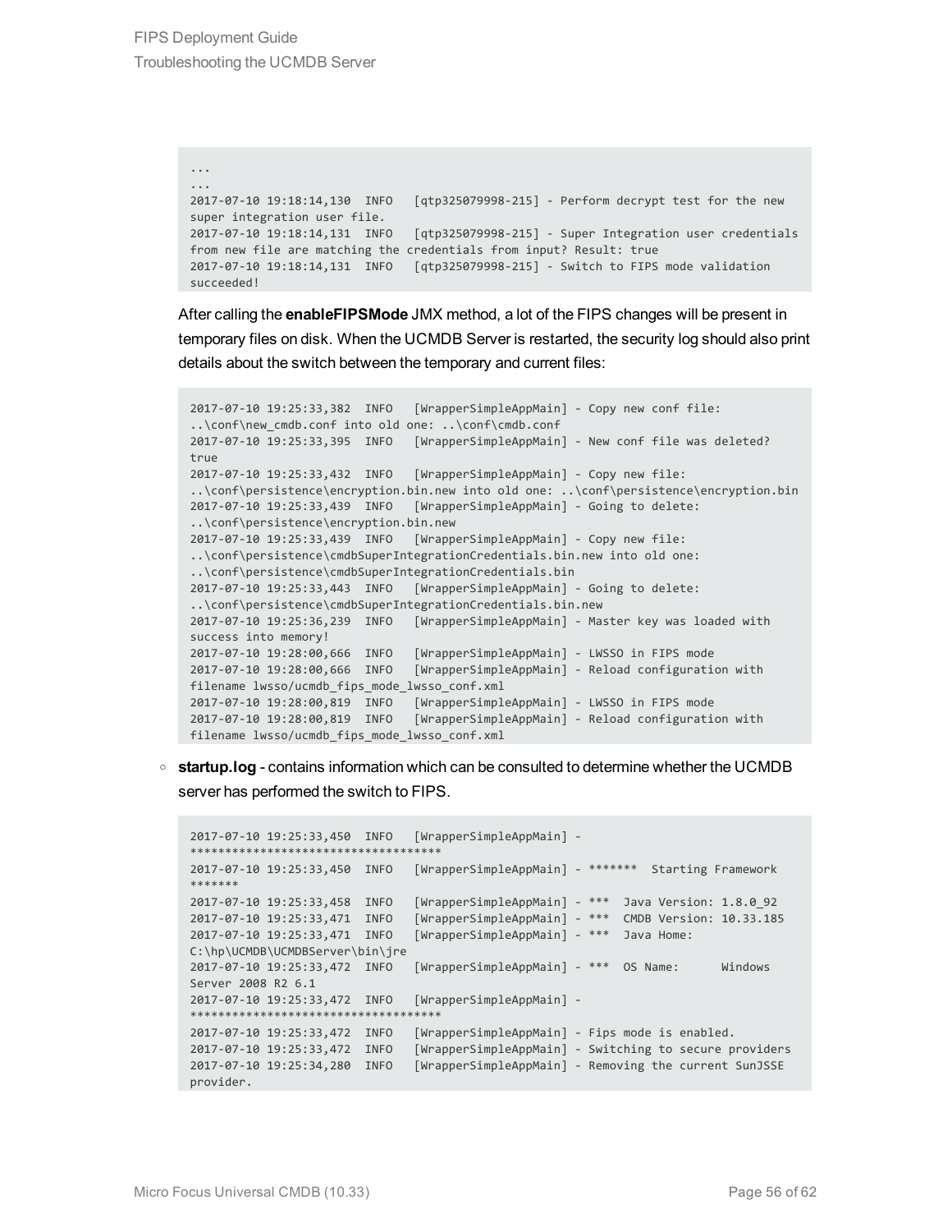```
...
...
2017-07-10 19:18:14,130  INFO   [qtp325079998-215] - Perform decrypt test for the new
super integration user file.
2017-07-10 19:18:14,131  INFO   [qtp325079998-215] - Super Integration user credentials
from new file are matching the credentials from input? Result: true
2017-07-10 19:18:14,131  INFO   [qtp325079998-215] - Switch to FIPS mode validation
succeeded!
```

After calling the **enableFIPSMode** JMX method, a lot of the FIPS changes will be present in temporary files on disk. When the UCMDB Server is restarted, the security log should also print details about the switch between the temporary and current files:

```
2017-07-10 19:25:33,382  INFO   [WrapperSimpleAppMain] - Copy new conf file:
..\conf\new_cmdb.conf into old one: ..\conf\cmdb.conf
2017-07-10 19:25:33,395  INFO   [WrapperSimpleAppMain] - New conf file was deleted?
true
2017-07-10 19:25:33,432  INFO   [WrapperSimpleAppMain] - Copy new file:
..\conf\persistence\encryption.bin.new into old one: ..\conf\persistence\encryption.bin
2017-07-10 19:25:33,439  INFO   [WrapperSimpleAppMain] - Going to delete:
..\conf\persistence\encryption.bin.new
2017-07-10 19:25:33,439  INFO   [WrapperSimpleAppMain] - Copy new file:
..\conf\persistence\cmdbSuperIntegrationCredentials.bin.new into old one:
..\conf\persistence\cmdbSuperIntegrationCredentials.bin
2017-07-10 19:25:33,443  INFO   [WrapperSimpleAppMain] - Going to delete:
..\conf\persistence\cmdbSuperIntegrationCredentials.bin.new
2017-07-10 19:25:36,239  INFO   [WrapperSimpleAppMain] - Master key was loaded with
success into memory!
2017-07-10 19:28:00,666  INFO   [WrapperSimpleAppMain] - LWSSO in FIPS mode
2017-07-10 19:28:00,666  INFO   [WrapperSimpleAppMain] - Reload configuration with
filename lwsso/ucmdb_fips_mode_lwsso_conf.xml
2017-07-10 19:28:00,819  INFO   [WrapperSimpleAppMain] - LWSSO in FIPS mode
2017-07-10 19:28:00,819  INFO   [WrapperSimpleAppMain] - Reload configuration with
filename lwsso/ucmdb_fips_mode_lwsso_conf.xml
```

- **startup.log** - contains information which can be consulted to determine whether the UCMDB server has performed the switch to FIPS.

```
2017-07-10 19:25:33,450  INFO   [WrapperSimpleAppMain] -
************************************
2017-07-10 19:25:33,450  INFO   [WrapperSimpleAppMain] - *******  Starting Framework
*******
2017-07-10 19:25:33,458  INFO   [WrapperSimpleAppMain] - ***  Java Version: 1.8.0_92
2017-07-10 19:25:33,471  INFO   [WrapperSimpleAppMain] - ***  CMDB Version: 10.33.185
2017-07-10 19:25:33,471  INFO   [WrapperSimpleAppMain] - ***  Java Home:
C:\hp\UCMDB\UCMDBServer\bin\jre
2017-07-10 19:25:33,472  INFO   [WrapperSimpleAppMain] - ***  OS Name:      Windows
Server 2008 R2 6.1
2017-07-10 19:25:33,472  INFO   [WrapperSimpleAppMain] -
************************************
2017-07-10 19:25:33,472  INFO   [WrapperSimpleAppMain] - Fips mode is enabled.
2017-07-10 19:25:33,472  INFO   [WrapperSimpleAppMain] - Switching to secure providers
2017-07-10 19:25:34,280  INFO   [WrapperSimpleAppMain] - Removing the current SunJSSE
provider.
```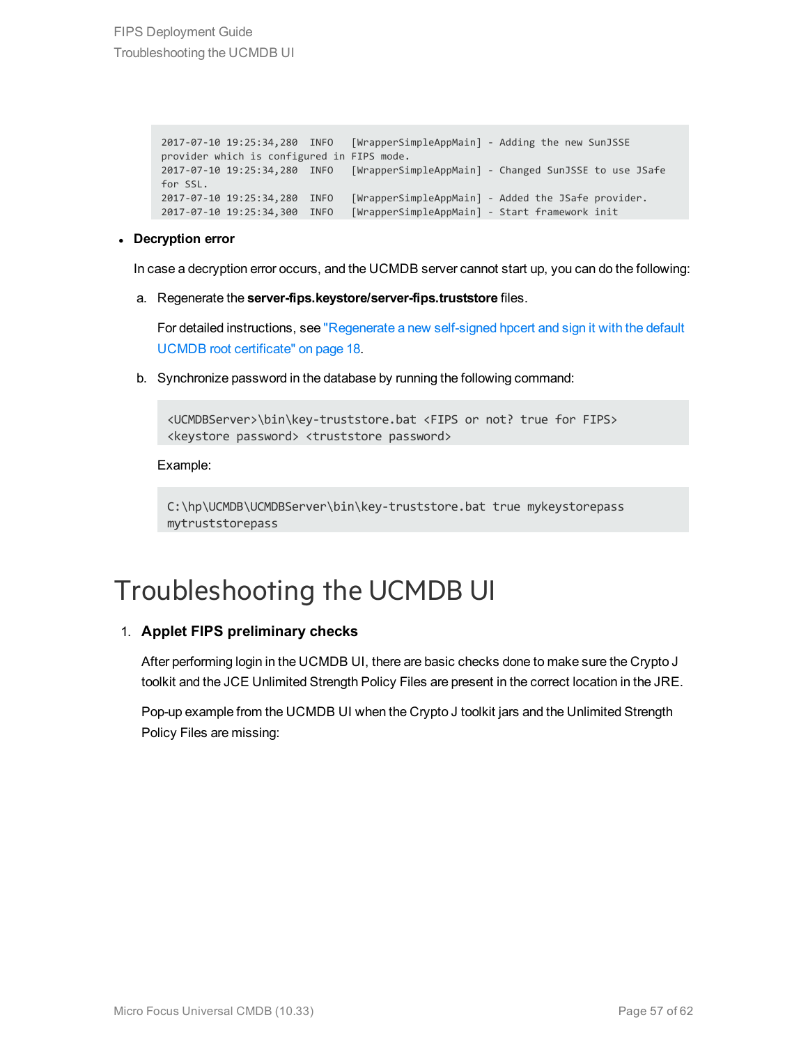```
2017-07-10 19:25:34,280  INFO   [WrapperSimpleAppMain] - Adding the new SunJSSE
provider which is configured in FIPS mode.
2017-07-10 19:25:34,280  INFO   [WrapperSimpleAppMain] - Changed SunJSSE to use JSafe
for SSL.
2017-07-10 19:25:34,280  INFO   [WrapperSimpleAppMain] - Added the JSafe provider.
2017-07-10 19:25:34,300  INFO   [WrapperSimpleAppMain] - Start framework init
```

- **Decryption error**

  In case a decryption error occurs, and the UCMDB server cannot start up, you can do the following:

  a. Regenerate the **server-fips.keystore/server-fips.truststore** files.

     For detailed instructions, see "Regenerate a new self-signed hpcert and sign it with the default UCMDB root certificate" on page 18.

  b. Synchronize password in the database by running the following command:

     ```
     <UCMDBServer>\bin\key-truststore.bat <FIPS or not? true for FIPS>
     <keystore password> <truststore password>
     ```

     Example:

     ```
     C:\hp\UCMDB\UCMDBServer\bin\key-truststore.bat true mykeystorepass
     mytruststorepass
     ```

# Troubleshooting the UCMDB UI

1. **Applet FIPS preliminary checks**

   After performing login in the UCMDB UI, there are basic checks done to make sure the Crypto J toolkit and the JCE Unlimited Strength Policy Files are present in the correct location in the JRE.

   Pop-up example from the UCMDB UI when the Crypto J toolkit jars and the Unlimited Strength Policy Files are missing: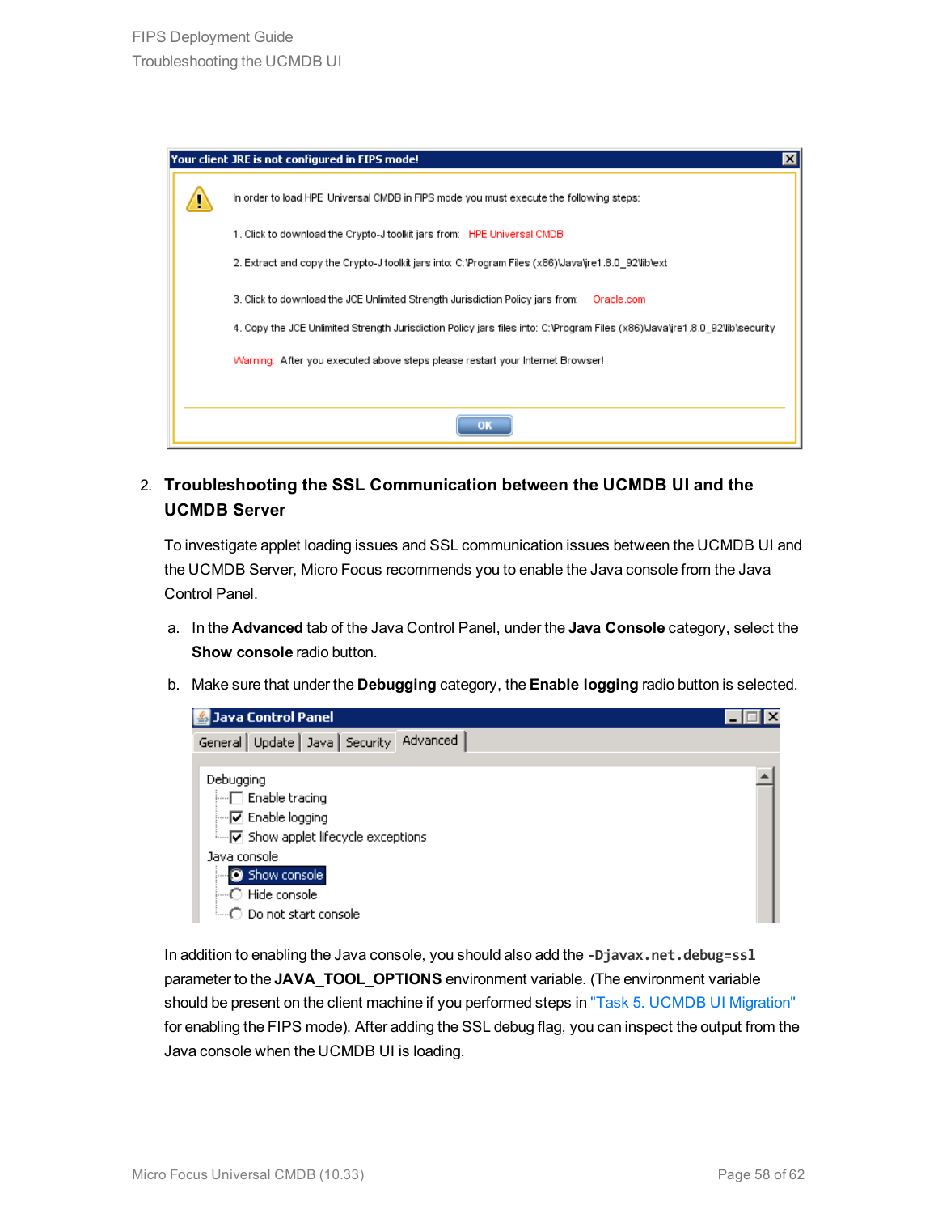Your client JRE is not configured in FIPS mode!

In order to load HPE Universal CMDB in FIPS mode you must execute the following steps:

1. Click to download the Crypto-J toolkit jars from: HPE Universal CMDB
2. Extract and copy the Crypto-J toolkit jars into: C:\Program Files (x86)\Java\jre1.8.0_92\lib\ext
3. Click to download the JCE Unlimited Strength Jurisdiction Policy jars from: Oracle.com
4. Copy the JCE Unlimited Strength Jurisdiction Policy jars files into: C:\Program Files (x86)\Java\jre1.8.0_92\lib\security

Warning: After you executed above steps please restart your Internet Browser!

OK

2. **Troubleshooting the SSL Communication between the UCMDB UI and the UCMDB Server**

   To investigate applet loading issues and SSL communication issues between the UCMDB UI and the UCMDB Server, Micro Focus recommends you to enable the Java console from the Java Control Panel.

   a. In the **Advanced** tab of the Java Control Panel, under the **Java Console** category, select the **Show console** radio button.

   b. Make sure that under the **Debugging** category, the **Enable logging** radio button is selected.

   Java Control Panel

   General | Update | Java | Security | Advanced

   Debugging
   - [ ] Enable tracing
   - [x] Enable logging
   - [x] Show applet lifecycle exceptions

   Java console
   - (•) Show console
   - ( ) Hide console
   - ( ) Do not start console

   In addition to enabling the Java console, you should also add the `-Djavax.net.debug=ssl` parameter to the **JAVA_TOOL_OPTIONS** environment variable. (The environment variable should be present on the client machine if you performed steps in "Task 5. UCMDB UI Migration" for enabling the FIPS mode). After adding the SSL debug flag, you can inspect the output from the Java console when the UCMDB UI is loading.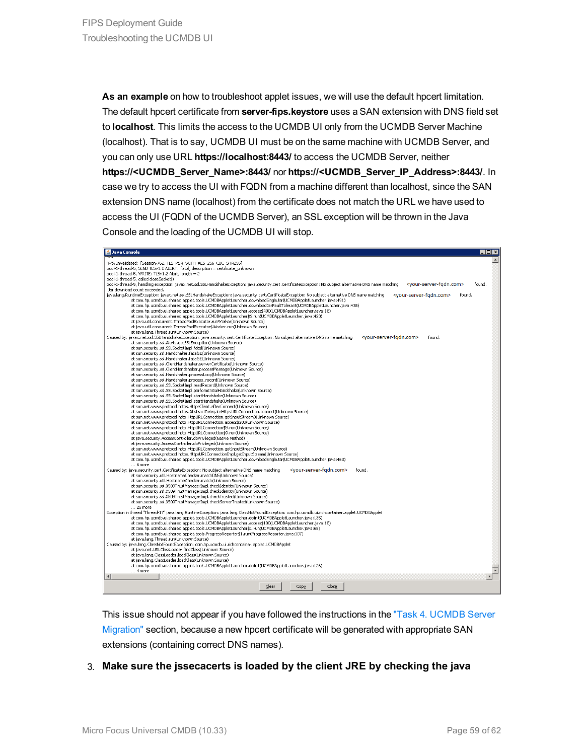**As an example** on how to troubleshoot applet issues, we will use the default hpcert limitation. The default hpcert certificate from **server-fips.keystore** uses a SAN extension with DNS field set to **localhost**. This limits the access to the UCMDB UI only from the UCMDB Server Machine (localhost). That is to say, UCMDB UI must be on the same machine with UCMDB Server, and you can only use URL **https://localhost:8443/** to access the UCMDB Server, neither **https://<UCMDB_Server_Name>:8443/** nor **https://<UCMDB_Server_IP_Address>:8443/**. In case we try to access the UI with FQDN from a machine different than localhost, since the SAN extension DNS name (localhost) from the certificate does not match the URL we have used to access the UI (FQDN of the UCMDB Server), an SSL exception will be thrown in the Java Console and the loading of the UCMDB UI will stop.

```
Java Console

***
%% Invalidated:  [Session-762, TLS_RSA_WITH_AES_256_CBC_SHA256]
pool-1-thread-5, SEND TLSv1.2 ALERT:  fatal, description = certificate_unknown
pool-1-thread-5, WRITE: TLSv1.2 Alert, length = 2
pool-1-thread-5, called closeSocket()
pool-1-thread-5, handling exception: javax.net.ssl.SSLHandshakeException: java.security.cert.CertificateException: No subject alternative DNS name matching    <your-server-fqdn.com>    found.
Jar download count exceeded.
java.lang.RuntimeException: javax.net.ssl.SSLHandshakeException: java.security.cert.CertificateException: No subject alternative DNS name matching    <your-server-fqdn.com>    found.
	at com.hp.ucmdb.ui.shared.applet.tools.UCMDBAppletLauncher.downloadSingleJar(UCMDBAppletLauncher.java:491)
	at com.hp.ucmdb.ui.shared.applet.tools.UCMDBAppletLauncher.downloadJarFaultTolerant(UCMDBAppletLauncher.java:438)
	at com.hp.ucmdb.ui.shared.applet.tools.UCMDBAppletLauncher.access$400(UCMDBAppletLauncher.java:18)
	at com.hp.ucmdb.ui.shared.applet.tools.UCMDBAppletLauncher$6.run(UCMDBAppletLauncher.java:423)
	at java.util.concurrent.ThreadPoolExecutor.runWorker(Unknown Source)
	at java.util.concurrent.ThreadPoolExecutor$Worker.run(Unknown Source)
	at java.lang.Thread.run(Unknown Source)
Caused by: javax.net.ssl.SSLHandshakeException: java.security.cert.CertificateException: No subject alternative DNS name matching    <your-server-fqdn.com>    found.
	at sun.security.ssl.Alerts.getSSLException(Unknown Source)
	at sun.security.ssl.SSLSocketImpl.fatal(Unknown Source)
	at sun.security.ssl.Handshaker.fatalSE(Unknown Source)
	at sun.security.ssl.Handshaker.fatalSE(Unknown Source)
	at sun.security.ssl.ClientHandshaker.serverCertificate(Unknown Source)
	at sun.security.ssl.ClientHandshaker.processMessage(Unknown Source)
	at sun.security.ssl.Handshaker.processLoop(Unknown Source)
	at sun.security.ssl.Handshaker.process_record(Unknown Source)
	at sun.security.ssl.SSLSocketImpl.readRecord(Unknown Source)
	at sun.security.ssl.SSLSocketImpl.performInitialHandshake(Unknown Source)
	at sun.security.ssl.SSLSocketImpl.startHandshake(Unknown Source)
	at sun.security.ssl.SSLSocketImpl.startHandshake(Unknown Source)
	at sun.net.www.protocol.https.HttpsClient.afterConnect(Unknown Source)
	at sun.net.www.protocol.https.AbstractDelegateHttpsURLConnection.connect(Unknown Source)
	at sun.net.www.protocol.http.HttpURLConnection.getInputStream0(Unknown Source)
	at sun.net.www.protocol.http.HttpURLConnection.access$200(Unknown Source)
	at sun.net.www.protocol.http.HttpURLConnection$9.run(Unknown Source)
	at sun.net.www.protocol.http.HttpURLConnection$9.run(Unknown Source)
	at java.security.AccessController.doPrivileged(Native Method)
	at java.security.AccessController.doPrivileged(Unknown Source)
	at sun.net.www.protocol.http.HttpURLConnection.getInputStream(Unknown Source)
	at sun.net.www.protocol.https.HttpsURLConnectionImpl.getInputStream(Unknown Source)
	at com.hp.ucmdb.ui.shared.applet.tools.UCMDBAppletLauncher.downloadSingleJar(UCMDBAppletLauncher.java:463)
	... 6 more
Caused by: java.security.cert.CertificateException: No subject alternative DNS name matching    <your-server-fqdn.com>    found.
	at sun.security.util.HostnameChecker.matchDNS(Unknown Source)
	at sun.security.util.HostnameChecker.match(Unknown Source)
	at sun.security.ssl.X509TrustManagerImpl.checkIdentity(Unknown Source)
	at sun.security.ssl.X509TrustManagerImpl.checkIdentity(Unknown Source)
	at sun.security.ssl.X509TrustManagerImpl.checkTrusted(Unknown Source)
	at sun.security.ssl.X509TrustManagerImpl.checkServerTrusted(Unknown Source)
	... 25 more
Exception in thread "Thread-17" java.lang.RuntimeException: java.lang.ClassNotFoundException: com.hp.ucmdb.ui.richcontainer.applet.UCMDBApplet
	at com.hp.ucmdb.ui.shared.applet.tools.UCMDBAppletLauncher.doInit(UCMDBAppletLauncher.java:135)
	at com.hp.ucmdb.ui.shared.applet.tools.UCMDBAppletLauncher.access$100(UCMDBAppletLauncher.java:18)
	at com.hp.ucmdb.ui.shared.applet.tools.UCMDBAppletLauncher$1.run(UCMDBAppletLauncher.java:68)
	at com.hp.ucmdb.ui.shared.applet.tools.ProgressReporter$1.run(ProgressReporter.java:107)
	at java.lang.Thread.run(Unknown Source)
Caused by: java.lang.ClassNotFoundException: com.hp.ucmdb.ui.richcontainer.applet.UCMDBApplet
	at java.net.URLClassLoader.findClass(Unknown Source)
	at java.lang.ClassLoader.loadClass(Unknown Source)
	at java.lang.ClassLoader.loadClass(Unknown Source)
	at com.hp.ucmdb.ui.shared.applet.tools.UCMDBAppletLauncher.doInit(UCMDBAppletLauncher.java:126)
	... 4 more

Clear    Copy    Close
```

This issue should not appear if you have followed the instructions in the "Task 4. UCMDB Server Migration" section, because a new hpcert certificate will be generated with appropriate SAN extensions (containing correct DNS names).

3. **Make sure the jssecacerts is loaded by the client JRE by checking the java**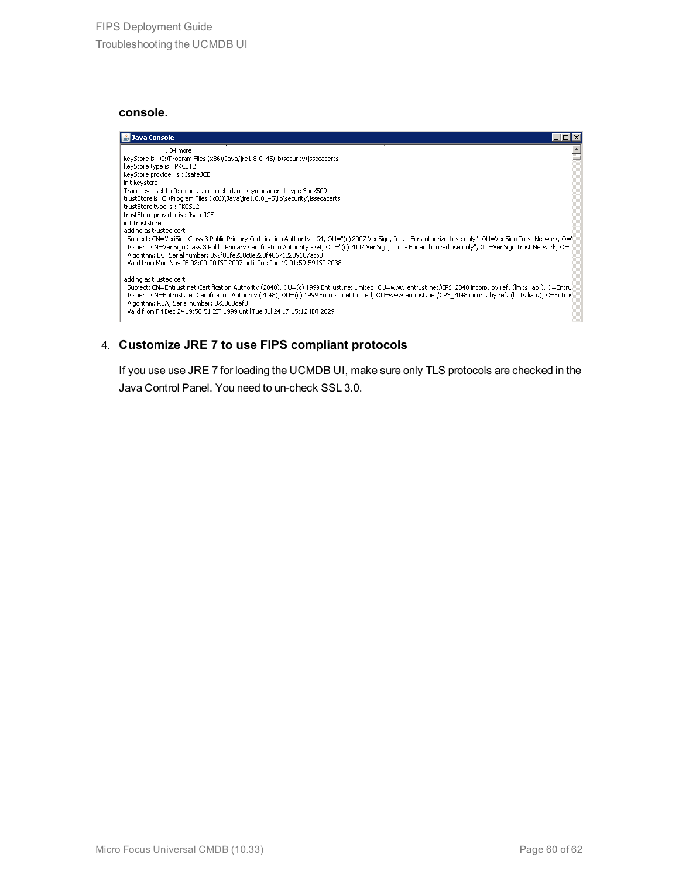**console.**

```
Java Console
        ... 34 more
keyStore is : C:/Program Files (x86)/Java/jre1.8.0_45/lib/security/jssecacerts
keyStore type is : PKCS12
keyStore provider is : JsafeJCE
init keystore
Trace level set to 0: none ... completed.init keymanager of type SunX509
trustStore is: C:\Program Files (x86)\Java\jre1.8.0_45\lib\security\jssecacerts
trustStore type is : PKCS12
trustStore provider is : JsafeJCE
init truststore
adding as trusted cert:
  Subject: CN=VeriSign Class 3 Public Primary Certification Authority - G4, OU="(c) 2007 VeriSign, Inc. - For authorized use only", OU=VeriSign Trust Network, O="
  Issuer:  CN=VeriSign Class 3 Public Primary Certification Authority - G4, OU="(c) 2007 VeriSign, Inc. - For authorized use only", OU=VeriSign Trust Network, O="
  Algorithm: EC; Serial number: 0x2f80fe238c0e220f486712289187acb3
  Valid from Mon Nov 05 02:00:00 IST 2007 until Tue Jan 19 01:59:59 IST 2038

adding as trusted cert:
  Subject: CN=Entrust.net Certification Authority (2048), OU=(c) 1999 Entrust.net Limited, OU=www.entrust.net/CPS_2048 incorp. by ref. (limits liab.), O=Entru
  Issuer:  CN=Entrust.net Certification Authority (2048), OU=(c) 1999 Entrust.net Limited, OU=www.entrust.net/CPS_2048 incorp. by ref. (limits liab.), O=Entrus
  Algorithm: RSA; Serial number: 0x3863def8
  Valid from Fri Dec 24 19:50:51 IST 1999 until Tue Jul 24 17:15:12 IDT 2029
```

4. **Customize JRE 7 to use FIPS compliant protocols**

   If you use use JRE 7 for loading the UCMDB UI, make sure only TLS protocols are checked in the Java Control Panel. You need to un-check SSL 3.0.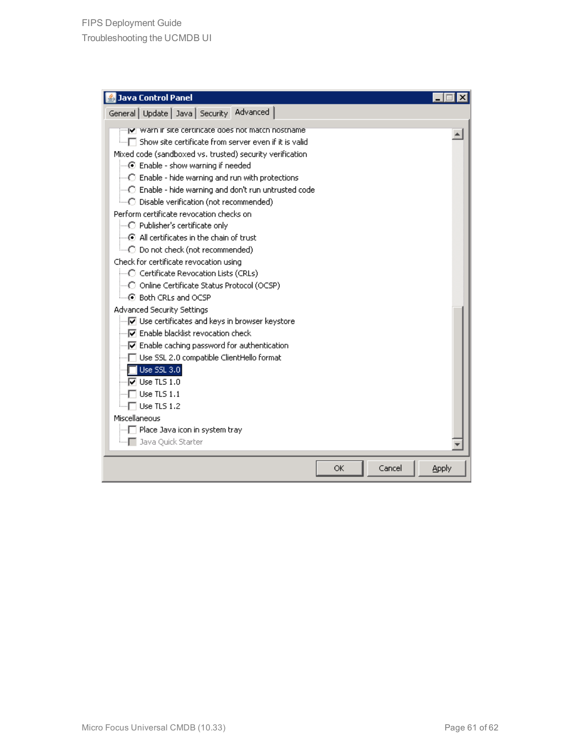**Java Control Panel**

General | Update | Java | Security | Advanced

- [x] Warn if site certificate does not match hostname
- [ ] Show site certificate from server even if it is valid

Mixed code (sandboxed vs. trusted) security verification

- (•) Enable - show warning if needed
- ( ) Enable - hide warning and run with protections
- ( ) Enable - hide warning and don't run untrusted code
- ( ) Disable verification (not recommended)

Perform certificate revocation checks on

- ( ) Publisher's certificate only
- (•) All certificates in the chain of trust
- ( ) Do not check (not recommended)

Check for certificate revocation using

- ( ) Certificate Revocation Lists (CRLs)
- ( ) Online Certificate Status Protocol (OCSP)
- (•) Both CRLs and OCSP

Advanced Security Settings

- [x] Use certificates and keys in browser keystore
- [x] Enable blacklist revocation check
- [x] Enable caching password for authentication
- [ ] Use SSL 2.0 compatible ClientHello format
- [ ] Use SSL 3.0
- [x] Use TLS 1.0
- [ ] Use TLS 1.1
- [ ] Use TLS 1.2

Miscellaneous

- [ ] Place Java icon in system tray
- [ ] Java Quick Starter

OK | Cancel | Apply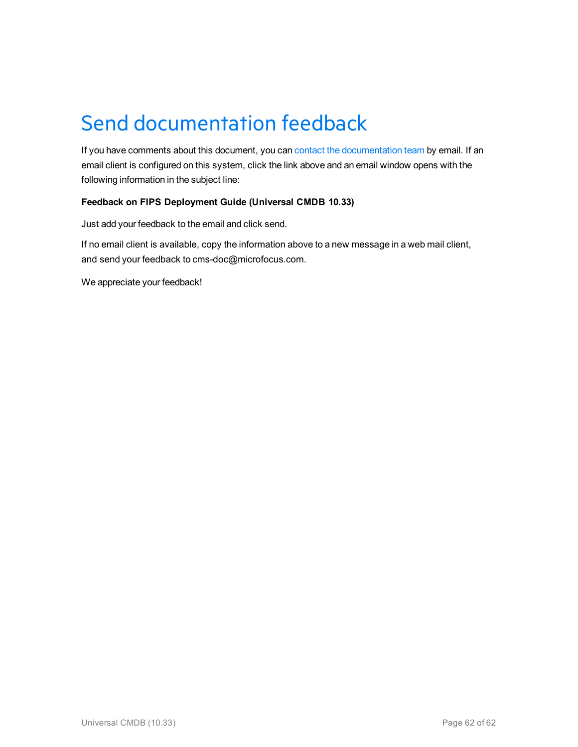# Send documentation feedback

If you have comments about this document, you can contact the documentation team by email. If an email client is configured on this system, click the link above and an email window opens with the following information in the subject line:

**Feedback on FIPS Deployment Guide (Universal CMDB 10.33)**

Just add your feedback to the email and click send.

If no email client is available, copy the information above to a new message in a web mail client, and send your feedback to cms-doc@microfocus.com.

We appreciate your feedback!